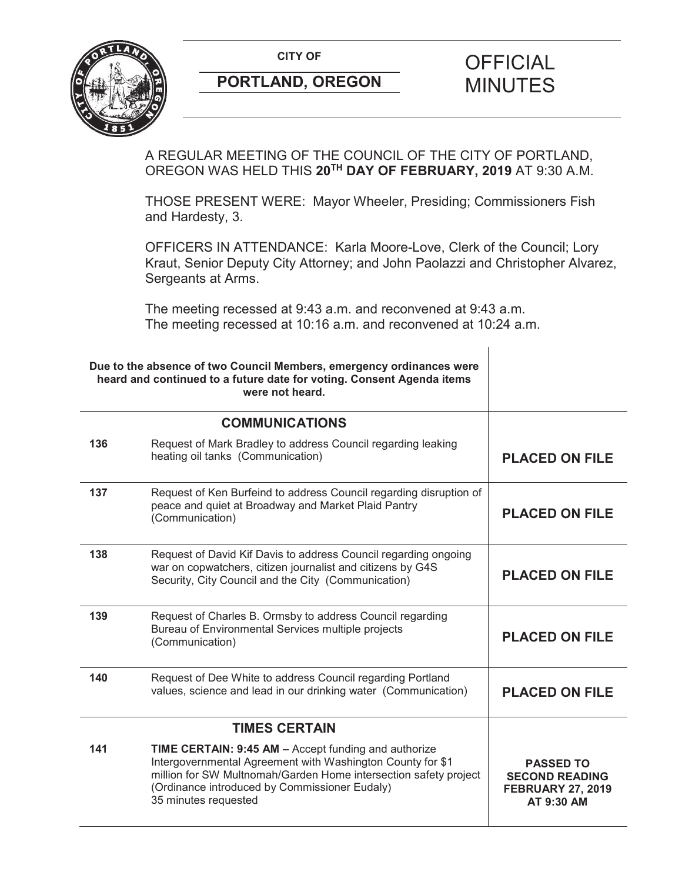**CITY OF**

**PORTLAND, OREGON**

# OFFICIAL MINUTES

A REGULAR MEETING OF THE COUNCIL OF THE CITY OF PORTLAND, OREGON WAS HELD THIS **20TH DAY OF FEBRUARY, 2019** AT 9:30 A.M.

THOSE PRESENT WERE: Mayor Wheeler, Presiding; Commissioners Fish and Hardesty, 3.

OFFICERS IN ATTENDANCE: Karla Moore-Love, Clerk of the Council; Lory Kraut, Senior Deputy City Attorney; and John Paolazzi and Christopher Alvarez, Sergeants at Arms.

The meeting recessed at 9:43 a.m. and reconvened at 9:43 a.m.
The meeting recessed at 10:16 a.m. and reconvened at 10:24 a.m.

| **Due to the absence of two Council Members, emergency ordinances were heard and continued to a future date for voting. Consent Agenda items were not heard.** | | |
|---|---|---|
| | **COMMUNICATIONS** | |
| **136** | Request of Mark Bradley to address Council regarding leaking heating oil tanks (Communication) | **PLACED ON FILE** |
| **137** | Request of Ken Burfeind to address Council regarding disruption of peace and quiet at Broadway and Market Plaid Pantry (Communication) | **PLACED ON FILE** |
| **138** | Request of David Kif Davis to address Council regarding ongoing war on copwatchers, citizen journalist and citizens by G4S Security, City Council and the City (Communication) | **PLACED ON FILE** |
| **139** | Request of Charles B. Ormsby to address Council regarding Bureau of Environmental Services multiple projects (Communication) | **PLACED ON FILE** |
| **140** | Request of Dee White to address Council regarding Portland values, science and lead in our drinking water (Communication) | **PLACED ON FILE** |
| | **TIMES CERTAIN** | |
| **141** | **TIME CERTAIN: 9:45 AM –** Accept funding and authorize Intergovernmental Agreement with Washington County for $1 million for SW Multnomah/Garden Home intersection safety project (Ordinance introduced by Commissioner Eudaly) 35 minutes requested | **PASSED TO SECOND READING FEBRUARY 27, 2019 AT 9:30 AM** |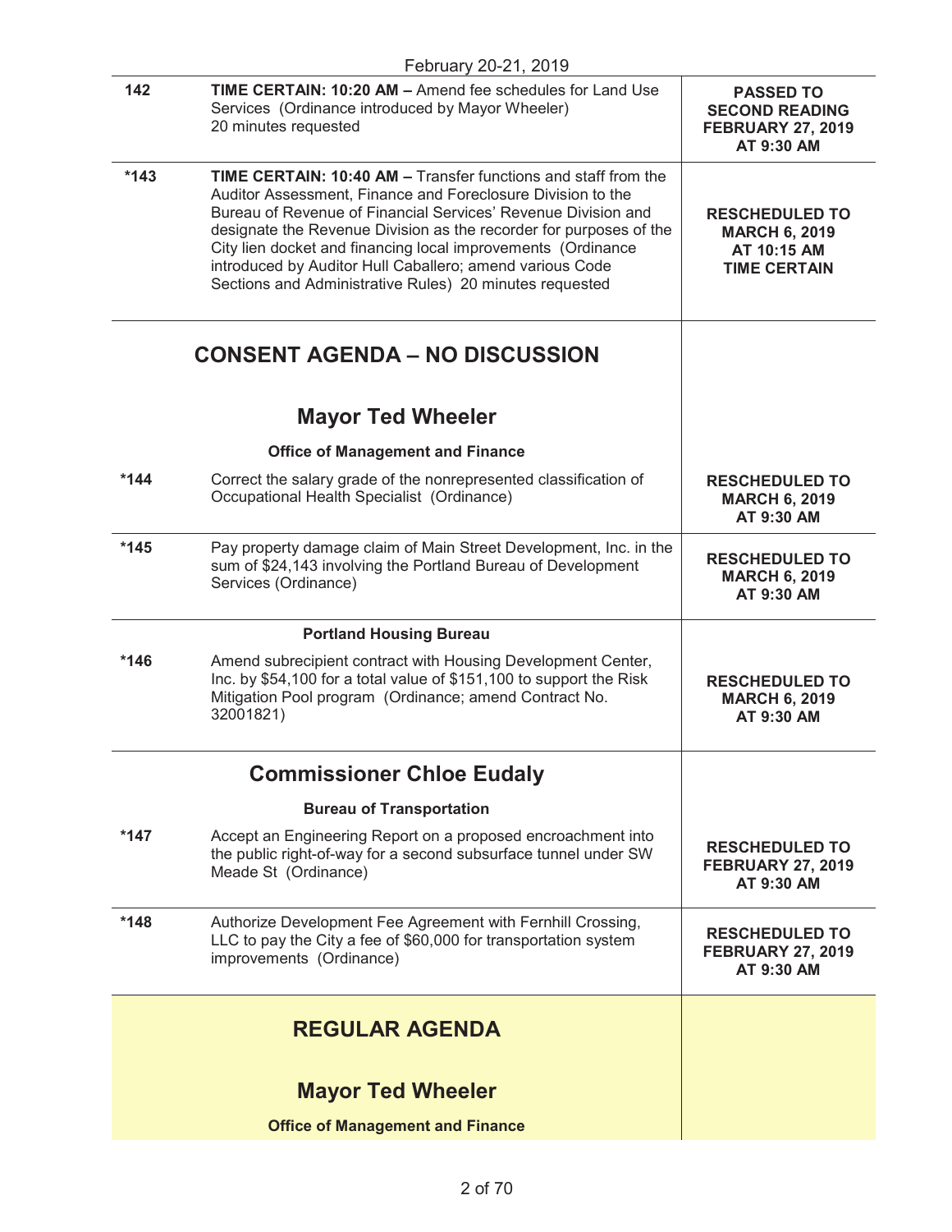February 20-21, 2019

| | | |
|---|---|---|
| 142 | **TIME CERTAIN: 10:20 AM –** Amend fee schedules for Land Use Services (Ordinance introduced by Mayor Wheeler) 20 minutes requested | **PASSED TO SECOND READING FEBRUARY 27, 2019 AT 9:30 AM** |
| *143 | **TIME CERTAIN: 10:40 AM –** Transfer functions and staff from the Auditor Assessment, Finance and Foreclosure Division to the Bureau of Revenue of Financial Services' Revenue Division and designate the Revenue Division as the recorder for purposes of the City lien docket and financing local improvements (Ordinance introduced by Auditor Hull Caballero; amend various Code Sections and Administrative Rules) 20 minutes requested | **RESCHEDULED TO MARCH 6, 2019 AT 10:15 AM TIME CERTAIN** |

## CONSENT AGENDA – NO DISCUSSION

### Mayor Ted Wheeler

**Office of Management and Finance**

| | | |
|---|---|---|
| *144 | Correct the salary grade of the nonrepresented classification of Occupational Health Specialist (Ordinance) | **RESCHEDULED TO MARCH 6, 2019 AT 9:30 AM** |
| *145 | Pay property damage claim of Main Street Development, Inc. in the sum of $24,143 involving the Portland Bureau of Development Services (Ordinance) | **RESCHEDULED TO MARCH 6, 2019 AT 9:30 AM** |

**Portland Housing Bureau**

| | | |
|---|---|---|
| *146 | Amend subrecipient contract with Housing Development Center, Inc. by $54,100 for a total value of $151,100 to support the Risk Mitigation Pool program (Ordinance; amend Contract No. 32001821) | **RESCHEDULED TO MARCH 6, 2019 AT 9:30 AM** |

### Commissioner Chloe Eudaly

**Bureau of Transportation**

| | | |
|---|---|---|
| *147 | Accept an Engineering Report on a proposed encroachment into the public right-of-way for a second subsurface tunnel under SW Meade St (Ordinance) | **RESCHEDULED TO FEBRUARY 27, 2019 AT 9:30 AM** |
| *148 | Authorize Development Fee Agreement with Fernhill Crossing, LLC to pay the City a fee of $60,000 for transportation system improvements (Ordinance) | **RESCHEDULED TO FEBRUARY 27, 2019 AT 9:30 AM** |

## REGULAR AGENDA

### Mayor Ted Wheeler

**Office of Management and Finance**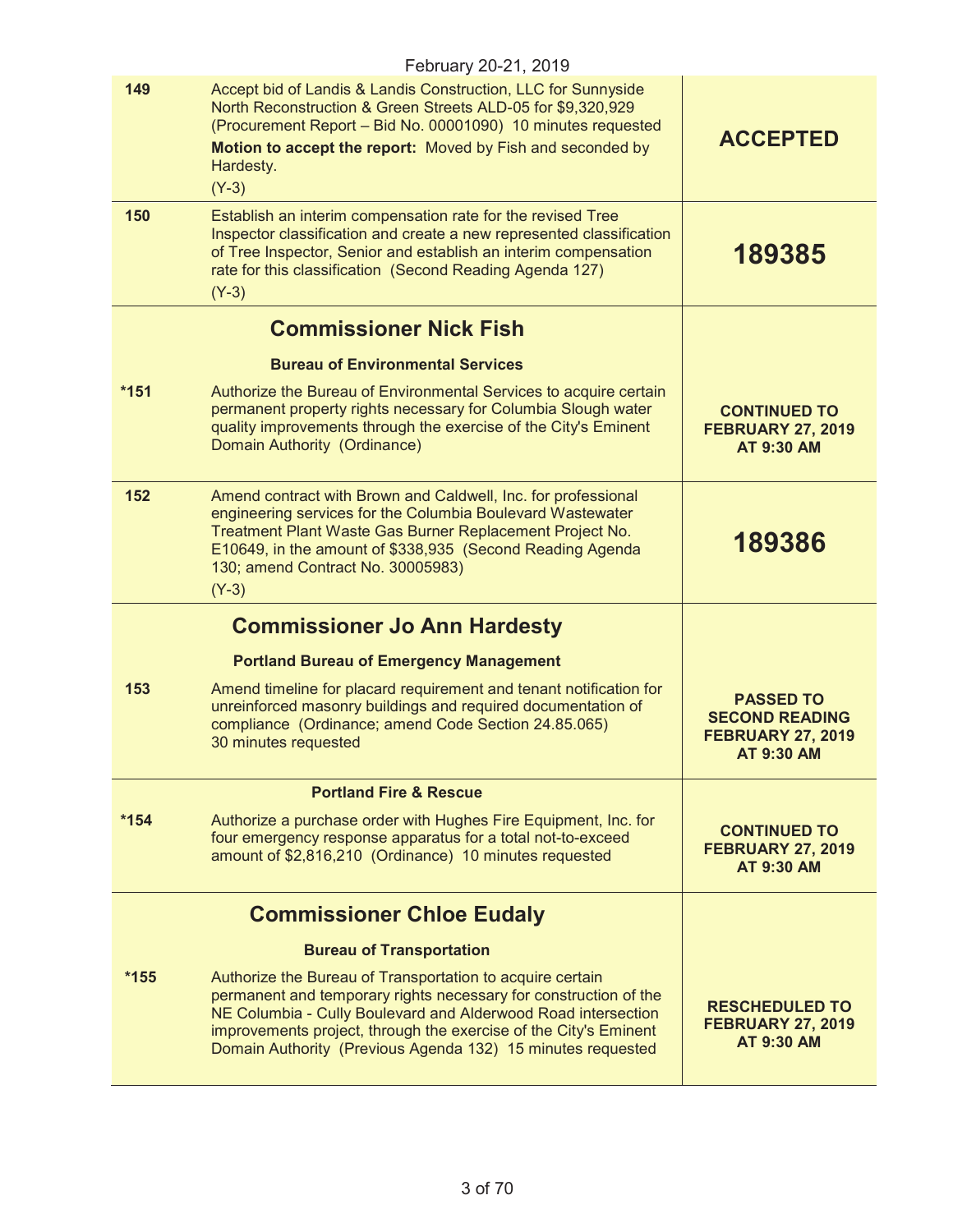February 20-21, 2019

| | | |
|---|---|---|
| **149** | Accept bid of Landis & Landis Construction, LLC for Sunnyside North Reconstruction & Green Streets ALD-05 for $9,320,929 (Procurement Report – Bid No. 00001090) 10 minutes requested<br>**Motion to accept the report:** Moved by Fish and seconded by Hardesty.<br>(Y-3) | **ACCEPTED** |
| **150** | Establish an interim compensation rate for the revised Tree Inspector classification and create a new represented classification of Tree Inspector, Senior and establish an interim compensation rate for this classification (Second Reading Agenda 127)<br>(Y-3) | **189385** |
| | **Commissioner Nick Fish**<br>**Bureau of Environmental Services** | |
| **\*151** | Authorize the Bureau of Environmental Services to acquire certain permanent property rights necessary for Columbia Slough water quality improvements through the exercise of the City's Eminent Domain Authority (Ordinance) | **CONTINUED TO FEBRUARY 27, 2019 AT 9:30 AM** |
| **152** | Amend contract with Brown and Caldwell, Inc. for professional engineering services for the Columbia Boulevard Wastewater Treatment Plant Waste Gas Burner Replacement Project No. E10649, in the amount of $338,935 (Second Reading Agenda 130; amend Contract No. 30005983)<br>(Y-3) | **189386** |
| | **Commissioner Jo Ann Hardesty**<br>**Portland Bureau of Emergency Management** | |
| **153** | Amend timeline for placard requirement and tenant notification for unreinforced masonry buildings and required documentation of compliance (Ordinance; amend Code Section 24.85.065)<br>30 minutes requested | **PASSED TO SECOND READING FEBRUARY 27, 2019 AT 9:30 AM** |
| | **Portland Fire & Rescue** | |
| **\*154** | Authorize a purchase order with Hughes Fire Equipment, Inc. for four emergency response apparatus for a total not-to-exceed amount of $2,816,210 (Ordinance) 10 minutes requested | **CONTINUED TO FEBRUARY 27, 2019 AT 9:30 AM** |
| | **Commissioner Chloe Eudaly**<br>**Bureau of Transportation** | |
| **\*155** | Authorize the Bureau of Transportation to acquire certain permanent and temporary rights necessary for construction of the NE Columbia - Cully Boulevard and Alderwood Road intersection improvements project, through the exercise of the City's Eminent Domain Authority (Previous Agenda 132) 15 minutes requested | **RESCHEDULED TO FEBRUARY 27, 2019 AT 9:30 AM** |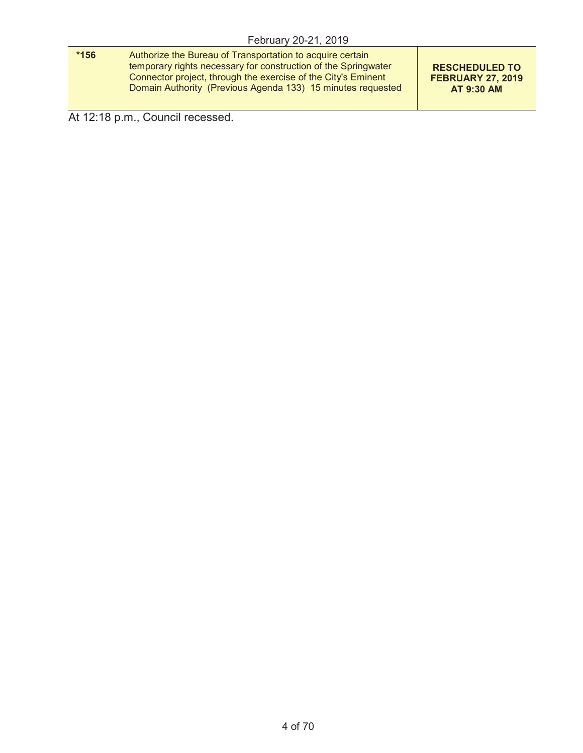| *156 | Authorize the Bureau of Transportation to acquire certain temporary rights necessary for construction of the Springwater Connector project, through the exercise of the City's Eminent Domain Authority (Previous Agenda 133) 15 minutes requested | **RESCHEDULED TO FEBRUARY 27, 2019 AT 9:30 AM** |
|---|---|---|

At 12:18 p.m., Council recessed.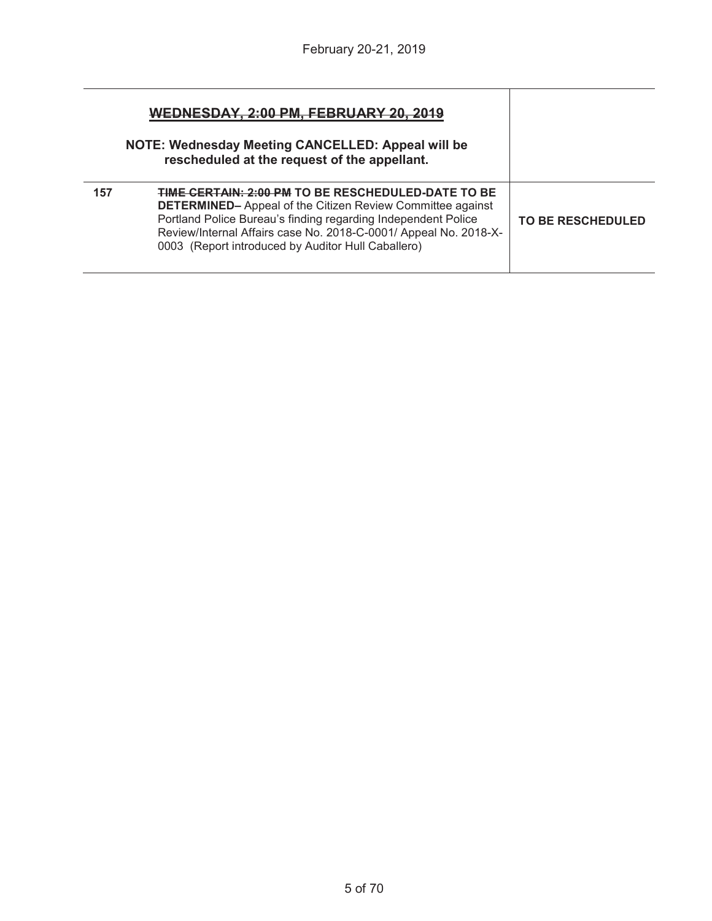| WEDNESDAY, 2:00 PM, FEBRUARY 20, 2019<br><br>**NOTE: Wednesday Meeting CANCELLED: Appeal will be rescheduled at the request of the appellant.** | | |
|---|---|---|
| **157** | ~~**TIME CERTAIN: 2:00 PM**~~ **TO BE RESCHEDULED-DATE TO BE DETERMINED–** Appeal of the Citizen Review Committee against Portland Police Bureau's finding regarding Independent Police Review/Internal Affairs case No. 2018-C-0001/ Appeal No. 2018-X-0003 (Report introduced by Auditor Hull Caballero) | **TO BE RESCHEDULED** |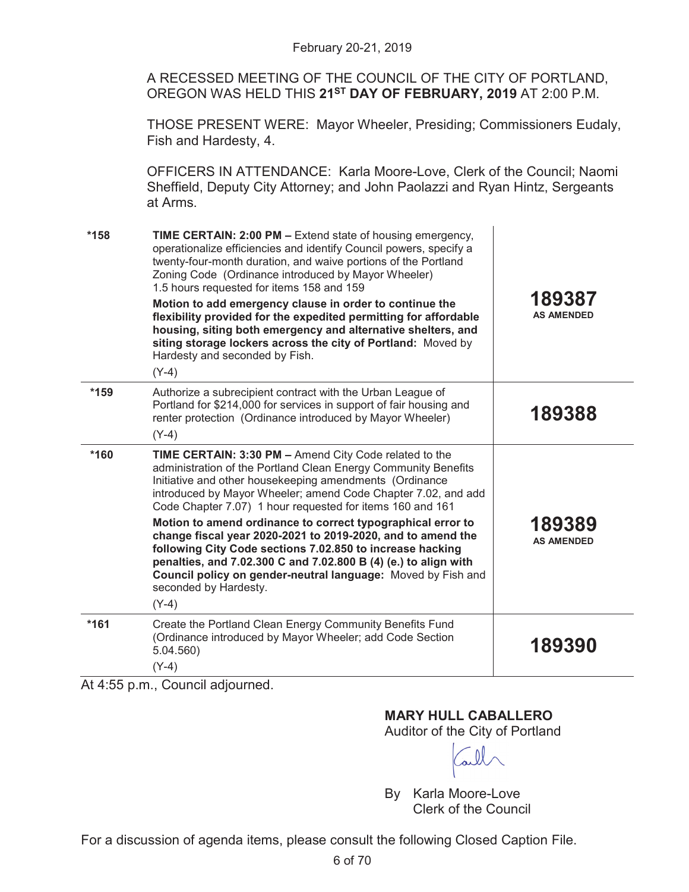February 20-21, 2019

A RECESSED MEETING OF THE COUNCIL OF THE CITY OF PORTLAND, OREGON WAS HELD THIS **21ST DAY OF FEBRUARY, 2019** AT 2:00 P.M.

THOSE PRESENT WERE: Mayor Wheeler, Presiding; Commissioners Eudaly, Fish and Hardesty, 4.

OFFICERS IN ATTENDANCE: Karla Moore-Love, Clerk of the Council; Naomi Sheffield, Deputy City Attorney; and John Paolazzi and Ryan Hintz, Sergeants at Arms.

| | | |
|---|---|---|
| *158 | **TIME CERTAIN: 2:00 PM –** Extend state of housing emergency, operationalize efficiencies and identify Council powers, specify a twenty-four-month duration, and waive portions of the Portland Zoning Code (Ordinance introduced by Mayor Wheeler) 1.5 hours requested for items 158 and 159<br>**Motion to add emergency clause in order to continue the flexibility provided for the expedited permitting for affordable housing, siting both emergency and alternative shelters, and siting storage lockers across the city of Portland:** Moved by Hardesty and seconded by Fish.<br>(Y-4) | **189387**<br>**AS AMENDED** |
| *159 | Authorize a subrecipient contract with the Urban League of Portland for $214,000 for services in support of fair housing and renter protection (Ordinance introduced by Mayor Wheeler)<br>(Y-4) | **189388** |
| *160 | **TIME CERTAIN: 3:30 PM –** Amend City Code related to the administration of the Portland Clean Energy Community Benefits Initiative and other housekeeping amendments (Ordinance introduced by Mayor Wheeler; amend Code Chapter 7.02, and add Code Chapter 7.07) 1 hour requested for items 160 and 161<br>**Motion to amend ordinance to correct typographical error to change fiscal year 2020-2021 to 2019-2020, and to amend the following City Code sections 7.02.850 to increase hacking penalties, and 7.02.300 C and 7.02.800 B (4) (e.) to align with Council policy on gender-neutral language:** Moved by Fish and seconded by Hardesty.<br>(Y-4) | **189389**<br>**AS AMENDED** |
| *161 | Create the Portland Clean Energy Community Benefits Fund (Ordinance introduced by Mayor Wheeler; add Code Section 5.04.560)<br>(Y-4) | **189390** |

At 4:55 p.m., Council adjourned.

**MARY HULL CABALLERO**
Auditor of the City of Portland

By Karla Moore-Love
Clerk of the Council

For a discussion of agenda items, please consult the following Closed Caption File.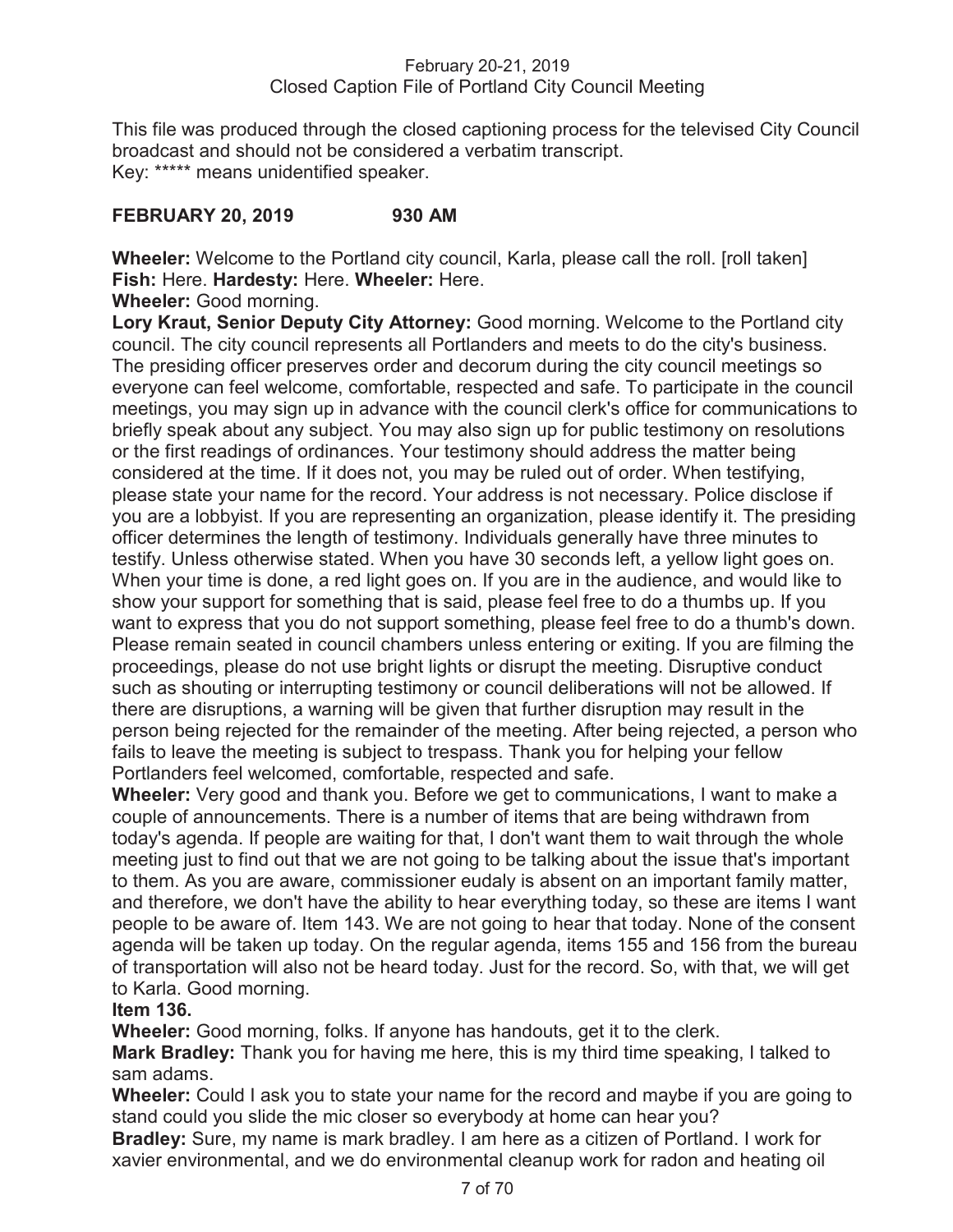This file was produced through the closed captioning process for the televised City Council broadcast and should not be considered a verbatim transcript.
Key: ***** means unidentified speaker.

## FEBRUARY 20, 2019 930 AM

**Wheeler:** Welcome to the Portland city council, Karla, please call the roll. [roll taken] **Fish:** Here. **Hardesty:** Here. **Wheeler:** Here.

**Wheeler:** Good morning.

**Lory Kraut, Senior Deputy City Attorney:** Good morning. Welcome to the Portland city council. The city council represents all Portlanders and meets to do the city's business. The presiding officer preserves order and decorum during the city council meetings so everyone can feel welcome, comfortable, respected and safe. To participate in the council meetings, you may sign up in advance with the council clerk's office for communications to briefly speak about any subject. You may also sign up for public testimony on resolutions or the first readings of ordinances. Your testimony should address the matter being considered at the time. If it does not, you may be ruled out of order. When testifying, please state your name for the record. Your address is not necessary. Police disclose if you are a lobbyist. If you are representing an organization, please identify it. The presiding officer determines the length of testimony. Individuals generally have three minutes to testify. Unless otherwise stated. When you have 30 seconds left, a yellow light goes on. When your time is done, a red light goes on. If you are in the audience, and would like to show your support for something that is said, please feel free to do a thumbs up. If you want to express that you do not support something, please feel free to do a thumb's down. Please remain seated in council chambers unless entering or exiting. If you are filming the proceedings, please do not use bright lights or disrupt the meeting. Disruptive conduct such as shouting or interrupting testimony or council deliberations will not be allowed. If there are disruptions, a warning will be given that further disruption may result in the person being rejected for the remainder of the meeting. After being rejected, a person who fails to leave the meeting is subject to trespass. Thank you for helping your fellow Portlanders feel welcomed, comfortable, respected and safe.

**Wheeler:** Very good and thank you. Before we get to communications, I want to make a couple of announcements. There is a number of items that are being withdrawn from today's agenda. If people are waiting for that, I don't want them to wait through the whole meeting just to find out that we are not going to be talking about the issue that's important to them. As you are aware, commissioner eudaly is absent on an important family matter, and therefore, we don't have the ability to hear everything today, so these are items I want people to be aware of. Item 143. We are not going to hear that today. None of the consent agenda will be taken up today. On the regular agenda, items 155 and 156 from the bureau of transportation will also not be heard today. Just for the record. So, with that, we will get to Karla. Good morning.

**Item 136.**

**Wheeler:** Good morning, folks. If anyone has handouts, get it to the clerk.

**Mark Bradley:** Thank you for having me here, this is my third time speaking, I talked to sam adams.

**Wheeler:** Could I ask you to state your name for the record and maybe if you are going to stand could you slide the mic closer so everybody at home can hear you?

**Bradley:** Sure, my name is mark bradley. I am here as a citizen of Portland. I work for xavier environmental, and we do environmental cleanup work for radon and heating oil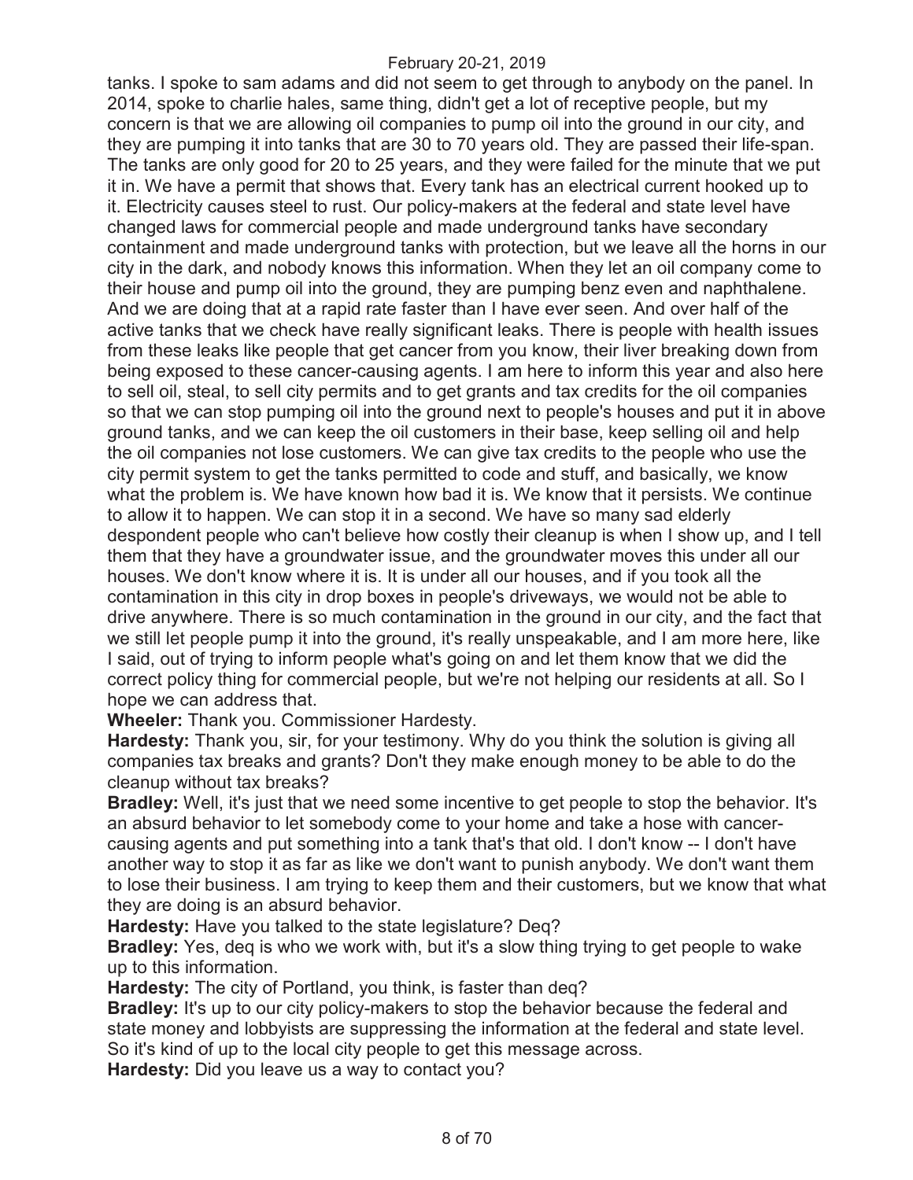tanks. I spoke to sam adams and did not seem to get through to anybody on the panel. In 2014, spoke to charlie hales, same thing, didn't get a lot of receptive people, but my concern is that we are allowing oil companies to pump oil into the ground in our city, and they are pumping it into tanks that are 30 to 70 years old. They are passed their life-span. The tanks are only good for 20 to 25 years, and they were failed for the minute that we put it in. We have a permit that shows that. Every tank has an electrical current hooked up to it. Electricity causes steel to rust. Our policy-makers at the federal and state level have changed laws for commercial people and made underground tanks have secondary containment and made underground tanks with protection, but we leave all the horns in our city in the dark, and nobody knows this information. When they let an oil company come to their house and pump oil into the ground, they are pumping benz even and naphthalene. And we are doing that at a rapid rate faster than I have ever seen. And over half of the active tanks that we check have really significant leaks. There is people with health issues from these leaks like people that get cancer from you know, their liver breaking down from being exposed to these cancer-causing agents. I am here to inform this year and also here to sell oil, steal, to sell city permits and to get grants and tax credits for the oil companies so that we can stop pumping oil into the ground next to people's houses and put it in above ground tanks, and we can keep the oil customers in their base, keep selling oil and help the oil companies not lose customers. We can give tax credits to the people who use the city permit system to get the tanks permitted to code and stuff, and basically, we know what the problem is. We have known how bad it is. We know that it persists. We continue to allow it to happen. We can stop it in a second. We have so many sad elderly despondent people who can't believe how costly their cleanup is when I show up, and I tell them that they have a groundwater issue, and the groundwater moves this under all our houses. We don't know where it is. It is under all our houses, and if you took all the contamination in this city in drop boxes in people's driveways, we would not be able to drive anywhere. There is so much contamination in the ground in our city, and the fact that we still let people pump it into the ground, it's really unspeakable, and I am more here, like I said, out of trying to inform people what's going on and let them know that we did the correct policy thing for commercial people, but we're not helping our residents at all. So I hope we can address that.

**Wheeler:** Thank you. Commissioner Hardesty.

**Hardesty:** Thank you, sir, for your testimony. Why do you think the solution is giving all companies tax breaks and grants? Don't they make enough money to be able to do the cleanup without tax breaks?

**Bradley:** Well, it's just that we need some incentive to get people to stop the behavior. It's an absurd behavior to let somebody come to your home and take a hose with cancer-causing agents and put something into a tank that's that old. I don't know -- I don't have another way to stop it as far as like we don't want to punish anybody. We don't want them to lose their business. I am trying to keep them and their customers, but we know that what they are doing is an absurd behavior.

**Hardesty:** Have you talked to the state legislature? Deq?

**Bradley:** Yes, deq is who we work with, but it's a slow thing trying to get people to wake up to this information.

**Hardesty:** The city of Portland, you think, is faster than deq?

**Bradley:** It's up to our city policy-makers to stop the behavior because the federal and state money and lobbyists are suppressing the information at the federal and state level. So it's kind of up to the local city people to get this message across.

**Hardesty:** Did you leave us a way to contact you?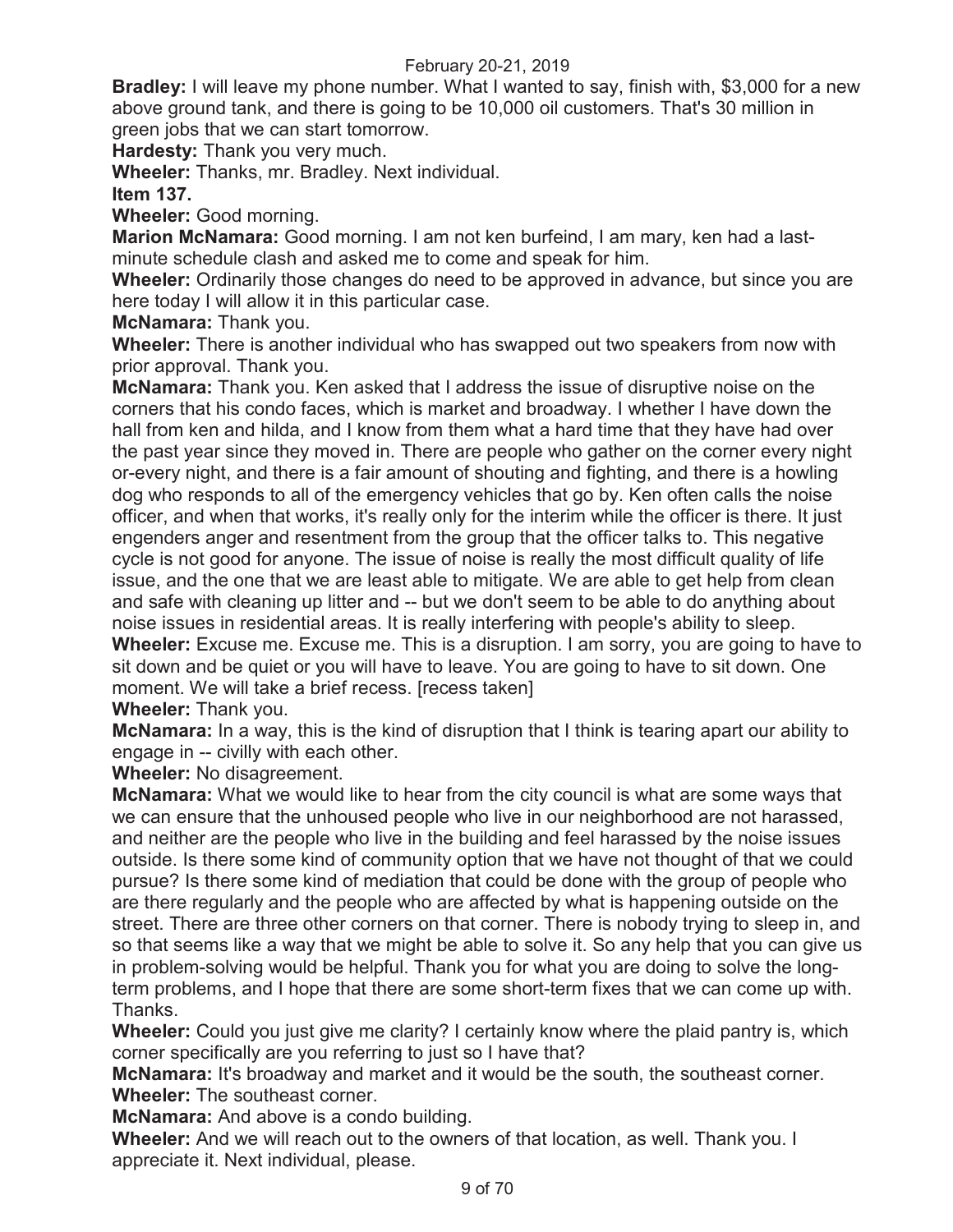**Bradley:** I will leave my phone number. What I wanted to say, finish with, $3,000 for a new above ground tank, and there is going to be 10,000 oil customers. That's 30 million in green jobs that we can start tomorrow.

**Hardesty:** Thank you very much.

**Wheeler:** Thanks, mr. Bradley. Next individual.

**Item 137.**

**Wheeler:** Good morning.

**Marion McNamara:** Good morning. I am not ken burfeind, I am mary, ken had a last-minute schedule clash and asked me to come and speak for him.

**Wheeler:** Ordinarily those changes do need to be approved in advance, but since you are here today I will allow it in this particular case.

**McNamara:** Thank you.

**Wheeler:** There is another individual who has swapped out two speakers from now with prior approval. Thank you.

**McNamara:** Thank you. Ken asked that I address the issue of disruptive noise on the corners that his condo faces, which is market and broadway. I whether I have down the hall from ken and hilda, and I know from them what a hard time that they have had over the past year since they moved in. There are people who gather on the corner every night or-every night, and there is a fair amount of shouting and fighting, and there is a howling dog who responds to all of the emergency vehicles that go by. Ken often calls the noise officer, and when that works, it's really only for the interim while the officer is there. It just engenders anger and resentment from the group that the officer talks to. This negative cycle is not good for anyone. The issue of noise is really the most difficult quality of life issue, and the one that we are least able to mitigate. We are able to get help from clean and safe with cleaning up litter and -- but we don't seem to be able to do anything about noise issues in residential areas. It is really interfering with people's ability to sleep.

**Wheeler:** Excuse me. Excuse me. This is a disruption. I am sorry, you are going to have to sit down and be quiet or you will have to leave. You are going to have to sit down. One moment. We will take a brief recess. [recess taken]

**Wheeler:** Thank you.

**McNamara:** In a way, this is the kind of disruption that I think is tearing apart our ability to engage in -- civilly with each other.

**Wheeler:** No disagreement.

**McNamara:** What we would like to hear from the city council is what are some ways that we can ensure that the unhoused people who live in our neighborhood are not harassed, and neither are the people who live in the building and feel harassed by the noise issues outside. Is there some kind of community option that we have not thought of that we could pursue? Is there some kind of mediation that could be done with the group of people who are there regularly and the people who are affected by what is happening outside on the street. There are three other corners on that corner. There is nobody trying to sleep in, and so that seems like a way that we might be able to solve it. So any help that you can give us in problem-solving would be helpful. Thank you for what you are doing to solve the long-term problems, and I hope that there are some short-term fixes that we can come up with. Thanks.

**Wheeler:** Could you just give me clarity? I certainly know where the plaid pantry is, which corner specifically are you referring to just so I have that?

**McNamara:** It's broadway and market and it would be the south, the southeast corner.

**Wheeler:** The southeast corner.

**McNamara:** And above is a condo building.

**Wheeler:** And we will reach out to the owners of that location, as well. Thank you. I appreciate it. Next individual, please.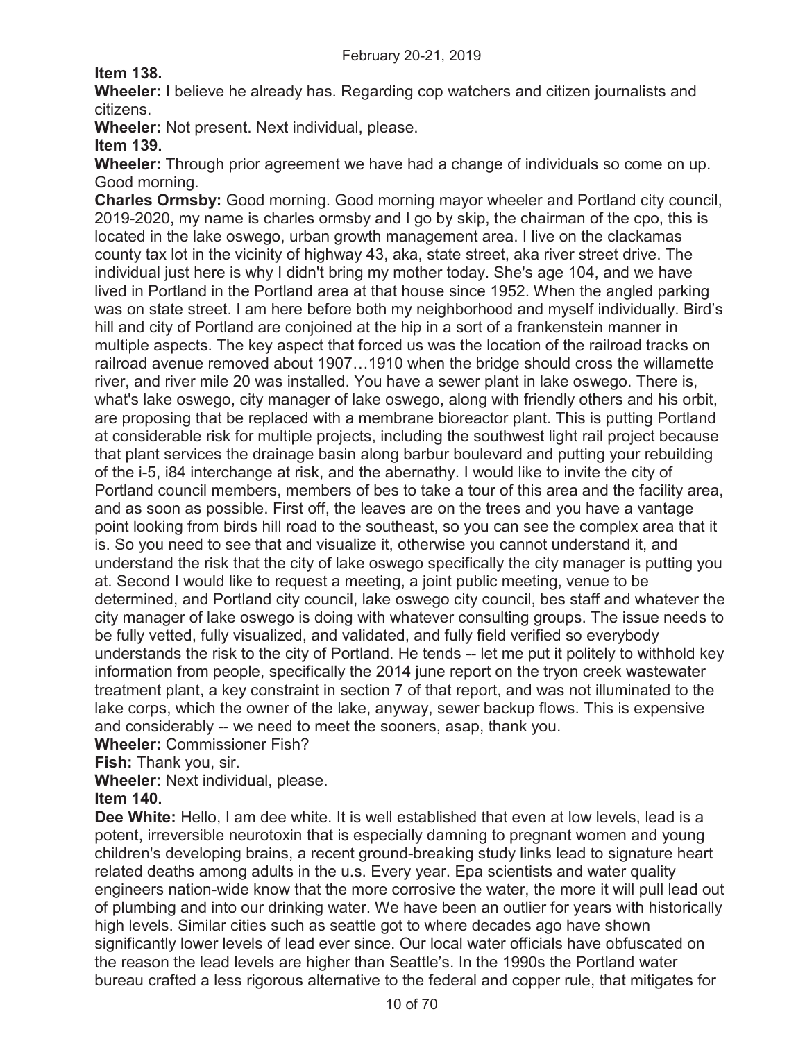**Item 138.**

**Wheeler:** I believe he already has. Regarding cop watchers and citizen journalists and citizens.

**Wheeler:** Not present. Next individual, please.

**Item 139.**

**Wheeler:** Through prior agreement we have had a change of individuals so come on up. Good morning.

**Charles Ormsby:** Good morning. Good morning mayor wheeler and Portland city council, 2019-2020, my name is charles ormsby and I go by skip, the chairman of the cpo, this is located in the lake oswego, urban growth management area. I live on the clackamas county tax lot in the vicinity of highway 43, aka, state street, aka river street drive. The individual just here is why I didn't bring my mother today. She's age 104, and we have lived in Portland in the Portland area at that house since 1952. When the angled parking was on state street. I am here before both my neighborhood and myself individually. Bird's hill and city of Portland are conjoined at the hip in a sort of a frankenstein manner in multiple aspects. The key aspect that forced us was the location of the railroad tracks on railroad avenue removed about 1907…1910 when the bridge should cross the willamette river, and river mile 20 was installed. You have a sewer plant in lake oswego. There is, what's lake oswego, city manager of lake oswego, along with friendly others and his orbit, are proposing that be replaced with a membrane bioreactor plant. This is putting Portland at considerable risk for multiple projects, including the southwest light rail project because that plant services the drainage basin along barbur boulevard and putting your rebuilding of the i-5, i84 interchange at risk, and the abernathy. I would like to invite the city of Portland council members, members of bes to take a tour of this area and the facility area, and as soon as possible. First off, the leaves are on the trees and you have a vantage point looking from birds hill road to the southeast, so you can see the complex area that it is. So you need to see that and visualize it, otherwise you cannot understand it, and understand the risk that the city of lake oswego specifically the city manager is putting you at. Second I would like to request a meeting, a joint public meeting, venue to be determined, and Portland city council, lake oswego city council, bes staff and whatever the city manager of lake oswego is doing with whatever consulting groups. The issue needs to be fully vetted, fully visualized, and validated, and fully field verified so everybody understands the risk to the city of Portland. He tends -- let me put it politely to withhold key information from people, specifically the 2014 june report on the tryon creek wastewater treatment plant, a key constraint in section 7 of that report, and was not illuminated to the lake corps, which the owner of the lake, anyway, sewer backup flows. This is expensive and considerably -- we need to meet the sooners, asap, thank you.

**Wheeler:** Commissioner Fish?

**Fish:** Thank you, sir.

**Wheeler:** Next individual, please.

**Item 140.**

**Dee White:** Hello, I am dee white. It is well established that even at low levels, lead is a potent, irreversible neurotoxin that is especially damning to pregnant women and young children's developing brains, a recent ground-breaking study links lead to signature heart related deaths among adults in the u.s. Every year. Epa scientists and water quality engineers nation-wide know that the more corrosive the water, the more it will pull lead out of plumbing and into our drinking water. We have been an outlier for years with historically high levels. Similar cities such as seattle got to where decades ago have shown significantly lower levels of lead ever since. Our local water officials have obfuscated on the reason the lead levels are higher than Seattle's. In the 1990s the Portland water bureau crafted a less rigorous alternative to the federal and copper rule, that mitigates for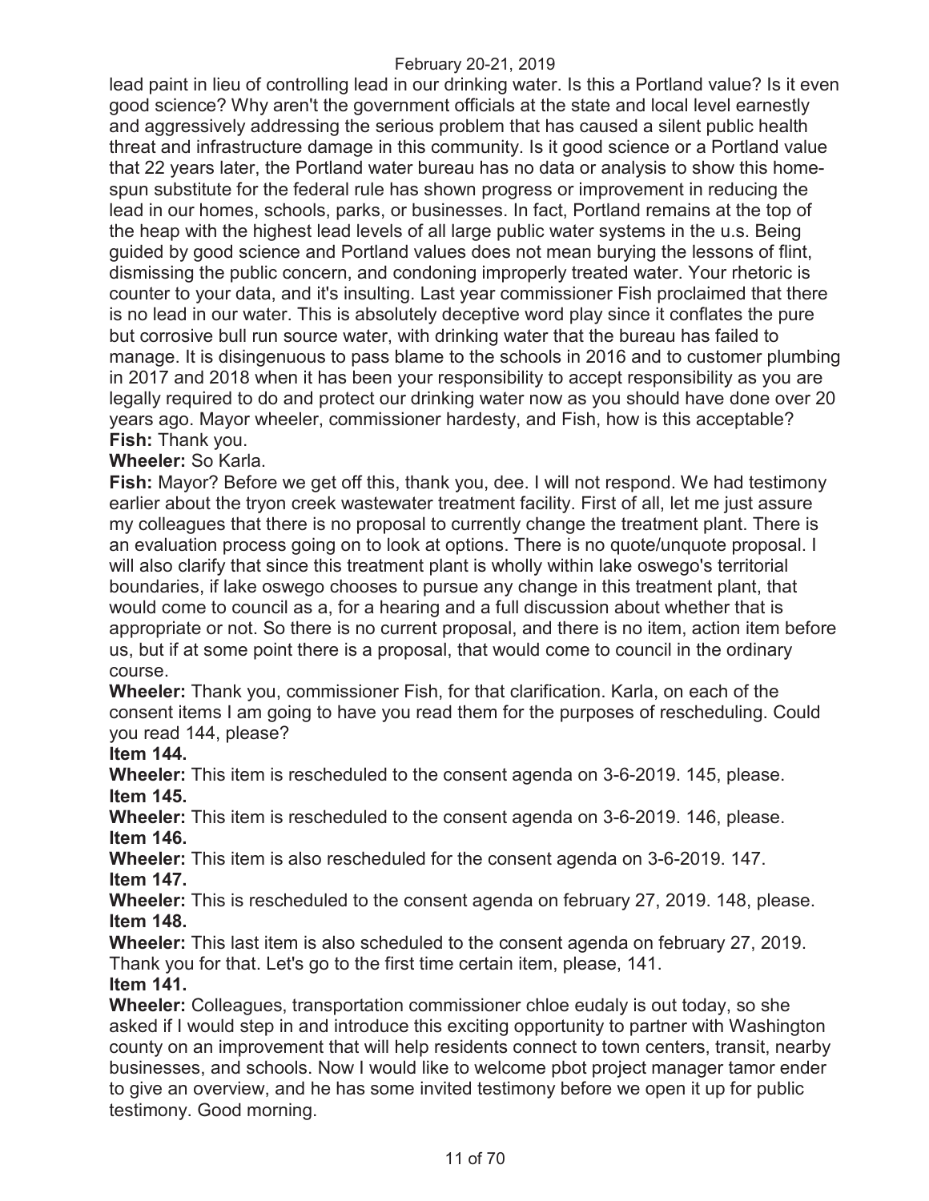lead paint in lieu of controlling lead in our drinking water. Is this a Portland value? Is it even good science? Why aren't the government officials at the state and local level earnestly and aggressively addressing the serious problem that has caused a silent public health threat and infrastructure damage in this community. Is it good science or a Portland value that 22 years later, the Portland water bureau has no data or analysis to show this home-spun substitute for the federal rule has shown progress or improvement in reducing the lead in our homes, schools, parks, or businesses. In fact, Portland remains at the top of the heap with the highest lead levels of all large public water systems in the u.s. Being guided by good science and Portland values does not mean burying the lessons of flint, dismissing the public concern, and condoning improperly treated water. Your rhetoric is counter to your data, and it's insulting. Last year commissioner Fish proclaimed that there is no lead in our water. This is absolutely deceptive word play since it conflates the pure but corrosive bull run source water, with drinking water that the bureau has failed to manage. It is disingenuous to pass blame to the schools in 2016 and to customer plumbing in 2017 and 2018 when it has been your responsibility to accept responsibility as you are legally required to do and protect our drinking water now as you should have done over 20 years ago. Mayor wheeler, commissioner hardesty, and Fish, how is this acceptable?

**Fish:** Thank you.

**Wheeler:** So Karla.

**Fish:** Mayor? Before we get off this, thank you, dee. I will not respond. We had testimony earlier about the tryon creek wastewater treatment facility. First of all, let me just assure my colleagues that there is no proposal to currently change the treatment plant. There is an evaluation process going on to look at options. There is no quote/unquote proposal. I will also clarify that since this treatment plant is wholly within lake oswego's territorial boundaries, if lake oswego chooses to pursue any change in this treatment plant, that would come to council as a, for a hearing and a full discussion about whether that is appropriate or not. So there is no current proposal, and there is no item, action item before us, but if at some point there is a proposal, that would come to council in the ordinary course.

**Wheeler:** Thank you, commissioner Fish, for that clarification. Karla, on each of the consent items I am going to have you read them for the purposes of rescheduling. Could you read 144, please?

**Item 144.**

**Wheeler:** This item is rescheduled to the consent agenda on 3-6-2019. 145, please.

**Item 145.**

**Wheeler:** This item is rescheduled to the consent agenda on 3-6-2019. 146, please.

**Item 146.**

**Wheeler:** This item is also rescheduled for the consent agenda on 3-6-2019. 147.

**Item 147.**

**Wheeler:** This is rescheduled to the consent agenda on february 27, 2019. 148, please.

**Item 148.**

**Wheeler:** This last item is also scheduled to the consent agenda on february 27, 2019. Thank you for that. Let's go to the first time certain item, please, 141.

**Item 141.**

**Wheeler:** Colleagues, transportation commissioner chloe eudaly is out today, so she asked if I would step in and introduce this exciting opportunity to partner with Washington county on an improvement that will help residents connect to town centers, transit, nearby businesses, and schools. Now I would like to welcome pbot project manager tamor ender to give an overview, and he has some invited testimony before we open it up for public testimony. Good morning.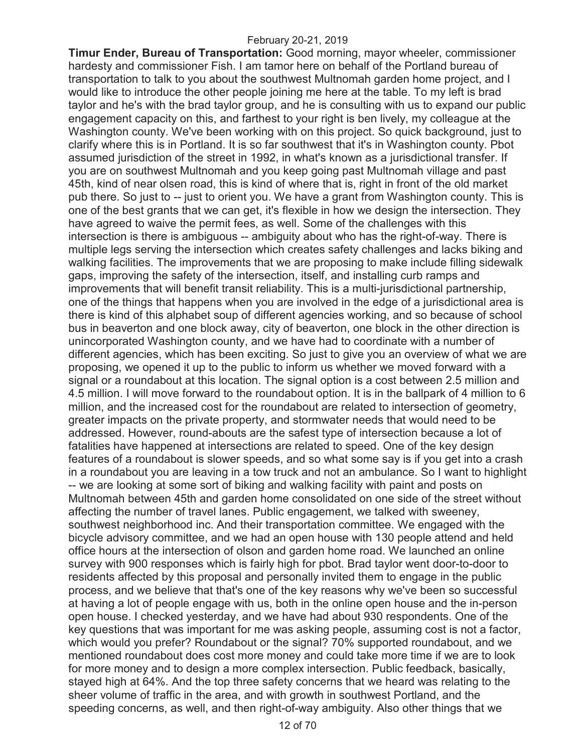**Timur Ender, Bureau of Transportation:** Good morning, mayor wheeler, commissioner hardesty and commissioner Fish. I am tamor here on behalf of the Portland bureau of transportation to talk to you about the southwest Multnomah garden home project, and I would like to introduce the other people joining me here at the table. To my left is brad taylor and he's with the brad taylor group, and he is consulting with us to expand our public engagement capacity on this, and farthest to your right is ben lively, my colleague at the Washington county. We've been working with on this project. So quick background, just to clarify where this is in Portland. It is so far southwest that it's in Washington county. Pbot assumed jurisdiction of the street in 1992, in what's known as a jurisdictional transfer. If you are on southwest Multnomah and you keep going past Multnomah village and past 45th, kind of near olsen road, this is kind of where that is, right in front of the old market pub there. So just to -- just to orient you. We have a grant from Washington county. This is one of the best grants that we can get, it's flexible in how we design the intersection. They have agreed to waive the permit fees, as well. Some of the challenges with this intersection is there is ambiguous -- ambiguity about who has the right-of-way. There is multiple legs serving the intersection which creates safety challenges and lacks biking and walking facilities. The improvements that we are proposing to make include filling sidewalk gaps, improving the safety of the intersection, itself, and installing curb ramps and improvements that will benefit transit reliability. This is a multi-jurisdictional partnership, one of the things that happens when you are involved in the edge of a jurisdictional area is there is kind of this alphabet soup of different agencies working, and so because of school bus in beaverton and one block away, city of beaverton, one block in the other direction is unincorporated Washington county, and we have had to coordinate with a number of different agencies, which has been exciting. So just to give you an overview of what we are proposing, we opened it up to the public to inform us whether we moved forward with a signal or a roundabout at this location. The signal option is a cost between 2.5 million and 4.5 million. I will move forward to the roundabout option. It is in the ballpark of 4 million to 6 million, and the increased cost for the roundabout are related to intersection of geometry, greater impacts on the private property, and stormwater needs that would need to be addressed. However, round-abouts are the safest type of intersection because a lot of fatalities have happened at intersections are related to speed. One of the key design features of a roundabout is slower speeds, and so what some say is if you get into a crash in a roundabout you are leaving in a tow truck and not an ambulance. So I want to highlight -- we are looking at some sort of biking and walking facility with paint and posts on Multnomah between 45th and garden home consolidated on one side of the street without affecting the number of travel lanes. Public engagement, we talked with sweeney, southwest neighborhood inc. And their transportation committee. We engaged with the bicycle advisory committee, and we had an open house with 130 people attend and held office hours at the intersection of olson and garden home road. We launched an online survey with 900 responses which is fairly high for pbot. Brad taylor went door-to-door to residents affected by this proposal and personally invited them to engage in the public process, and we believe that that's one of the key reasons why we've been so successful at having a lot of people engage with us, both in the online open house and the in-person open house. I checked yesterday, and we have had about 930 respondents. One of the key questions that was important for me was asking people, assuming cost is not a factor, which would you prefer? Roundabout or the signal? 70% supported roundabout, and we mentioned roundabout does cost more money and could take more time if we are to look for more money and to design a more complex intersection. Public feedback, basically, stayed high at 64%. And the top three safety concerns that we heard was relating to the sheer volume of traffic in the area, and with growth in southwest Portland, and the speeding concerns, as well, and then right-of-way ambiguity. Also other things that we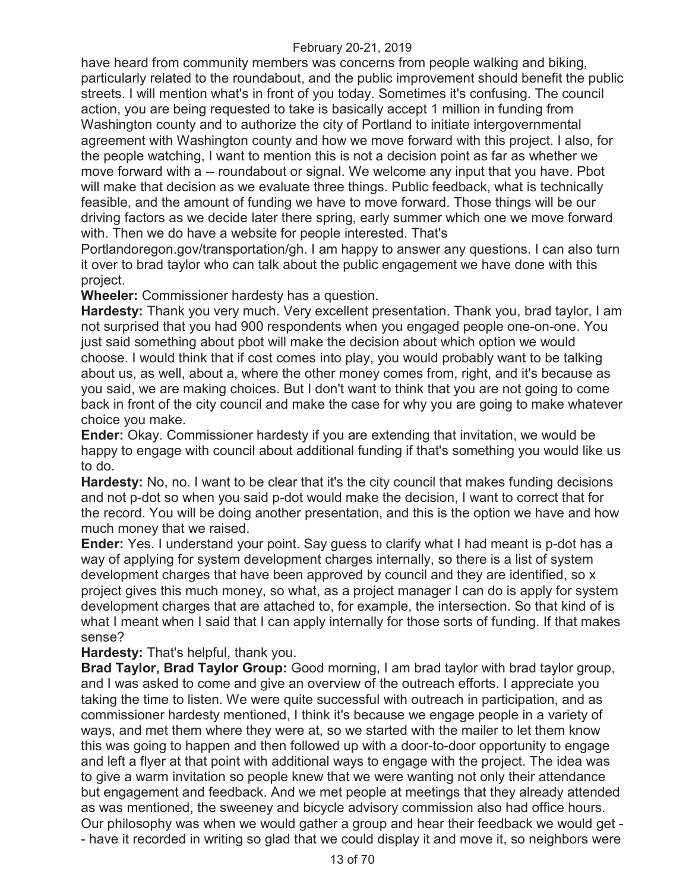have heard from community members was concerns from people walking and biking, particularly related to the roundabout, and the public improvement should benefit the public streets. I will mention what's in front of you today. Sometimes it's confusing. The council action, you are being requested to take is basically accept 1 million in funding from Washington county and to authorize the city of Portland to initiate intergovernmental agreement with Washington county and how we move forward with this project. I also, for the people watching, I want to mention this is not a decision point as far as whether we move forward with a -- roundabout or signal. We welcome any input that you have. Pbot will make that decision as we evaluate three things. Public feedback, what is technically feasible, and the amount of funding we have to move forward. Those things will be our driving factors as we decide later there spring, early summer which one we move forward with. Then we do have a website for people interested. That's Portlandoregon.gov/transportation/gh. I am happy to answer any questions. I can also turn it over to brad taylor who can talk about the public engagement we have done with this project.

**Wheeler:** Commissioner hardesty has a question.

**Hardesty:** Thank you very much. Very excellent presentation. Thank you, brad taylor, I am not surprised that you had 900 respondents when you engaged people one-on-one. You just said something about pbot will make the decision about which option we would choose. I would think that if cost comes into play, you would probably want to be talking about us, as well, about a, where the other money comes from, right, and it's because as you said, we are making choices. But I don't want to think that you are not going to come back in front of the city council and make the case for why you are going to make whatever choice you make.

**Ender:** Okay. Commissioner hardesty if you are extending that invitation, we would be happy to engage with council about additional funding if that's something you would like us to do.

**Hardesty:** No, no. I want to be clear that it's the city council that makes funding decisions and not p-dot so when you said p-dot would make the decision, I want to correct that for the record. You will be doing another presentation, and this is the option we have and how much money that we raised.

**Ender:** Yes. I understand your point. Say guess to clarify what I had meant is p-dot has a way of applying for system development charges internally, so there is a list of system development charges that have been approved by council and they are identified, so x project gives this much money, so what, as a project manager I can do is apply for system development charges that are attached to, for example, the intersection. So that kind of is what I meant when I said that I can apply internally for those sorts of funding. If that makes sense?

**Hardesty:** That's helpful, thank you.

**Brad Taylor, Brad Taylor Group:** Good morning, I am brad taylor with brad taylor group, and I was asked to come and give an overview of the outreach efforts. I appreciate you taking the time to listen. We were quite successful with outreach in participation, and as commissioner hardesty mentioned, I think it's because we engage people in a variety of ways, and met them where they were at, so we started with the mailer to let them know this was going to happen and then followed up with a door-to-door opportunity to engage and left a flyer at that point with additional ways to engage with the project. The idea was to give a warm invitation so people knew that we were wanting not only their attendance but engagement and feedback. And we met people at meetings that they already attended as was mentioned, the sweeney and bicycle advisory commission also had office hours. Our philosophy was when we would gather a group and hear their feedback we would get -- have it recorded in writing so glad that we could display it and move it, so neighbors were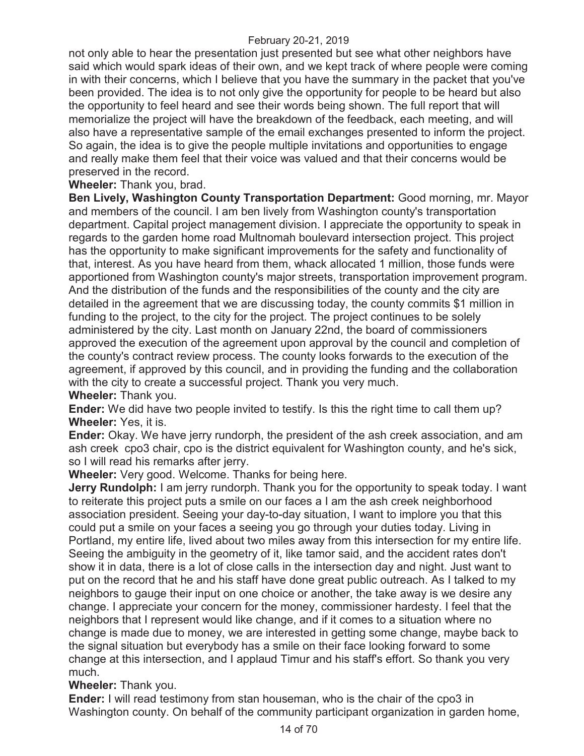not only able to hear the presentation just presented but see what other neighbors have said which would spark ideas of their own, and we kept track of where people were coming in with their concerns, which I believe that you have the summary in the packet that you've been provided. The idea is to not only give the opportunity for people to be heard but also the opportunity to feel heard and see their words being shown. The full report that will memorialize the project will have the breakdown of the feedback, each meeting, and will also have a representative sample of the email exchanges presented to inform the project. So again, the idea is to give the people multiple invitations and opportunities to engage and really make them feel that their voice was valued and that their concerns would be preserved in the record.

**Wheeler:** Thank you, brad.

**Ben Lively, Washington County Transportation Department:** Good morning, mr. Mayor and members of the council. I am ben lively from Washington county's transportation department. Capital project management division. I appreciate the opportunity to speak in regards to the garden home road Multnomah boulevard intersection project. This project has the opportunity to make significant improvements for the safety and functionality of that, interest. As you have heard from them, whack allocated 1 million, those funds were apportioned from Washington county's major streets, transportation improvement program. And the distribution of the funds and the responsibilities of the county and the city are detailed in the agreement that we are discussing today, the county commits $1 million in funding to the project, to the city for the project. The project continues to be solely administered by the city. Last month on January 22nd, the board of commissioners approved the execution of the agreement upon approval by the council and completion of the county's contract review process. The county looks forwards to the execution of the agreement, if approved by this council, and in providing the funding and the collaboration with the city to create a successful project. Thank you very much.

**Wheeler:** Thank you.

**Ender:** We did have two people invited to testify. Is this the right time to call them up?

**Wheeler:** Yes, it is.

**Ender:** Okay. We have jerry rundorph, the president of the ash creek association, and am ash creek cpo3 chair, cpo is the district equivalent for Washington county, and he's sick, so I will read his remarks after jerry.

**Wheeler:** Very good. Welcome. Thanks for being here.

**Jerry Rundolph:** I am jerry rundorph. Thank you for the opportunity to speak today. I want to reiterate this project puts a smile on our faces a I am the ash creek neighborhood association president. Seeing your day-to-day situation, I want to implore you that this could put a smile on your faces a seeing you go through your duties today. Living in Portland, my entire life, lived about two miles away from this intersection for my entire life. Seeing the ambiguity in the geometry of it, like tamor said, and the accident rates don't show it in data, there is a lot of close calls in the intersection day and night. Just want to put on the record that he and his staff have done great public outreach. As I talked to my neighbors to gauge their input on one choice or another, the take away is we desire any change. I appreciate your concern for the money, commissioner hardesty. I feel that the neighbors that I represent would like change, and if it comes to a situation where no change is made due to money, we are interested in getting some change, maybe back to the signal situation but everybody has a smile on their face looking forward to some change at this intersection, and I applaud Timur and his staff's effort. So thank you very much.

**Wheeler:** Thank you.

**Ender:** I will read testimony from stan houseman, who is the chair of the cpo3 in Washington county. On behalf of the community participant organization in garden home,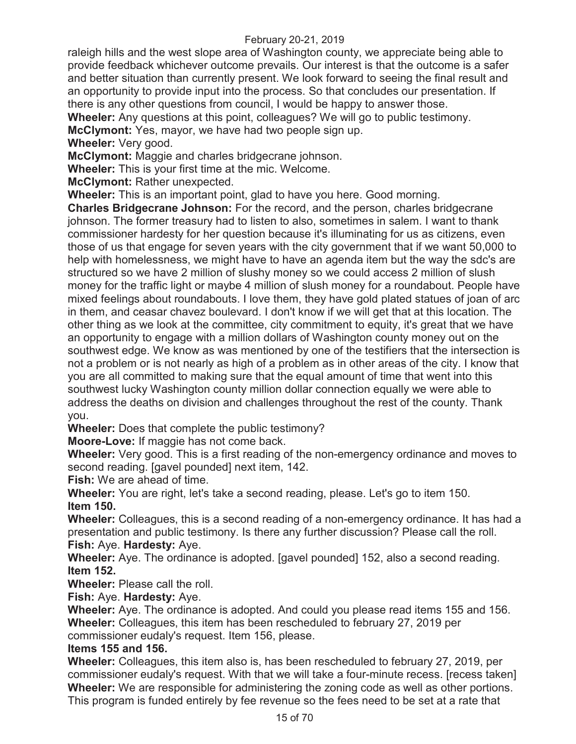raleigh hills and the west slope area of Washington county, we appreciate being able to provide feedback whichever outcome prevails. Our interest is that the outcome is a safer and better situation than currently present. We look forward to seeing the final result and an opportunity to provide input into the process. So that concludes our presentation. If there is any other questions from council, I would be happy to answer those.

**Wheeler:** Any questions at this point, colleagues? We will go to public testimony.

**McClymont:** Yes, mayor, we have had two people sign up.

**Wheeler:** Very good.

**McClymont:** Maggie and charles bridgecrane johnson.

**Wheeler:** This is your first time at the mic. Welcome.

**McClymont:** Rather unexpected.

**Wheeler:** This is an important point, glad to have you here. Good morning.

**Charles Bridgecrane Johnson:** For the record, and the person, charles bridgecrane johnson. The former treasury had to listen to also, sometimes in salem. I want to thank commissioner hardesty for her question because it's illuminating for us as citizens, even those of us that engage for seven years with the city government that if we want 50,000 to help with homelessness, we might have to have an agenda item but the way the sdc's are structured so we have 2 million of slushy money so we could access 2 million of slush money for the traffic light or maybe 4 million of slush money for a roundabout. People have mixed feelings about roundabouts. I love them, they have gold plated statues of joan of arc in them, and ceasar chavez boulevard. I don't know if we will get that at this location. The other thing as we look at the committee, city commitment to equity, it's great that we have an opportunity to engage with a million dollars of Washington county money out on the southwest edge. We know as was mentioned by one of the testifiers that the intersection is not a problem or is not nearly as high of a problem as in other areas of the city. I know that you are all committed to making sure that the equal amount of time that went into this southwest lucky Washington county million dollar connection equally we were able to address the deaths on division and challenges throughout the rest of the county. Thank you.

**Wheeler:** Does that complete the public testimony?

**Moore-Love:** If maggie has not come back.

**Wheeler:** Very good. This is a first reading of the non-emergency ordinance and moves to second reading. [gavel pounded] next item, 142.

**Fish:** We are ahead of time.

**Wheeler:** You are right, let's take a second reading, please. Let's go to item 150.

**Item 150.**

**Wheeler:** Colleagues, this is a second reading of a non-emergency ordinance. It has had a presentation and public testimony. Is there any further discussion? Please call the roll.

**Fish:** Aye. **Hardesty:** Aye.

**Wheeler:** Aye. The ordinance is adopted. [gavel pounded] 152, also a second reading.

**Item 152.**

**Wheeler:** Please call the roll.

**Fish:** Aye. **Hardesty:** Aye.

**Wheeler:** Aye. The ordinance is adopted. And could you please read items 155 and 156.

**Wheeler:** Colleagues, this item has been rescheduled to february 27, 2019 per commissioner eudaly's request. Item 156, please.

**Items 155 and 156.**

**Wheeler:** Colleagues, this item also is, has been rescheduled to february 27, 2019, per commissioner eudaly's request. With that we will take a four-minute recess. [recess taken]

**Wheeler:** We are responsible for administering the zoning code as well as other portions. This program is funded entirely by fee revenue so the fees need to be set at a rate that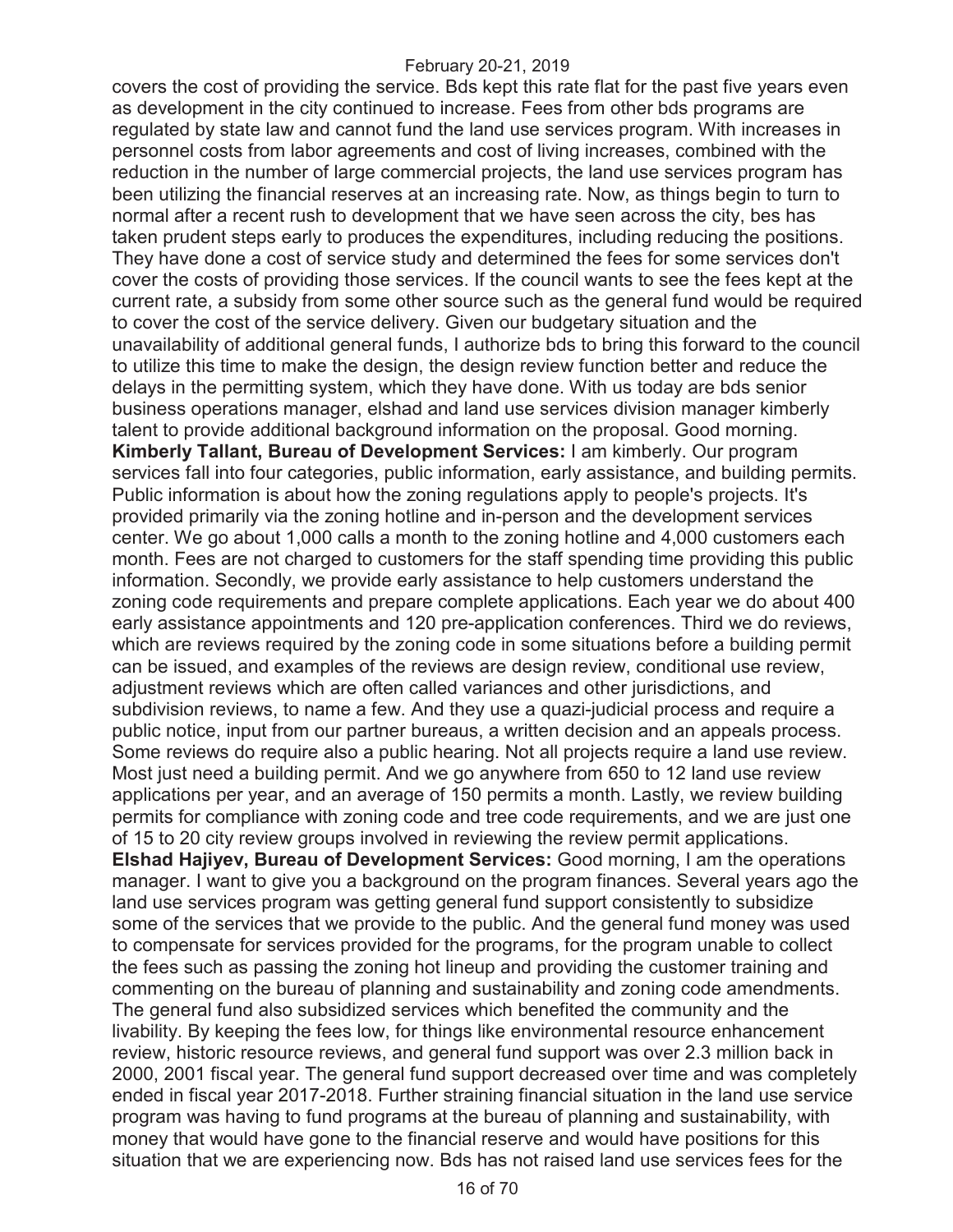covers the cost of providing the service. Bds kept this rate flat for the past five years even as development in the city continued to increase. Fees from other bds programs are regulated by state law and cannot fund the land use services program. With increases in personnel costs from labor agreements and cost of living increases, combined with the reduction in the number of large commercial projects, the land use services program has been utilizing the financial reserves at an increasing rate. Now, as things begin to turn to normal after a recent rush to development that we have seen across the city, bes has taken prudent steps early to produces the expenditures, including reducing the positions. They have done a cost of service study and determined the fees for some services don't cover the costs of providing those services. If the council wants to see the fees kept at the current rate, a subsidy from some other source such as the general fund would be required to cover the cost of the service delivery. Given our budgetary situation and the unavailability of additional general funds, I authorize bds to bring this forward to the council to utilize this time to make the design, the design review function better and reduce the delays in the permitting system, which they have done. With us today are bds senior business operations manager, elshad and land use services division manager kimberly talent to provide additional background information on the proposal. Good morning.

**Kimberly Tallant, Bureau of Development Services:** I am kimberly. Our program services fall into four categories, public information, early assistance, and building permits. Public information is about how the zoning regulations apply to people's projects. It's provided primarily via the zoning hotline and in-person and the development services center. We go about 1,000 calls a month to the zoning hotline and 4,000 customers each month. Fees are not charged to customers for the staff spending time providing this public information. Secondly, we provide early assistance to help customers understand the zoning code requirements and prepare complete applications. Each year we do about 400 early assistance appointments and 120 pre-application conferences. Third we do reviews, which are reviews required by the zoning code in some situations before a building permit can be issued, and examples of the reviews are design review, conditional use review, adjustment reviews which are often called variances and other jurisdictions, and subdivision reviews, to name a few. And they use a quazi-judicial process and require a public notice, input from our partner bureaus, a written decision and an appeals process. Some reviews do require also a public hearing. Not all projects require a land use review. Most just need a building permit. And we go anywhere from 650 to 12 land use review applications per year, and an average of 150 permits a month. Lastly, we review building permits for compliance with zoning code and tree code requirements, and we are just one of 15 to 20 city review groups involved in reviewing the review permit applications.

**Elshad Hajiyev, Bureau of Development Services:** Good morning, I am the operations manager. I want to give you a background on the program finances. Several years ago the land use services program was getting general fund support consistently to subsidize some of the services that we provide to the public. And the general fund money was used to compensate for services provided for the programs, for the program unable to collect the fees such as passing the zoning hot lineup and providing the customer training and commenting on the bureau of planning and sustainability and zoning code amendments. The general fund also subsidized services which benefited the community and the livability. By keeping the fees low, for things like environmental resource enhancement review, historic resource reviews, and general fund support was over 2.3 million back in 2000, 2001 fiscal year. The general fund support decreased over time and was completely ended in fiscal year 2017-2018. Further straining financial situation in the land use service program was having to fund programs at the bureau of planning and sustainability, with money that would have gone to the financial reserve and would have positions for this situation that we are experiencing now. Bds has not raised land use services fees for the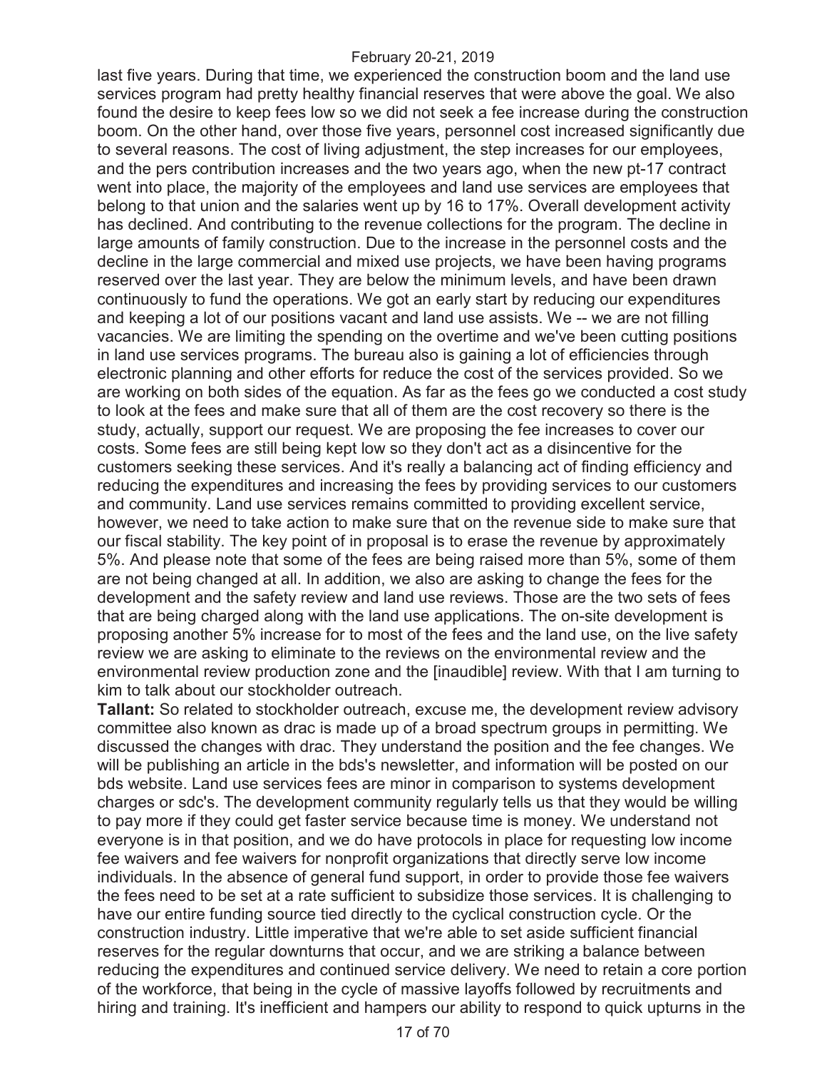last five years. During that time, we experienced the construction boom and the land use services program had pretty healthy financial reserves that were above the goal. We also found the desire to keep fees low so we did not seek a fee increase during the construction boom. On the other hand, over those five years, personnel cost increased significantly due to several reasons. The cost of living adjustment, the step increases for our employees, and the pers contribution increases and the two years ago, when the new pt-17 contract went into place, the majority of the employees and land use services are employees that belong to that union and the salaries went up by 16 to 17%. Overall development activity has declined. And contributing to the revenue collections for the program. The decline in large amounts of family construction. Due to the increase in the personnel costs and the decline in the large commercial and mixed use projects, we have been having programs reserved over the last year. They are below the minimum levels, and have been drawn continuously to fund the operations. We got an early start by reducing our expenditures and keeping a lot of our positions vacant and land use assists. We -- we are not filling vacancies. We are limiting the spending on the overtime and we've been cutting positions in land use services programs. The bureau also is gaining a lot of efficiencies through electronic planning and other efforts for reduce the cost of the services provided. So we are working on both sides of the equation. As far as the fees go we conducted a cost study to look at the fees and make sure that all of them are the cost recovery so there is the study, actually, support our request. We are proposing the fee increases to cover our costs. Some fees are still being kept low so they don't act as a disincentive for the customers seeking these services. And it's really a balancing act of finding efficiency and reducing the expenditures and increasing the fees by providing services to our customers and community. Land use services remains committed to providing excellent service, however, we need to take action to make sure that on the revenue side to make sure that our fiscal stability. The key point of in proposal is to erase the revenue by approximately 5%. And please note that some of the fees are being raised more than 5%, some of them are not being changed at all. In addition, we also are asking to change the fees for the development and the safety review and land use reviews. Those are the two sets of fees that are being charged along with the land use applications. The on-site development is proposing another 5% increase for to most of the fees and the land use, on the live safety review we are asking to eliminate to the reviews on the environmental review and the environmental review production zone and the [inaudible] review. With that I am turning to kim to talk about our stockholder outreach.

**Tallant:** So related to stockholder outreach, excuse me, the development review advisory committee also known as drac is made up of a broad spectrum groups in permitting. We discussed the changes with drac. They understand the position and the fee changes. We will be publishing an article in the bds's newsletter, and information will be posted on our bds website. Land use services fees are minor in comparison to systems development charges or sdc's. The development community regularly tells us that they would be willing to pay more if they could get faster service because time is money. We understand not everyone is in that position, and we do have protocols in place for requesting low income fee waivers and fee waivers for nonprofit organizations that directly serve low income individuals. In the absence of general fund support, in order to provide those fee waivers the fees need to be set at a rate sufficient to subsidize those services. It is challenging to have our entire funding source tied directly to the cyclical construction cycle. Or the construction industry. Little imperative that we're able to set aside sufficient financial reserves for the regular downturns that occur, and we are striking a balance between reducing the expenditures and continued service delivery. We need to retain a core portion of the workforce, that being in the cycle of massive layoffs followed by recruitments and hiring and training. It's inefficient and hampers our ability to respond to quick upturns in the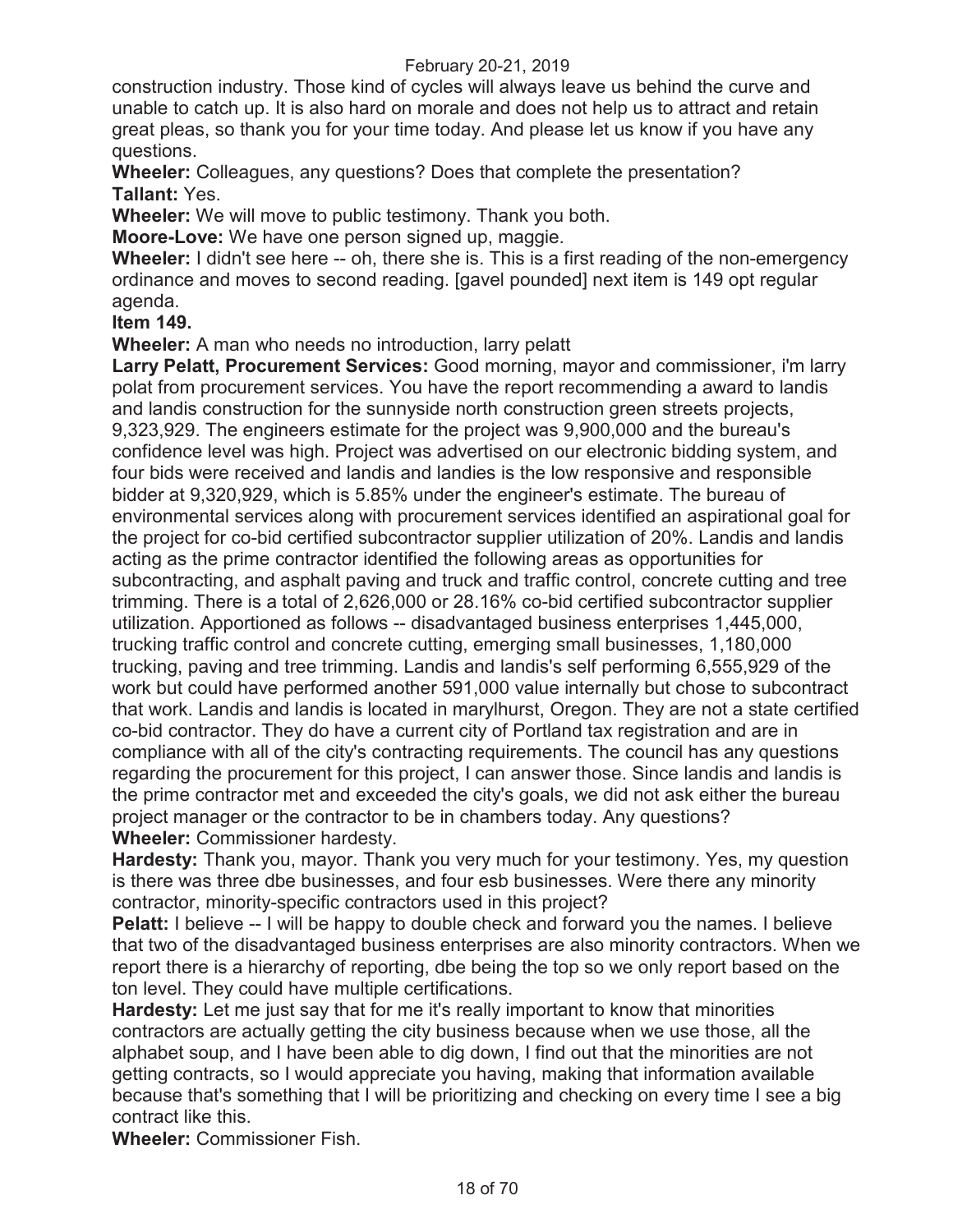construction industry. Those kind of cycles will always leave us behind the curve and unable to catch up. It is also hard on morale and does not help us to attract and retain great pleas, so thank you for your time today. And please let us know if you have any questions.

**Wheeler:** Colleagues, any questions? Does that complete the presentation?

**Tallant:** Yes.

**Wheeler:** We will move to public testimony. Thank you both.

**Moore-Love:** We have one person signed up, maggie.

**Wheeler:** I didn't see here -- oh, there she is. This is a first reading of the non-emergency ordinance and moves to second reading. [gavel pounded] next item is 149 opt regular agenda.

**Item 149.**

**Wheeler:** A man who needs no introduction, larry pelatt

**Larry Pelatt, Procurement Services:** Good morning, mayor and commissioner, i'm larry polat from procurement services. You have the report recommending a award to landis and landis construction for the sunnyside north construction green streets projects, 9,323,929. The engineers estimate for the project was 9,900,000 and the bureau's confidence level was high. Project was advertised on our electronic bidding system, and four bids were received and landis and landies is the low responsive and responsible bidder at 9,320,929, which is 5.85% under the engineer's estimate. The bureau of environmental services along with procurement services identified an aspirational goal for the project for co-bid certified subcontractor supplier utilization of 20%. Landis and landis acting as the prime contractor identified the following areas as opportunities for subcontracting, and asphalt paving and truck and traffic control, concrete cutting and tree trimming. There is a total of 2,626,000 or 28.16% co-bid certified subcontractor supplier utilization. Apportioned as follows -- disadvantaged business enterprises 1,445,000, trucking traffic control and concrete cutting, emerging small businesses, 1,180,000 trucking, paving and tree trimming. Landis and landis's self performing 6,555,929 of the work but could have performed another 591,000 value internally but chose to subcontract that work. Landis and landis is located in marylhurst, Oregon. They are not a state certified co-bid contractor. They do have a current city of Portland tax registration and are in compliance with all of the city's contracting requirements. The council has any questions regarding the procurement for this project, I can answer those. Since landis and landis is the prime contractor met and exceeded the city's goals, we did not ask either the bureau project manager or the contractor to be in chambers today. Any questions?

**Wheeler:** Commissioner hardesty.

**Hardesty:** Thank you, mayor. Thank you very much for your testimony. Yes, my question is there was three dbe businesses, and four esb businesses. Were there any minority contractor, minority-specific contractors used in this project?

**Pelatt:** I believe -- I will be happy to double check and forward you the names. I believe that two of the disadvantaged business enterprises are also minority contractors. When we report there is a hierarchy of reporting, dbe being the top so we only report based on the ton level. They could have multiple certifications.

**Hardesty:** Let me just say that for me it's really important to know that minorities contractors are actually getting the city business because when we use those, all the alphabet soup, and I have been able to dig down, I find out that the minorities are not getting contracts, so I would appreciate you having, making that information available because that's something that I will be prioritizing and checking on every time I see a big contract like this.

**Wheeler:** Commissioner Fish.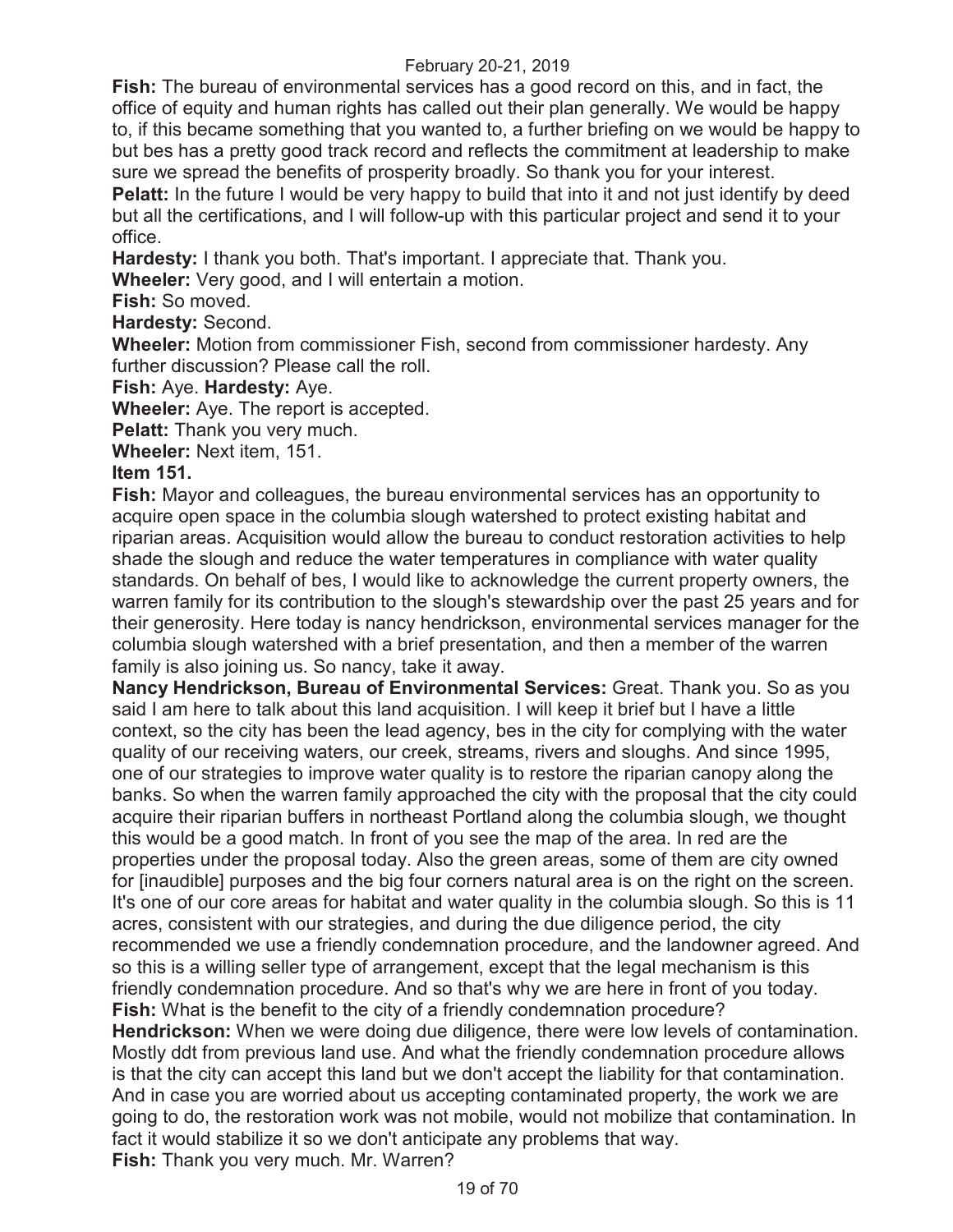**Fish:** The bureau of environmental services has a good record on this, and in fact, the office of equity and human rights has called out their plan generally. We would be happy to, if this became something that you wanted to, a further briefing on we would be happy to but bes has a pretty good track record and reflects the commitment at leadership to make sure we spread the benefits of prosperity broadly. So thank you for your interest.

**Pelatt:** In the future I would be very happy to build that into it and not just identify by deed but all the certifications, and I will follow-up with this particular project and send it to your office.

**Hardesty:** I thank you both. That's important. I appreciate that. Thank you.

**Wheeler:** Very good, and I will entertain a motion.

**Fish:** So moved.

**Hardesty:** Second.

**Wheeler:** Motion from commissioner Fish, second from commissioner hardesty. Any further discussion? Please call the roll.

**Fish:** Aye. **Hardesty:** Aye.

**Wheeler:** Aye. The report is accepted.

**Pelatt:** Thank you very much.

**Wheeler:** Next item, 151.

**Item 151.**

**Fish:** Mayor and colleagues, the bureau environmental services has an opportunity to acquire open space in the columbia slough watershed to protect existing habitat and riparian areas. Acquisition would allow the bureau to conduct restoration activities to help shade the slough and reduce the water temperatures in compliance with water quality standards. On behalf of bes, I would like to acknowledge the current property owners, the warren family for its contribution to the slough's stewardship over the past 25 years and for their generosity. Here today is nancy hendrickson, environmental services manager for the columbia slough watershed with a brief presentation, and then a member of the warren family is also joining us. So nancy, take it away.

**Nancy Hendrickson, Bureau of Environmental Services:** Great. Thank you. So as you said I am here to talk about this land acquisition. I will keep it brief but I have a little context, so the city has been the lead agency, bes in the city for complying with the water quality of our receiving waters, our creek, streams, rivers and sloughs. And since 1995, one of our strategies to improve water quality is to restore the riparian canopy along the banks. So when the warren family approached the city with the proposal that the city could acquire their riparian buffers in northeast Portland along the columbia slough, we thought this would be a good match. In front of you see the map of the area. In red are the properties under the proposal today. Also the green areas, some of them are city owned for [inaudible] purposes and the big four corners natural area is on the right on the screen. It's one of our core areas for habitat and water quality in the columbia slough. So this is 11 acres, consistent with our strategies, and during the due diligence period, the city recommended we use a friendly condemnation procedure, and the landowner agreed. And so this is a willing seller type of arrangement, except that the legal mechanism is this friendly condemnation procedure. And so that's why we are here in front of you today.

**Fish:** What is the benefit to the city of a friendly condemnation procedure?

**Hendrickson:** When we were doing due diligence, there were low levels of contamination. Mostly ddt from previous land use. And what the friendly condemnation procedure allows is that the city can accept this land but we don't accept the liability for that contamination. And in case you are worried about us accepting contaminated property, the work we are going to do, the restoration work was not mobile, would not mobilize that contamination. In fact it would stabilize it so we don't anticipate any problems that way.

**Fish:** Thank you very much. Mr. Warren?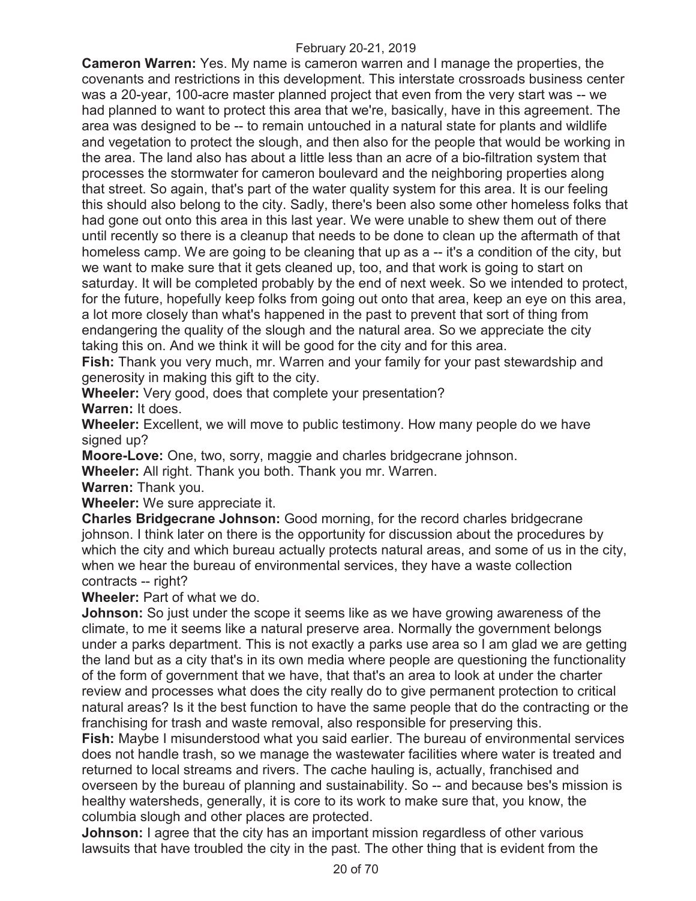**Cameron Warren:** Yes. My name is cameron warren and I manage the properties, the covenants and restrictions in this development. This interstate crossroads business center was a 20-year, 100-acre master planned project that even from the very start was -- we had planned to want to protect this area that we're, basically, have in this agreement. The area was designed to be -- to remain untouched in a natural state for plants and wildlife and vegetation to protect the slough, and then also for the people that would be working in the area. The land also has about a little less than an acre of a bio-filtration system that processes the stormwater for cameron boulevard and the neighboring properties along that street. So again, that's part of the water quality system for this area. It is our feeling this should also belong to the city. Sadly, there's been also some other homeless folks that had gone out onto this area in this last year. We were unable to shew them out of there until recently so there is a cleanup that needs to be done to clean up the aftermath of that homeless camp. We are going to be cleaning that up as a -- it's a condition of the city, but we want to make sure that it gets cleaned up, too, and that work is going to start on saturday. It will be completed probably by the end of next week. So we intended to protect, for the future, hopefully keep folks from going out onto that area, keep an eye on this area, a lot more closely than what's happened in the past to prevent that sort of thing from endangering the quality of the slough and the natural area. So we appreciate the city taking this on. And we think it will be good for the city and for this area.

**Fish:** Thank you very much, mr. Warren and your family for your past stewardship and generosity in making this gift to the city.

**Wheeler:** Very good, does that complete your presentation?

**Warren:** It does.

**Wheeler:** Excellent, we will move to public testimony. How many people do we have signed up?

**Moore-Love:** One, two, sorry, maggie and charles bridgecrane johnson.

**Wheeler:** All right. Thank you both. Thank you mr. Warren.

**Warren:** Thank you.

**Wheeler:** We sure appreciate it.

**Charles Bridgecrane Johnson:** Good morning, for the record charles bridgecrane johnson. I think later on there is the opportunity for discussion about the procedures by which the city and which bureau actually protects natural areas, and some of us in the city, when we hear the bureau of environmental services, they have a waste collection contracts -- right?

**Wheeler:** Part of what we do.

**Johnson:** So just under the scope it seems like as we have growing awareness of the climate, to me it seems like a natural preserve area. Normally the government belongs under a parks department. This is not exactly a parks use area so I am glad we are getting the land but as a city that's in its own media where people are questioning the functionality of the form of government that we have, that that's an area to look at under the charter review and processes what does the city really do to give permanent protection to critical natural areas? Is it the best function to have the same people that do the contracting or the franchising for trash and waste removal, also responsible for preserving this.

**Fish:** Maybe I misunderstood what you said earlier. The bureau of environmental services does not handle trash, so we manage the wastewater facilities where water is treated and returned to local streams and rivers. The cache hauling is, actually, franchised and overseen by the bureau of planning and sustainability. So -- and because bes's mission is healthy watersheds, generally, it is core to its work to make sure that, you know, the columbia slough and other places are protected.

**Johnson:** I agree that the city has an important mission regardless of other various lawsuits that have troubled the city in the past. The other thing that is evident from the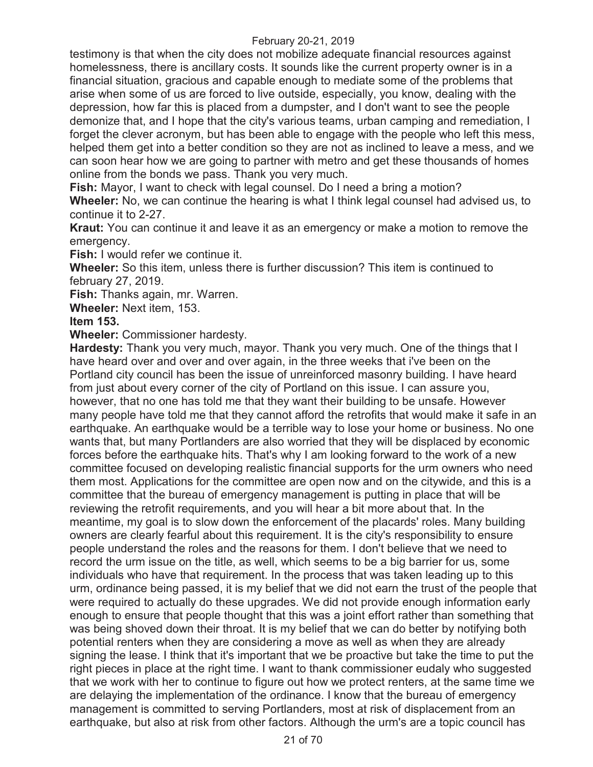testimony is that when the city does not mobilize adequate financial resources against homelessness, there is ancillary costs. It sounds like the current property owner is in a financial situation, gracious and capable enough to mediate some of the problems that arise when some of us are forced to live outside, especially, you know, dealing with the depression, how far this is placed from a dumpster, and I don't want to see the people demonize that, and I hope that the city's various teams, urban camping and remediation, I forget the clever acronym, but has been able to engage with the people who left this mess, helped them get into a better condition so they are not as inclined to leave a mess, and we can soon hear how we are going to partner with metro and get these thousands of homes online from the bonds we pass. Thank you very much.

**Fish:** Mayor, I want to check with legal counsel. Do I need a bring a motion?

**Wheeler:** No, we can continue the hearing is what I think legal counsel had advised us, to continue it to 2-27.

**Kraut:** You can continue it and leave it as an emergency or make a motion to remove the emergency.

**Fish:** I would refer we continue it.

**Wheeler:** So this item, unless there is further discussion? This item is continued to february 27, 2019.

**Fish:** Thanks again, mr. Warren.

**Wheeler:** Next item, 153.

**Item 153.**

**Wheeler:** Commissioner hardesty.

**Hardesty:** Thank you very much, mayor. Thank you very much. One of the things that I have heard over and over and over again, in the three weeks that i've been on the Portland city council has been the issue of unreinforced masonry building. I have heard from just about every corner of the city of Portland on this issue. I can assure you, however, that no one has told me that they want their building to be unsafe. However many people have told me that they cannot afford the retrofits that would make it safe in an earthquake. An earthquake would be a terrible way to lose your home or business. No one wants that, but many Portlanders are also worried that they will be displaced by economic forces before the earthquake hits. That's why I am looking forward to the work of a new committee focused on developing realistic financial supports for the urm owners who need them most. Applications for the committee are open now and on the citywide, and this is a committee that the bureau of emergency management is putting in place that will be reviewing the retrofit requirements, and you will hear a bit more about that. In the meantime, my goal is to slow down the enforcement of the placards' roles. Many building owners are clearly fearful about this requirement. It is the city's responsibility to ensure people understand the roles and the reasons for them. I don't believe that we need to record the urm issue on the title, as well, which seems to be a big barrier for us, some individuals who have that requirement. In the process that was taken leading up to this urm, ordinance being passed, it is my belief that we did not earn the trust of the people that were required to actually do these upgrades. We did not provide enough information early enough to ensure that people thought that this was a joint effort rather than something that was being shoved down their throat. It is my belief that we can do better by notifying both potential renters when they are considering a move as well as when they are already signing the lease. I think that it's important that we be proactive but take the time to put the right pieces in place at the right time. I want to thank commissioner eudaly who suggested that we work with her to continue to figure out how we protect renters, at the same time we are delaying the implementation of the ordinance. I know that the bureau of emergency management is committed to serving Portlanders, most at risk of displacement from an earthquake, but also at risk from other factors. Although the urm's are a topic council has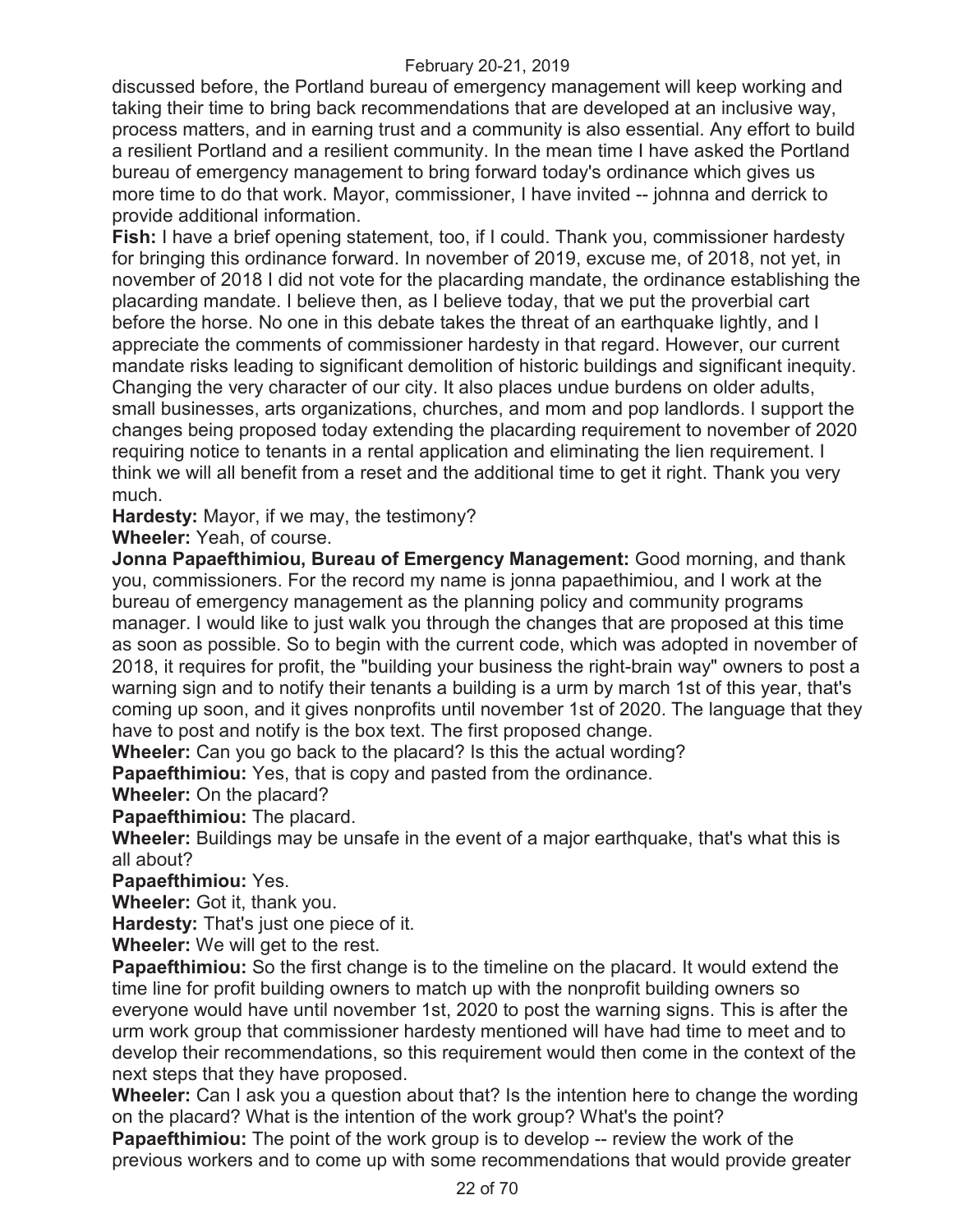discussed before, the Portland bureau of emergency management will keep working and taking their time to bring back recommendations that are developed at an inclusive way, process matters, and in earning trust and a community is also essential. Any effort to build a resilient Portland and a resilient community. In the mean time I have asked the Portland bureau of emergency management to bring forward today's ordinance which gives us more time to do that work. Mayor, commissioner, I have invited -- johnna and derrick to provide additional information.

**Fish:** I have a brief opening statement, too, if I could. Thank you, commissioner hardesty for bringing this ordinance forward. In november of 2019, excuse me, of 2018, not yet, in november of 2018 I did not vote for the placarding mandate, the ordinance establishing the placarding mandate. I believe then, as I believe today, that we put the proverbial cart before the horse. No one in this debate takes the threat of an earthquake lightly, and I appreciate the comments of commissioner hardesty in that regard. However, our current mandate risks leading to significant demolition of historic buildings and significant inequity. Changing the very character of our city. It also places undue burdens on older adults, small businesses, arts organizations, churches, and mom and pop landlords. I support the changes being proposed today extending the placarding requirement to november of 2020 requiring notice to tenants in a rental application and eliminating the lien requirement. I think we will all benefit from a reset and the additional time to get it right. Thank you very much.

**Hardesty:** Mayor, if we may, the testimony?

**Wheeler:** Yeah, of course.

**Jonna Papaefthimiou, Bureau of Emergency Management:** Good morning, and thank you, commissioners. For the record my name is jonna papaethimiou, and I work at the bureau of emergency management as the planning policy and community programs manager. I would like to just walk you through the changes that are proposed at this time as soon as possible. So to begin with the current code, which was adopted in november of 2018, it requires for profit, the "building your business the right-brain way" owners to post a warning sign and to notify their tenants a building is a urm by march 1st of this year, that's coming up soon, and it gives nonprofits until november 1st of 2020. The language that they have to post and notify is the box text. The first proposed change.

**Wheeler:** Can you go back to the placard? Is this the actual wording?

**Papaefthimiou:** Yes, that is copy and pasted from the ordinance.

**Wheeler:** On the placard?

**Papaefthimiou:** The placard.

**Wheeler:** Buildings may be unsafe in the event of a major earthquake, that's what this is all about?

**Papaefthimiou:** Yes.

**Wheeler:** Got it, thank you.

**Hardesty:** That's just one piece of it.

**Wheeler:** We will get to the rest.

**Papaefthimiou:** So the first change is to the timeline on the placard. It would extend the time line for profit building owners to match up with the nonprofit building owners so everyone would have until november 1st, 2020 to post the warning signs. This is after the urm work group that commissioner hardesty mentioned will have had time to meet and to develop their recommendations, so this requirement would then come in the context of the next steps that they have proposed.

**Wheeler:** Can I ask you a question about that? Is the intention here to change the wording on the placard? What is the intention of the work group? What's the point?

**Papaefthimiou:** The point of the work group is to develop -- review the work of the previous workers and to come up with some recommendations that would provide greater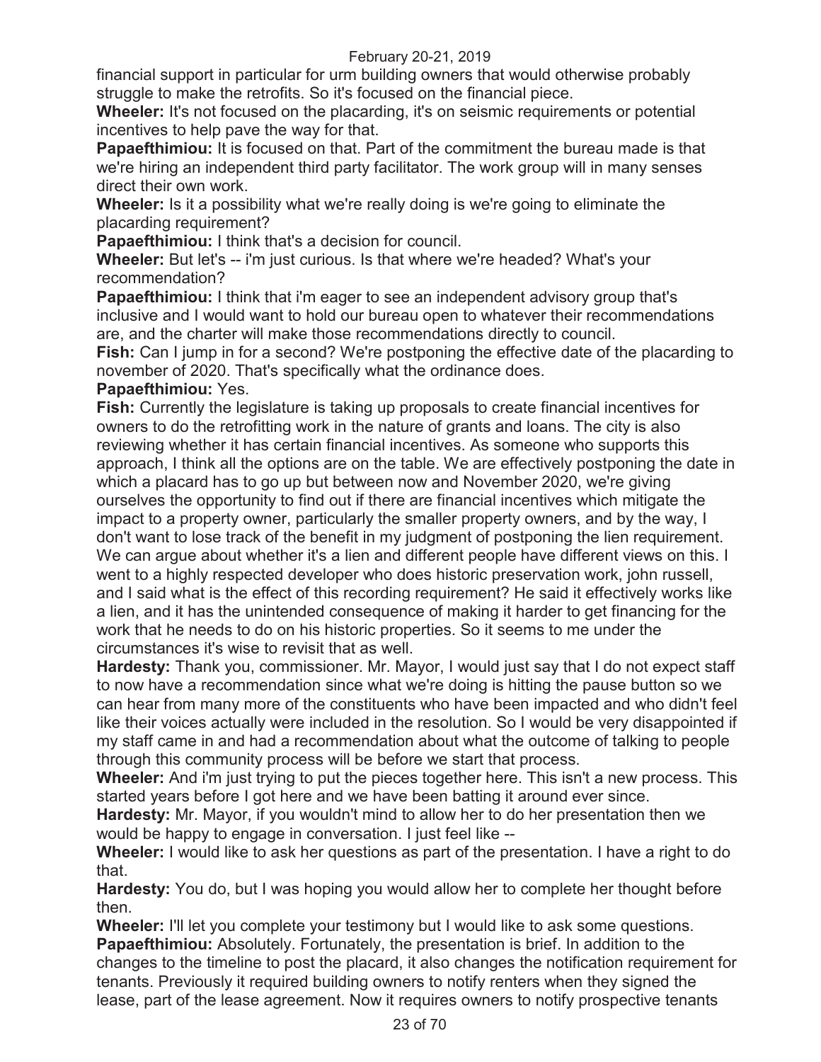financial support in particular for urm building owners that would otherwise probably struggle to make the retrofits. So it's focused on the financial piece.

**Wheeler:** It's not focused on the placarding, it's on seismic requirements or potential incentives to help pave the way for that.

**Papaefthimiou:** It is focused on that. Part of the commitment the bureau made is that we're hiring an independent third party facilitator. The work group will in many senses direct their own work.

**Wheeler:** Is it a possibility what we're really doing is we're going to eliminate the placarding requirement?

**Papaefthimiou:** I think that's a decision for council.

**Wheeler:** But let's -- i'm just curious. Is that where we're headed? What's your recommendation?

**Papaefthimiou:** I think that i'm eager to see an independent advisory group that's inclusive and I would want to hold our bureau open to whatever their recommendations are, and the charter will make those recommendations directly to council.

**Fish:** Can I jump in for a second? We're postponing the effective date of the placarding to november of 2020. That's specifically what the ordinance does.

**Papaefthimiou:** Yes.

**Fish:** Currently the legislature is taking up proposals to create financial incentives for owners to do the retrofitting work in the nature of grants and loans. The city is also reviewing whether it has certain financial incentives. As someone who supports this approach, I think all the options are on the table. We are effectively postponing the date in which a placard has to go up but between now and November 2020, we're giving ourselves the opportunity to find out if there are financial incentives which mitigate the impact to a property owner, particularly the smaller property owners, and by the way, I don't want to lose track of the benefit in my judgment of postponing the lien requirement. We can argue about whether it's a lien and different people have different views on this. I went to a highly respected developer who does historic preservation work, john russell, and I said what is the effect of this recording requirement? He said it effectively works like a lien, and it has the unintended consequence of making it harder to get financing for the work that he needs to do on his historic properties. So it seems to me under the circumstances it's wise to revisit that as well.

**Hardesty:** Thank you, commissioner. Mr. Mayor, I would just say that I do not expect staff to now have a recommendation since what we're doing is hitting the pause button so we can hear from many more of the constituents who have been impacted and who didn't feel like their voices actually were included in the resolution. So I would be very disappointed if my staff came in and had a recommendation about what the outcome of talking to people through this community process will be before we start that process.

**Wheeler:** And i'm just trying to put the pieces together here. This isn't a new process. This started years before I got here and we have been batting it around ever since.

**Hardesty:** Mr. Mayor, if you wouldn't mind to allow her to do her presentation then we would be happy to engage in conversation. I just feel like --

**Wheeler:** I would like to ask her questions as part of the presentation. I have a right to do that.

**Hardesty:** You do, but I was hoping you would allow her to complete her thought before then.

**Wheeler:** I'll let you complete your testimony but I would like to ask some questions.

**Papaefthimiou:** Absolutely. Fortunately, the presentation is brief. In addition to the changes to the timeline to post the placard, it also changes the notification requirement for tenants. Previously it required building owners to notify renters when they signed the lease, part of the lease agreement. Now it requires owners to notify prospective tenants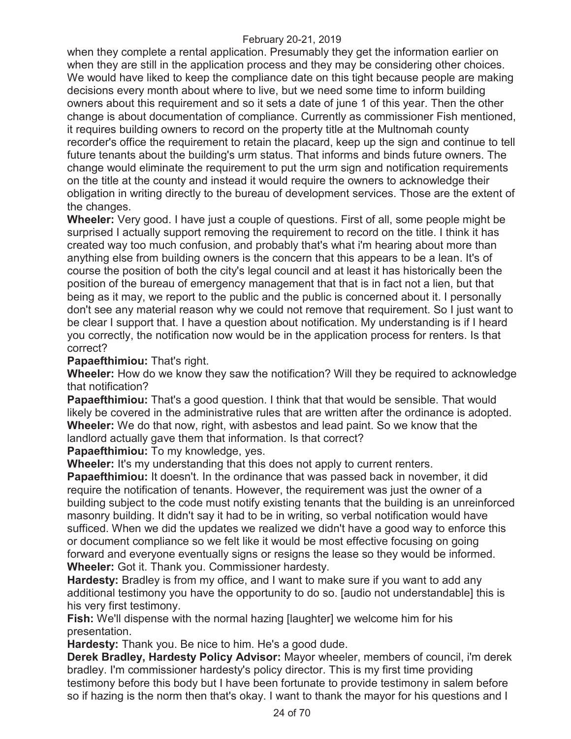when they complete a rental application. Presumably they get the information earlier on when they are still in the application process and they may be considering other choices. We would have liked to keep the compliance date on this tight because people are making decisions every month about where to live, but we need some time to inform building owners about this requirement and so it sets a date of june 1 of this year. Then the other change is about documentation of compliance. Currently as commissioner Fish mentioned, it requires building owners to record on the property title at the Multnomah county recorder's office the requirement to retain the placard, keep up the sign and continue to tell future tenants about the building's urm status. That informs and binds future owners. The change would eliminate the requirement to put the urm sign and notification requirements on the title at the county and instead it would require the owners to acknowledge their obligation in writing directly to the bureau of development services. Those are the extent of the changes.

**Wheeler:** Very good. I have just a couple of questions. First of all, some people might be surprised I actually support removing the requirement to record on the title. I think it has created way too much confusion, and probably that's what i'm hearing about more than anything else from building owners is the concern that this appears to be a lean. It's of course the position of both the city's legal council and at least it has historically been the position of the bureau of emergency management that that is in fact not a lien, but that being as it may, we report to the public and the public is concerned about it. I personally don't see any material reason why we could not remove that requirement. So I just want to be clear I support that. I have a question about notification. My understanding is if I heard you correctly, the notification now would be in the application process for renters. Is that correct?

**Papaefthimiou:** That's right.

**Wheeler:** How do we know they saw the notification? Will they be required to acknowledge that notification?

**Papaefthimiou:** That's a good question. I think that that would be sensible. That would likely be covered in the administrative rules that are written after the ordinance is adopted.

**Wheeler:** We do that now, right, with asbestos and lead paint. So we know that the landlord actually gave them that information. Is that correct?

**Papaefthimiou:** To my knowledge, yes.

**Wheeler:** It's my understanding that this does not apply to current renters.

**Papaefthimiou:** It doesn't. In the ordinance that was passed back in november, it did require the notification of tenants. However, the requirement was just the owner of a building subject to the code must notify existing tenants that the building is an unreinforced masonry building. It didn't say it had to be in writing, so verbal notification would have sufficed. When we did the updates we realized we didn't have a good way to enforce this or document compliance so we felt like it would be most effective focusing on going forward and everyone eventually signs or resigns the lease so they would be informed.

**Wheeler:** Got it. Thank you. Commissioner hardesty.

**Hardesty:** Bradley is from my office, and I want to make sure if you want to add any additional testimony you have the opportunity to do so. [audio not understandable] this is his very first testimony.

**Fish:** We'll dispense with the normal hazing [laughter] we welcome him for his presentation.

**Hardesty:** Thank you. Be nice to him. He's a good dude.

**Derek Bradley, Hardesty Policy Advisor:** Mayor wheeler, members of council, i'm derek bradley. I'm commissioner hardesty's policy director. This is my first time providing testimony before this body but I have been fortunate to provide testimony in salem before so if hazing is the norm then that's okay. I want to thank the mayor for his questions and I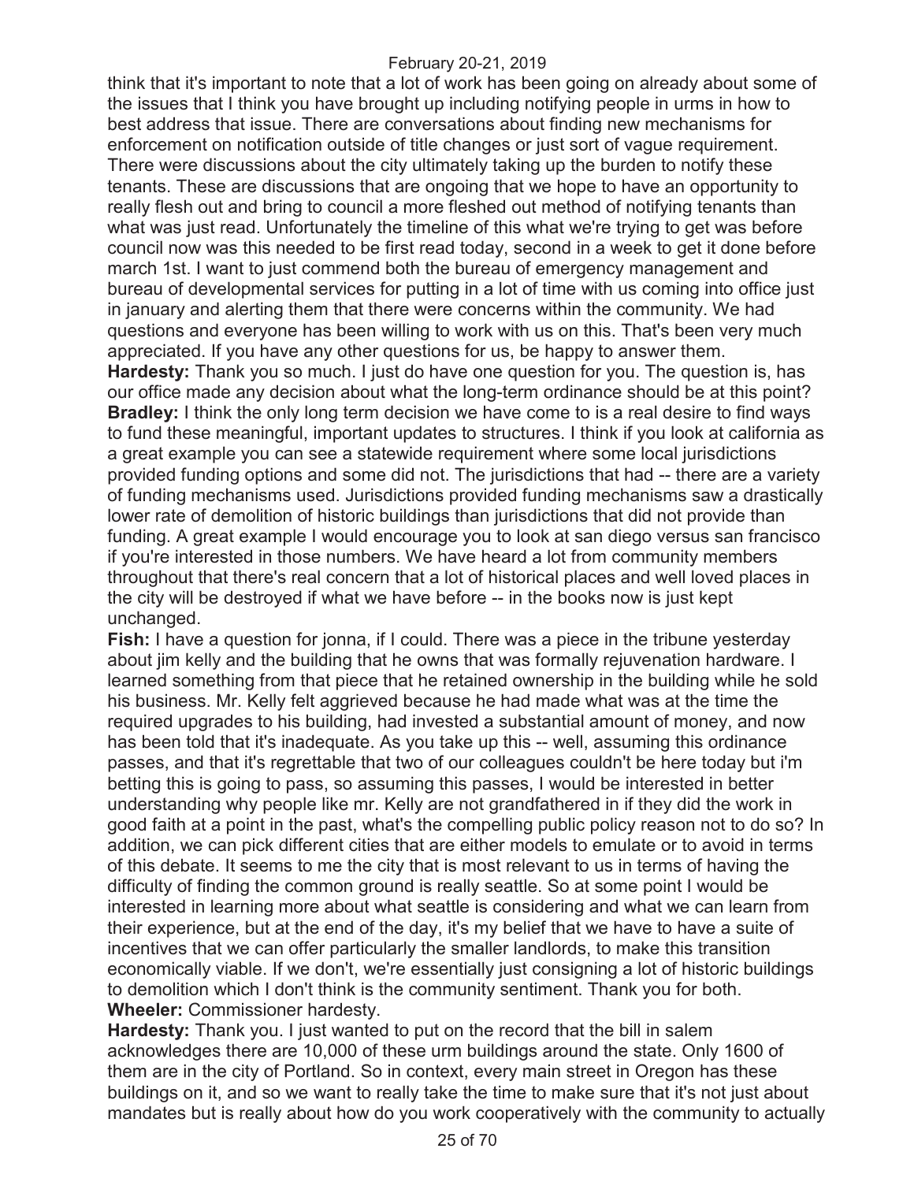think that it's important to note that a lot of work has been going on already about some of the issues that I think you have brought up including notifying people in urms in how to best address that issue. There are conversations about finding new mechanisms for enforcement on notification outside of title changes or just sort of vague requirement. There were discussions about the city ultimately taking up the burden to notify these tenants. These are discussions that are ongoing that we hope to have an opportunity to really flesh out and bring to council a more fleshed out method of notifying tenants than what was just read. Unfortunately the timeline of this what we're trying to get was before council now was this needed to be first read today, second in a week to get it done before march 1st. I want to just commend both the bureau of emergency management and bureau of developmental services for putting in a lot of time with us coming into office just in january and alerting them that there were concerns within the community. We had questions and everyone has been willing to work with us on this. That's been very much appreciated. If you have any other questions for us, be happy to answer them.

**Hardesty:** Thank you so much. I just do have one question for you. The question is, has our office made any decision about what the long-term ordinance should be at this point?

**Bradley:** I think the only long term decision we have come to is a real desire to find ways to fund these meaningful, important updates to structures. I think if you look at california as a great example you can see a statewide requirement where some local jurisdictions provided funding options and some did not. The jurisdictions that had -- there are a variety of funding mechanisms used. Jurisdictions provided funding mechanisms saw a drastically lower rate of demolition of historic buildings than jurisdictions that did not provide than funding. A great example I would encourage you to look at san diego versus san francisco if you're interested in those numbers. We have heard a lot from community members throughout that there's real concern that a lot of historical places and well loved places in the city will be destroyed if what we have before -- in the books now is just kept unchanged.

**Fish:** I have a question for jonna, if I could. There was a piece in the tribune yesterday about jim kelly and the building that he owns that was formally rejuvenation hardware. I learned something from that piece that he retained ownership in the building while he sold his business. Mr. Kelly felt aggrieved because he had made what was at the time the required upgrades to his building, had invested a substantial amount of money, and now has been told that it's inadequate. As you take up this -- well, assuming this ordinance passes, and that it's regrettable that two of our colleagues couldn't be here today but i'm betting this is going to pass, so assuming this passes, I would be interested in better understanding why people like mr. Kelly are not grandfathered in if they did the work in good faith at a point in the past, what's the compelling public policy reason not to do so? In addition, we can pick different cities that are either models to emulate or to avoid in terms of this debate. It seems to me the city that is most relevant to us in terms of having the difficulty of finding the common ground is really seattle. So at some point I would be interested in learning more about what seattle is considering and what we can learn from their experience, but at the end of the day, it's my belief that we have to have a suite of incentives that we can offer particularly the smaller landlords, to make this transition economically viable. If we don't, we're essentially just consigning a lot of historic buildings to demolition which I don't think is the community sentiment. Thank you for both.

**Wheeler:** Commissioner hardesty.

**Hardesty:** Thank you. I just wanted to put on the record that the bill in salem acknowledges there are 10,000 of these urm buildings around the state. Only 1600 of them are in the city of Portland. So in context, every main street in Oregon has these buildings on it, and so we want to really take the time to make sure that it's not just about mandates but is really about how do you work cooperatively with the community to actually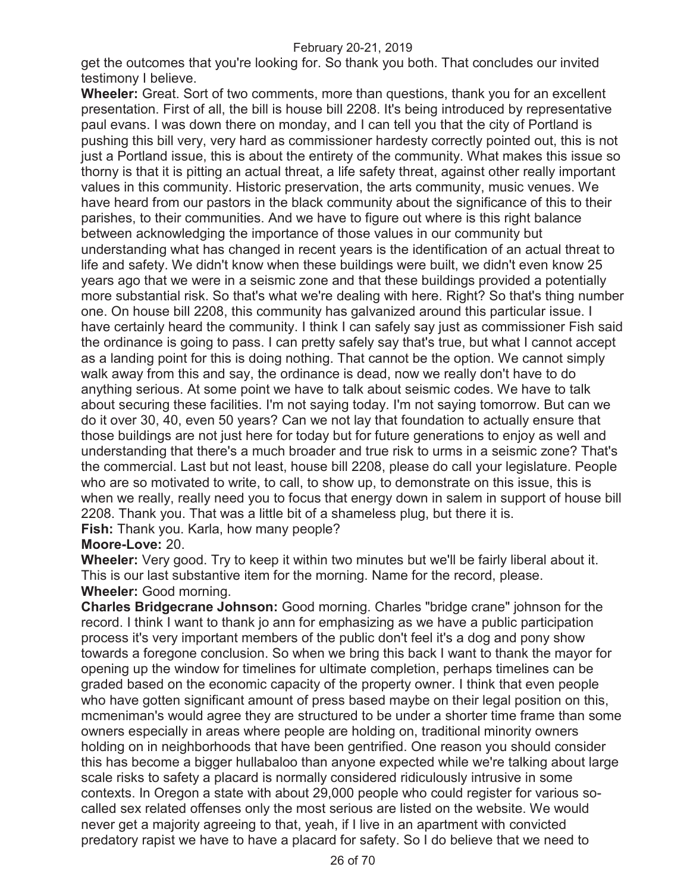get the outcomes that you're looking for. So thank you both. That concludes our invited testimony I believe.

**Wheeler:** Great. Sort of two comments, more than questions, thank you for an excellent presentation. First of all, the bill is house bill 2208. It's being introduced by representative paul evans. I was down there on monday, and I can tell you that the city of Portland is pushing this bill very, very hard as commissioner hardesty correctly pointed out, this is not just a Portland issue, this is about the entirety of the community. What makes this issue so thorny is that it is pitting an actual threat, a life safety threat, against other really important values in this community. Historic preservation, the arts community, music venues. We have heard from our pastors in the black community about the significance of this to their parishes, to their communities. And we have to figure out where is this right balance between acknowledging the importance of those values in our community but understanding what has changed in recent years is the identification of an actual threat to life and safety. We didn't know when these buildings were built, we didn't even know 25 years ago that we were in a seismic zone and that these buildings provided a potentially more substantial risk. So that's what we're dealing with here. Right? So that's thing number one. On house bill 2208, this community has galvanized around this particular issue. I have certainly heard the community. I think I can safely say just as commissioner Fish said the ordinance is going to pass. I can pretty safely say that's true, but what I cannot accept as a landing point for this is doing nothing. That cannot be the option. We cannot simply walk away from this and say, the ordinance is dead, now we really don't have to do anything serious. At some point we have to talk about seismic codes. We have to talk about securing these facilities. I'm not saying today. I'm not saying tomorrow. But can we do it over 30, 40, even 50 years? Can we not lay that foundation to actually ensure that those buildings are not just here for today but for future generations to enjoy as well and understanding that there's a much broader and true risk to urms in a seismic zone? That's the commercial. Last but not least, house bill 2208, please do call your legislature. People who are so motivated to write, to call, to show up, to demonstrate on this issue, this is when we really, really need you to focus that energy down in salem in support of house bill 2208. Thank you. That was a little bit of a shameless plug, but there it is.

**Fish:** Thank you. Karla, how many people?

**Moore-Love:** 20.

**Wheeler:** Very good. Try to keep it within two minutes but we'll be fairly liberal about it. This is our last substantive item for the morning. Name for the record, please.

**Wheeler:** Good morning.

**Charles Bridgecrane Johnson:** Good morning. Charles "bridge crane" johnson for the record. I think I want to thank jo ann for emphasizing as we have a public participation process it's very important members of the public don't feel it's a dog and pony show towards a foregone conclusion. So when we bring this back I want to thank the mayor for opening up the window for timelines for ultimate completion, perhaps timelines can be graded based on the economic capacity of the property owner. I think that even people who have gotten significant amount of press based maybe on their legal position on this, mcmeniman's would agree they are structured to be under a shorter time frame than some owners especially in areas where people are holding on, traditional minority owners holding on in neighborhoods that have been gentrified. One reason you should consider this has become a bigger hullabaloo than anyone expected while we're talking about large scale risks to safety a placard is normally considered ridiculously intrusive in some contexts. In Oregon a state with about 29,000 people who could register for various so-called sex related offenses only the most serious are listed on the website. We would never get a majority agreeing to that, yeah, if I live in an apartment with convicted predatory rapist we have to have a placard for safety. So I do believe that we need to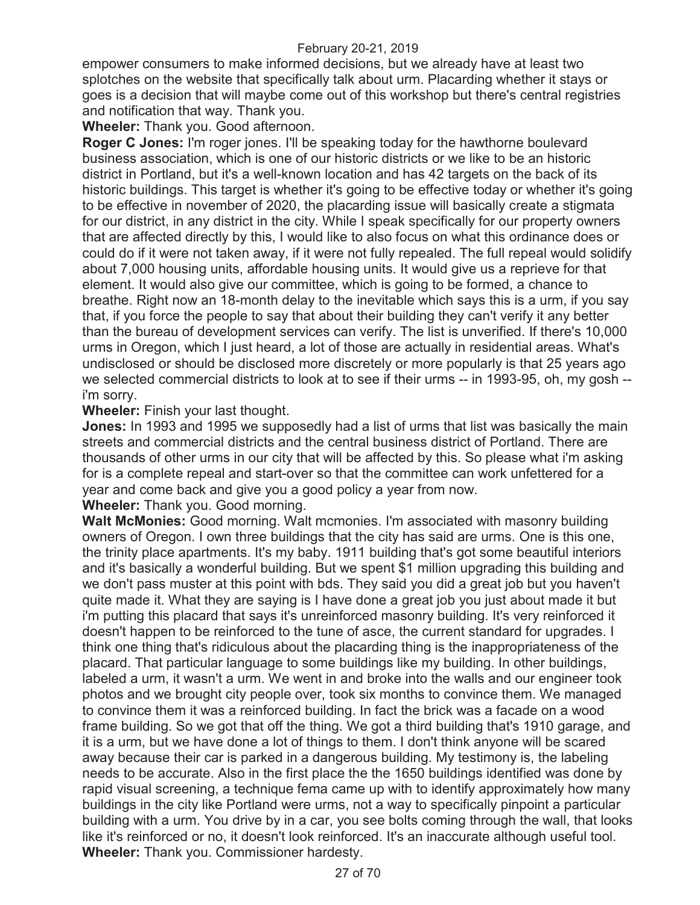empower consumers to make informed decisions, but we already have at least two splotches on the website that specifically talk about urm. Placarding whether it stays or goes is a decision that will maybe come out of this workshop but there's central registries and notification that way. Thank you.

**Wheeler:** Thank you. Good afternoon.

**Roger C Jones:** I'm roger jones. I'll be speaking today for the hawthorne boulevard business association, which is one of our historic districts or we like to be an historic district in Portland, but it's a well-known location and has 42 targets on the back of its historic buildings. This target is whether it's going to be effective today or whether it's going to be effective in november of 2020, the placarding issue will basically create a stigmata for our district, in any district in the city. While I speak specifically for our property owners that are affected directly by this, I would like to also focus on what this ordinance does or could do if it were not taken away, if it were not fully repealed. The full repeal would solidify about 7,000 housing units, affordable housing units. It would give us a reprieve for that element. It would also give our committee, which is going to be formed, a chance to breathe. Right now an 18-month delay to the inevitable which says this is a urm, if you say that, if you force the people to say that about their building they can't verify it any better than the bureau of development services can verify. The list is unverified. If there's 10,000 urms in Oregon, which I just heard, a lot of those are actually in residential areas. What's undisclosed or should be disclosed more discretely or more popularly is that 25 years ago we selected commercial districts to look at to see if their urms -- in 1993-95, oh, my gosh -- i'm sorry.

**Wheeler:** Finish your last thought.

**Jones:** In 1993 and 1995 we supposedly had a list of urms that list was basically the main streets and commercial districts and the central business district of Portland. There are thousands of other urms in our city that will be affected by this. So please what i'm asking for is a complete repeal and start-over so that the committee can work unfettered for a year and come back and give you a good policy a year from now.

**Wheeler:** Thank you. Good morning.

**Walt McMonies:** Good morning. Walt mcmonies. I'm associated with masonry building owners of Oregon. I own three buildings that the city has said are urms. One is this one, the trinity place apartments. It's my baby. 1911 building that's got some beautiful interiors and it's basically a wonderful building. But we spent $1 million upgrading this building and we don't pass muster at this point with bds. They said you did a great job but you haven't quite made it. What they are saying is I have done a great job you just about made it but i'm putting this placard that says it's unreinforced masonry building. It's very reinforced it doesn't happen to be reinforced to the tune of asce, the current standard for upgrades. I think one thing that's ridiculous about the placarding thing is the inappropriateness of the placard. That particular language to some buildings like my building. In other buildings, labeled a urm, it wasn't a urm. We went in and broke into the walls and our engineer took photos and we brought city people over, took six months to convince them. We managed to convince them it was a reinforced building. In fact the brick was a facade on a wood frame building. So we got that off the thing. We got a third building that's 1910 garage, and it is a urm, but we have done a lot of things to them. I don't think anyone will be scared away because their car is parked in a dangerous building. My testimony is, the labeling needs to be accurate. Also in the first place the the 1650 buildings identified was done by rapid visual screening, a technique fema came up with to identify approximately how many buildings in the city like Portland were urms, not a way to specifically pinpoint a particular building with a urm. You drive by in a car, you see bolts coming through the wall, that looks like it's reinforced or no, it doesn't look reinforced. It's an inaccurate although useful tool.

**Wheeler:** Thank you. Commissioner hardesty.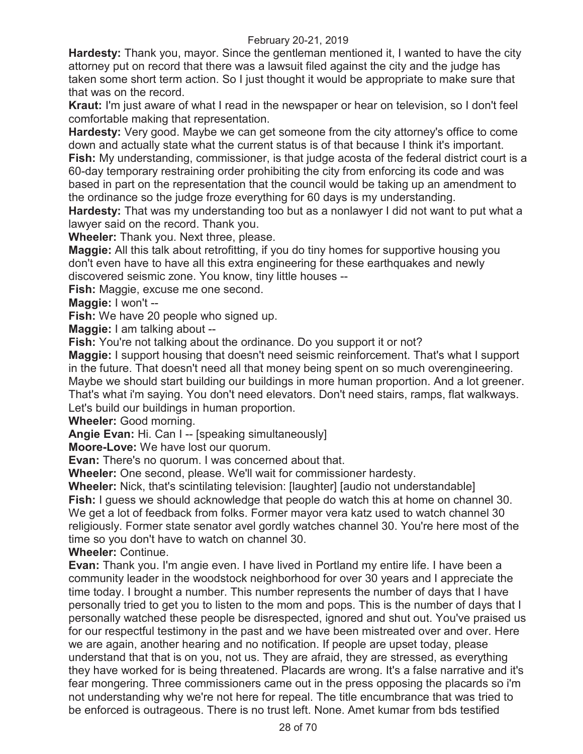**Hardesty:** Thank you, mayor. Since the gentleman mentioned it, I wanted to have the city attorney put on record that there was a lawsuit filed against the city and the judge has taken some short term action. So I just thought it would be appropriate to make sure that that was on the record.

**Kraut:** I'm just aware of what I read in the newspaper or hear on television, so I don't feel comfortable making that representation.

**Hardesty:** Very good. Maybe we can get someone from the city attorney's office to come down and actually state what the current status is of that because I think it's important.

**Fish:** My understanding, commissioner, is that judge acosta of the federal district court is a 60-day temporary restraining order prohibiting the city from enforcing its code and was based in part on the representation that the council would be taking up an amendment to the ordinance so the judge froze everything for 60 days is my understanding.

**Hardesty:** That was my understanding too but as a nonlawyer I did not want to put what a lawyer said on the record. Thank you.

**Wheeler:** Thank you. Next three, please.

**Maggie:** All this talk about retrofitting, if you do tiny homes for supportive housing you don't even have to have all this extra engineering for these earthquakes and newly discovered seismic zone. You know, tiny little houses --

**Fish:** Maggie, excuse me one second.

**Maggie:** I won't --

**Fish:** We have 20 people who signed up.

**Maggie:** I am talking about --

**Fish:** You're not talking about the ordinance. Do you support it or not?

**Maggie:** I support housing that doesn't need seismic reinforcement. That's what I support in the future. That doesn't need all that money being spent on so much overengineering. Maybe we should start building our buildings in more human proportion. And a lot greener. That's what i'm saying. You don't need elevators. Don't need stairs, ramps, flat walkways. Let's build our buildings in human proportion.

**Wheeler:** Good morning.

**Angie Evan:** Hi. Can I -- [speaking simultaneously]

**Moore-Love:** We have lost our quorum.

**Evan:** There's no quorum. I was concerned about that.

**Wheeler:** One second, please. We'll wait for commissioner hardesty.

**Wheeler:** Nick, that's scintilating television: [laughter] [audio not understandable]

**Fish:** I guess we should acknowledge that people do watch this at home on channel 30. We get a lot of feedback from folks. Former mayor vera katz used to watch channel 30 religiously. Former state senator avel gordly watches channel 30. You're here most of the time so you don't have to watch on channel 30.

**Wheeler:** Continue.

**Evan:** Thank you. I'm angie even. I have lived in Portland my entire life. I have been a community leader in the woodstock neighborhood for over 30 years and I appreciate the time today. I brought a number. This number represents the number of days that I have personally tried to get you to listen to the mom and pops. This is the number of days that I personally watched these people be disrespected, ignored and shut out. You've praised us for our respectful testimony in the past and we have been mistreated over and over. Here we are again, another hearing and no notification. If people are upset today, please understand that that is on you, not us. They are afraid, they are stressed, as everything they have worked for is being threatened. Placards are wrong. It's a false narrative and it's fear mongering. Three commissioners came out in the press opposing the placards so i'm not understanding why we're not here for repeal. The title encumbrance that was tried to be enforced is outrageous. There is no trust left. None. Amet kumar from bds testified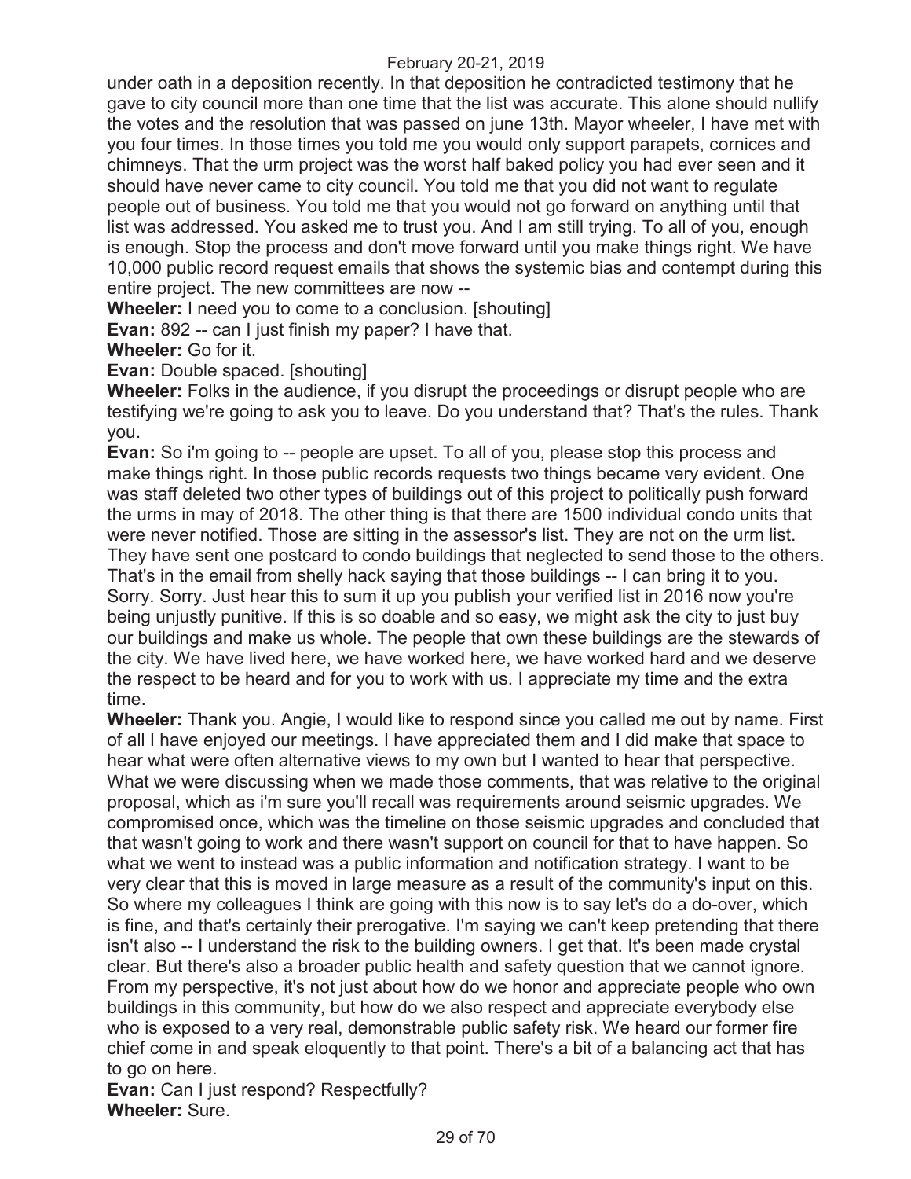under oath in a deposition recently. In that deposition he contradicted testimony that he gave to city council more than one time that the list was accurate. This alone should nullify the votes and the resolution that was passed on june 13th. Mayor wheeler, I have met with you four times. In those times you told me you would only support parapets, cornices and chimneys. That the urm project was the worst half baked policy you had ever seen and it should have never came to city council. You told me that you did not want to regulate people out of business. You told me that you would not go forward on anything until that list was addressed. You asked me to trust you. And I am still trying. To all of you, enough is enough. Stop the process and don't move forward until you make things right. We have 10,000 public record request emails that shows the systemic bias and contempt during this entire project. The new committees are now --

**Wheeler:** I need you to come to a conclusion. [shouting]

**Evan:** 892 -- can I just finish my paper? I have that.

**Wheeler:** Go for it.

**Evan:** Double spaced. [shouting]

**Wheeler:** Folks in the audience, if you disrupt the proceedings or disrupt people who are testifying we're going to ask you to leave. Do you understand that? That's the rules. Thank you.

**Evan:** So i'm going to -- people are upset. To all of you, please stop this process and make things right. In those public records requests two things became very evident. One was staff deleted two other types of buildings out of this project to politically push forward the urms in may of 2018. The other thing is that there are 1500 individual condo units that were never notified. Those are sitting in the assessor's list. They are not on the urm list. They have sent one postcard to condo buildings that neglected to send those to the others. That's in the email from shelly hack saying that those buildings -- I can bring it to you. Sorry. Sorry. Just hear this to sum it up you publish your verified list in 2016 now you're being unjustly punitive. If this is so doable and so easy, we might ask the city to just buy our buildings and make us whole. The people that own these buildings are the stewards of the city. We have lived here, we have worked here, we have worked hard and we deserve the respect to be heard and for you to work with us. I appreciate my time and the extra time.

**Wheeler:** Thank you. Angie, I would like to respond since you called me out by name. First of all I have enjoyed our meetings. I have appreciated them and I did make that space to hear what were often alternative views to my own but I wanted to hear that perspective. What we were discussing when we made those comments, that was relative to the original proposal, which as i'm sure you'll recall was requirements around seismic upgrades. We compromised once, which was the timeline on those seismic upgrades and concluded that that wasn't going to work and there wasn't support on council for that to have happen. So what we went to instead was a public information and notification strategy. I want to be very clear that this is moved in large measure as a result of the community's input on this. So where my colleagues I think are going with this now is to say let's do a do-over, which is fine, and that's certainly their prerogative. I'm saying we can't keep pretending that there isn't also -- I understand the risk to the building owners. I get that. It's been made crystal clear. But there's also a broader public health and safety question that we cannot ignore. From my perspective, it's not just about how do we honor and appreciate people who own buildings in this community, but how do we also respect and appreciate everybody else who is exposed to a very real, demonstrable public safety risk. We heard our former fire chief come in and speak eloquently to that point. There's a bit of a balancing act that has to go on here.

**Evan:** Can I just respond? Respectfully?

**Wheeler:** Sure.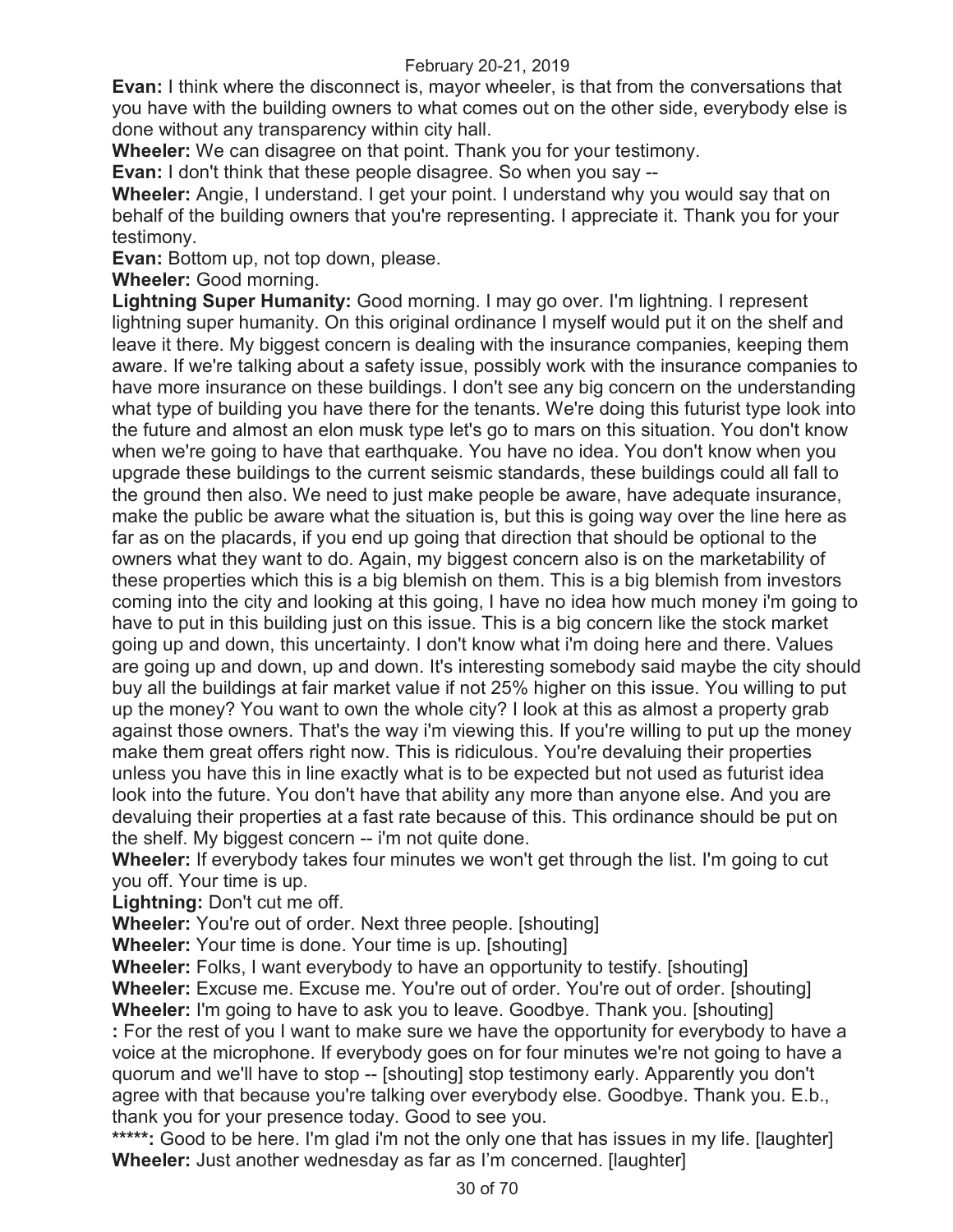**Evan:** I think where the disconnect is, mayor wheeler, is that from the conversations that you have with the building owners to what comes out on the other side, everybody else is done without any transparency within city hall.

**Wheeler:** We can disagree on that point. Thank you for your testimony.

**Evan:** I don't think that these people disagree. So when you say --

**Wheeler:** Angie, I understand. I get your point. I understand why you would say that on behalf of the building owners that you're representing. I appreciate it. Thank you for your testimony.

**Evan:** Bottom up, not top down, please.

**Wheeler:** Good morning.

**Lightning Super Humanity:** Good morning. I may go over. I'm lightning. I represent lightning super humanity. On this original ordinance I myself would put it on the shelf and leave it there. My biggest concern is dealing with the insurance companies, keeping them aware. If we're talking about a safety issue, possibly work with the insurance companies to have more insurance on these buildings. I don't see any big concern on the understanding what type of building you have there for the tenants. We're doing this futurist type look into the future and almost an elon musk type let's go to mars on this situation. You don't know when we're going to have that earthquake. You have no idea. You don't know when you upgrade these buildings to the current seismic standards, these buildings could all fall to the ground then also. We need to just make people be aware, have adequate insurance, make the public be aware what the situation is, but this is going way over the line here as far as on the placards, if you end up going that direction that should be optional to the owners what they want to do. Again, my biggest concern also is on the marketability of these properties which this is a big blemish on them. This is a big blemish from investors coming into the city and looking at this going, I have no idea how much money i'm going to have to put in this building just on this issue. This is a big concern like the stock market going up and down, this uncertainty. I don't know what i'm doing here and there. Values are going up and down, up and down. It's interesting somebody said maybe the city should buy all the buildings at fair market value if not 25% higher on this issue. You willing to put up the money? You want to own the whole city? I look at this as almost a property grab against those owners. That's the way i'm viewing this. If you're willing to put up the money make them great offers right now. This is ridiculous. You're devaluing their properties unless you have this in line exactly what is to be expected but not used as futurist idea look into the future. You don't have that ability any more than anyone else. And you are devaluing their properties at a fast rate because of this. This ordinance should be put on the shelf. My biggest concern -- i'm not quite done.

**Wheeler:** If everybody takes four minutes we won't get through the list. I'm going to cut you off. Your time is up.

**Lightning:** Don't cut me off.

**Wheeler:** You're out of order. Next three people. [shouting]

**Wheeler:** Your time is done. Your time is up. [shouting]

**Wheeler:** Folks, I want everybody to have an opportunity to testify. [shouting]

**Wheeler:** Excuse me. Excuse me. You're out of order. You're out of order. [shouting]

**Wheeler:** I'm going to have to ask you to leave. Goodbye. Thank you. [shouting]

**:** For the rest of you I want to make sure we have the opportunity for everybody to have a voice at the microphone. If everybody goes on for four minutes we're not going to have a quorum and we'll have to stop -- [shouting] stop testimony early. Apparently you don't agree with that because you're talking over everybody else. Goodbye. Thank you. E.b., thank you for your presence today. Good to see you.

*****:** Good to be here. I'm glad i'm not the only one that has issues in my life. [laughter]

**Wheeler:** Just another wednesday as far as I'm concerned. [laughter]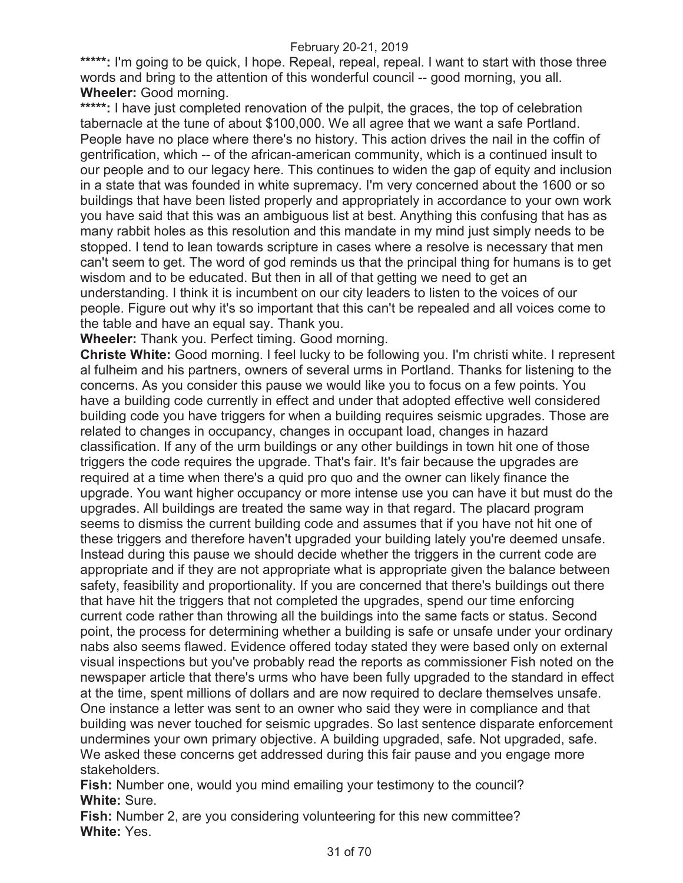**\*\*\*\*\*:** I'm going to be quick, I hope. Repeal, repeal, repeal. I want to start with those three words and bring to the attention of this wonderful council -- good morning, you all.
**Wheeler:** Good morning.
**\*\*\*\*\*:** I have just completed renovation of the pulpit, the graces, the top of celebration tabernacle at the tune of about $100,000. We all agree that we want a safe Portland. People have no place where there's no history. This action drives the nail in the coffin of gentrification, which -- of the african-american community, which is a continued insult to our people and to our legacy here. This continues to widen the gap of equity and inclusion in a state that was founded in white supremacy. I'm very concerned about the 1600 or so buildings that have been listed properly and appropriately in accordance to your own work you have said that this was an ambiguous list at best. Anything this confusing that has as many rabbit holes as this resolution and this mandate in my mind just simply needs to be stopped. I tend to lean towards scripture in cases where a resolve is necessary that men can't seem to get. The word of god reminds us that the principal thing for humans is to get wisdom and to be educated. But then in all of that getting we need to get an understanding. I think it is incumbent on our city leaders to listen to the voices of our people. Figure out why it's so important that this can't be repealed and all voices come to the table and have an equal say. Thank you.
**Wheeler:** Thank you. Perfect timing. Good morning.
**Christe White:** Good morning. I feel lucky to be following you. I'm christi white. I represent al fulheim and his partners, owners of several urms in Portland. Thanks for listening to the concerns. As you consider this pause we would like you to focus on a few points. You have a building code currently in effect and under that adopted effective well considered building code you have triggers for when a building requires seismic upgrades. Those are related to changes in occupancy, changes in occupant load, changes in hazard classification. If any of the urm buildings or any other buildings in town hit one of those triggers the code requires the upgrade. That's fair. It's fair because the upgrades are required at a time when there's a quid pro quo and the owner can likely finance the upgrade. You want higher occupancy or more intense use you can have it but must do the upgrades. All buildings are treated the same way in that regard. The placard program seems to dismiss the current building code and assumes that if you have not hit one of these triggers and therefore haven't upgraded your building lately you're deemed unsafe. Instead during this pause we should decide whether the triggers in the current code are appropriate and if they are not appropriate what is appropriate given the balance between safety, feasibility and proportionality. If you are concerned that there's buildings out there that have hit the triggers that not completed the upgrades, spend our time enforcing current code rather than throwing all the buildings into the same facts or status. Second point, the process for determining whether a building is safe or unsafe under your ordinary nabs also seems flawed. Evidence offered today stated they were based only on external visual inspections but you've probably read the reports as commissioner Fish noted on the newspaper article that there's urms who have been fully upgraded to the standard in effect at the time, spent millions of dollars and are now required to declare themselves unsafe. One instance a letter was sent to an owner who said they were in compliance and that building was never touched for seismic upgrades. So last sentence disparate enforcement undermines your own primary objective. A building upgraded, safe. Not upgraded, safe. We asked these concerns get addressed during this fair pause and you engage more stakeholders.
**Fish:** Number one, would you mind emailing your testimony to the council?
**White:** Sure.
**Fish:** Number 2, are you considering volunteering for this new committee?
**White:** Yes.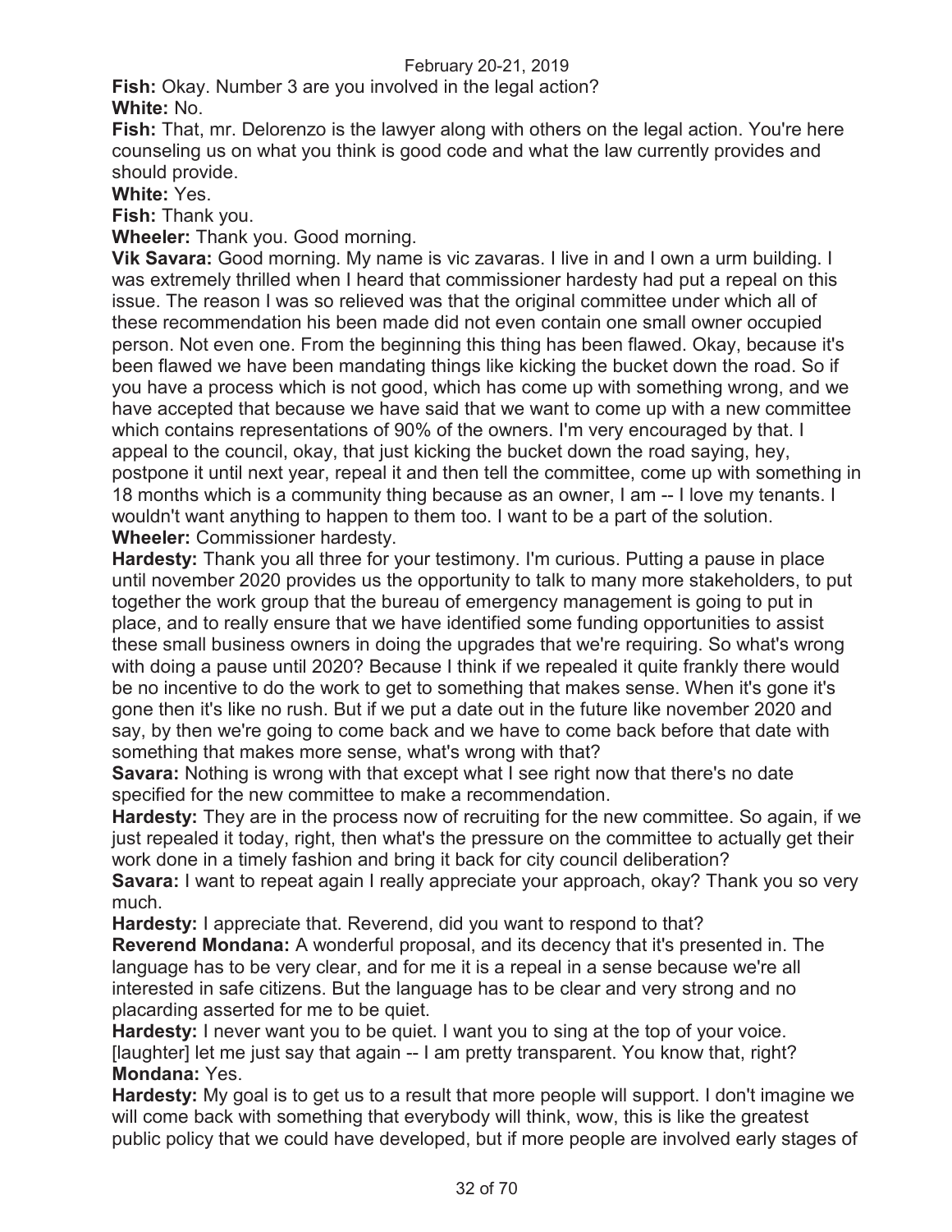**Fish:** Okay. Number 3 are you involved in the legal action?

**White:** No.

**Fish:** That, mr. Delorenzo is the lawyer along with others on the legal action. You're here counseling us on what you think is good code and what the law currently provides and should provide.

**White:** Yes.

**Fish:** Thank you.

**Wheeler:** Thank you. Good morning.

**Vik Savara:** Good morning. My name is vic zavaras. I live in and I own a urm building. I was extremely thrilled when I heard that commissioner hardesty had put a repeal on this issue. The reason I was so relieved was that the original committee under which all of these recommendation his been made did not even contain one small owner occupied person. Not even one. From the beginning this thing has been flawed. Okay, because it's been flawed we have been mandating things like kicking the bucket down the road. So if you have a process which is not good, which has come up with something wrong, and we have accepted that because we have said that we want to come up with a new committee which contains representations of 90% of the owners. I'm very encouraged by that. I appeal to the council, okay, that just kicking the bucket down the road saying, hey, postpone it until next year, repeal it and then tell the committee, come up with something in 18 months which is a community thing because as an owner, I am -- I love my tenants. I wouldn't want anything to happen to them too. I want to be a part of the solution.

**Wheeler:** Commissioner hardesty.

**Hardesty:** Thank you all three for your testimony. I'm curious. Putting a pause in place until november 2020 provides us the opportunity to talk to many more stakeholders, to put together the work group that the bureau of emergency management is going to put in place, and to really ensure that we have identified some funding opportunities to assist these small business owners in doing the upgrades that we're requiring. So what's wrong with doing a pause until 2020? Because I think if we repealed it quite frankly there would be no incentive to do the work to get to something that makes sense. When it's gone it's gone then it's like no rush. But if we put a date out in the future like november 2020 and say, by then we're going to come back and we have to come back before that date with something that makes more sense, what's wrong with that?

**Savara:** Nothing is wrong with that except what I see right now that there's no date specified for the new committee to make a recommendation.

**Hardesty:** They are in the process now of recruiting for the new committee. So again, if we just repealed it today, right, then what's the pressure on the committee to actually get their work done in a timely fashion and bring it back for city council deliberation?

**Savara:** I want to repeat again I really appreciate your approach, okay? Thank you so very much.

**Hardesty:** I appreciate that. Reverend, did you want to respond to that?

**Reverend Mondana:** A wonderful proposal, and its decency that it's presented in. The language has to be very clear, and for me it is a repeal in a sense because we're all interested in safe citizens. But the language has to be clear and very strong and no placarding asserted for me to be quiet.

**Hardesty:** I never want you to be quiet. I want you to sing at the top of your voice. [laughter] let me just say that again -- I am pretty transparent. You know that, right?

**Mondana:** Yes.

**Hardesty:** My goal is to get us to a result that more people will support. I don't imagine we will come back with something that everybody will think, wow, this is like the greatest public policy that we could have developed, but if more people are involved early stages of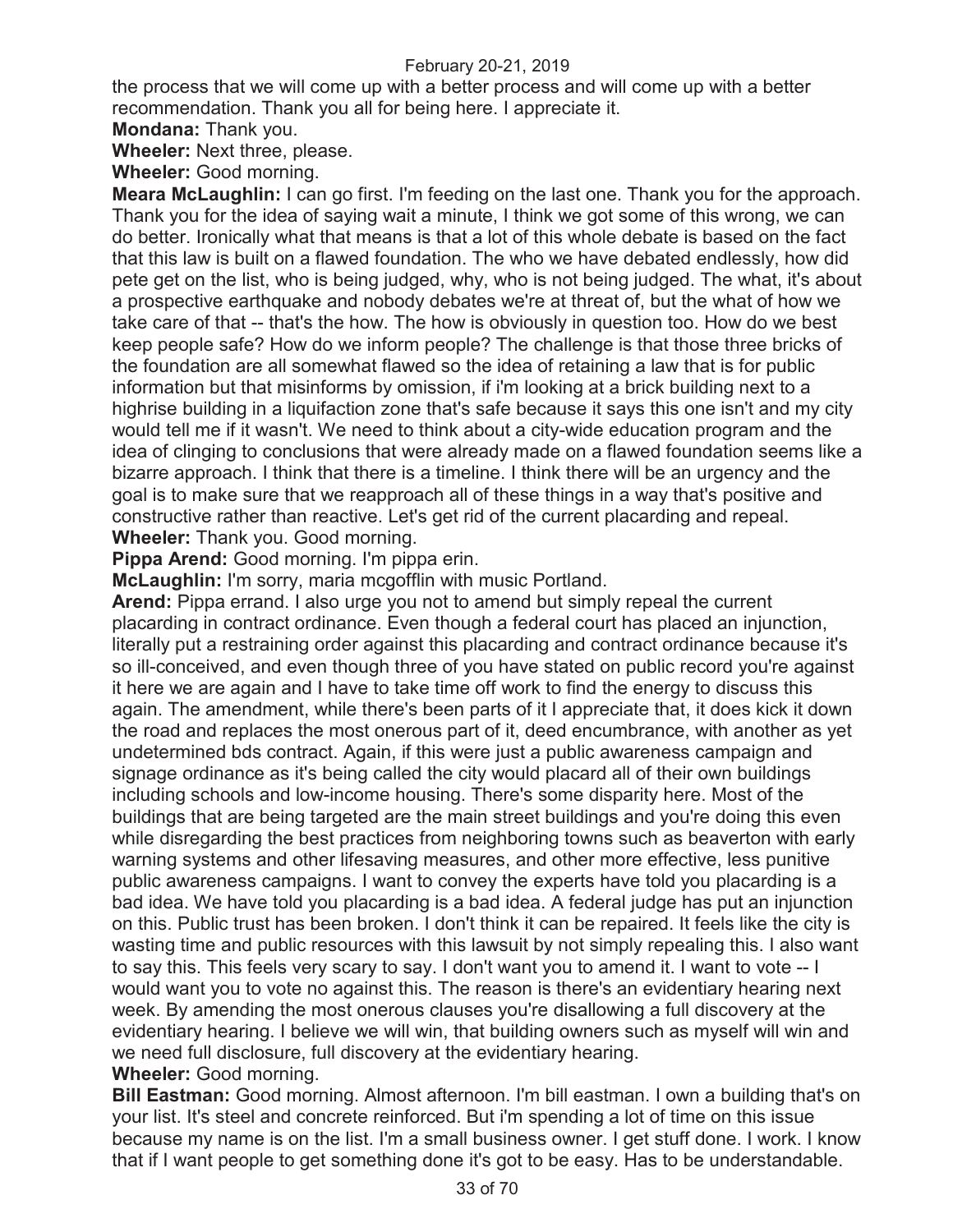the process that we will come up with a better process and will come up with a better recommendation. Thank you all for being here. I appreciate it.

**Mondana:** Thank you.

**Wheeler:** Next three, please.

**Wheeler:** Good morning.

**Meara McLaughlin:** I can go first. I'm feeding on the last one. Thank you for the approach. Thank you for the idea of saying wait a minute, I think we got some of this wrong, we can do better. Ironically what that means is that a lot of this whole debate is based on the fact that this law is built on a flawed foundation. The who we have debated endlessly, how did pete get on the list, who is being judged, why, who is not being judged. The what, it's about a prospective earthquake and nobody debates we're at threat of, but the what of how we take care of that -- that's the how. The how is obviously in question too. How do we best keep people safe? How do we inform people? The challenge is that those three bricks of the foundation are all somewhat flawed so the idea of retaining a law that is for public information but that misinforms by omission, if i'm looking at a brick building next to a highrise building in a liquifaction zone that's safe because it says this one isn't and my city would tell me if it wasn't. We need to think about a city-wide education program and the idea of clinging to conclusions that were already made on a flawed foundation seems like a bizarre approach. I think that there is a timeline. I think there will be an urgency and the goal is to make sure that we reapproach all of these things in a way that's positive and constructive rather than reactive. Let's get rid of the current placarding and repeal.

**Wheeler:** Thank you. Good morning.

**Pippa Arend:** Good morning. I'm pippa erin.

**McLaughlin:** I'm sorry, maria mcgofflin with music Portland.

**Arend:** Pippa errand. I also urge you not to amend but simply repeal the current placarding in contract ordinance. Even though a federal court has placed an injunction, literally put a restraining order against this placarding and contract ordinance because it's so ill-conceived, and even though three of you have stated on public record you're against it here we are again and I have to take time off work to find the energy to discuss this again. The amendment, while there's been parts of it I appreciate that, it does kick it down the road and replaces the most onerous part of it, deed encumbrance, with another as yet undetermined bds contract. Again, if this were just a public awareness campaign and signage ordinance as it's being called the city would placard all of their own buildings including schools and low-income housing. There's some disparity here. Most of the buildings that are being targeted are the main street buildings and you're doing this even while disregarding the best practices from neighboring towns such as beaverton with early warning systems and other lifesaving measures, and other more effective, less punitive public awareness campaigns. I want to convey the experts have told you placarding is a bad idea. We have told you placarding is a bad idea. A federal judge has put an injunction on this. Public trust has been broken. I don't think it can be repaired. It feels like the city is wasting time and public resources with this lawsuit by not simply repealing this. I also want to say this. This feels very scary to say. I don't want you to amend it. I want to vote -- I would want you to vote no against this. The reason is there's an evidentiary hearing next week. By amending the most onerous clauses you're disallowing a full discovery at the evidentiary hearing. I believe we will win, that building owners such as myself will win and we need full disclosure, full discovery at the evidentiary hearing.

**Wheeler:** Good morning.

**Bill Eastman:** Good morning. Almost afternoon. I'm bill eastman. I own a building that's on your list. It's steel and concrete reinforced. But i'm spending a lot of time on this issue because my name is on the list. I'm a small business owner. I get stuff done. I work. I know that if I want people to get something done it's got to be easy. Has to be understandable.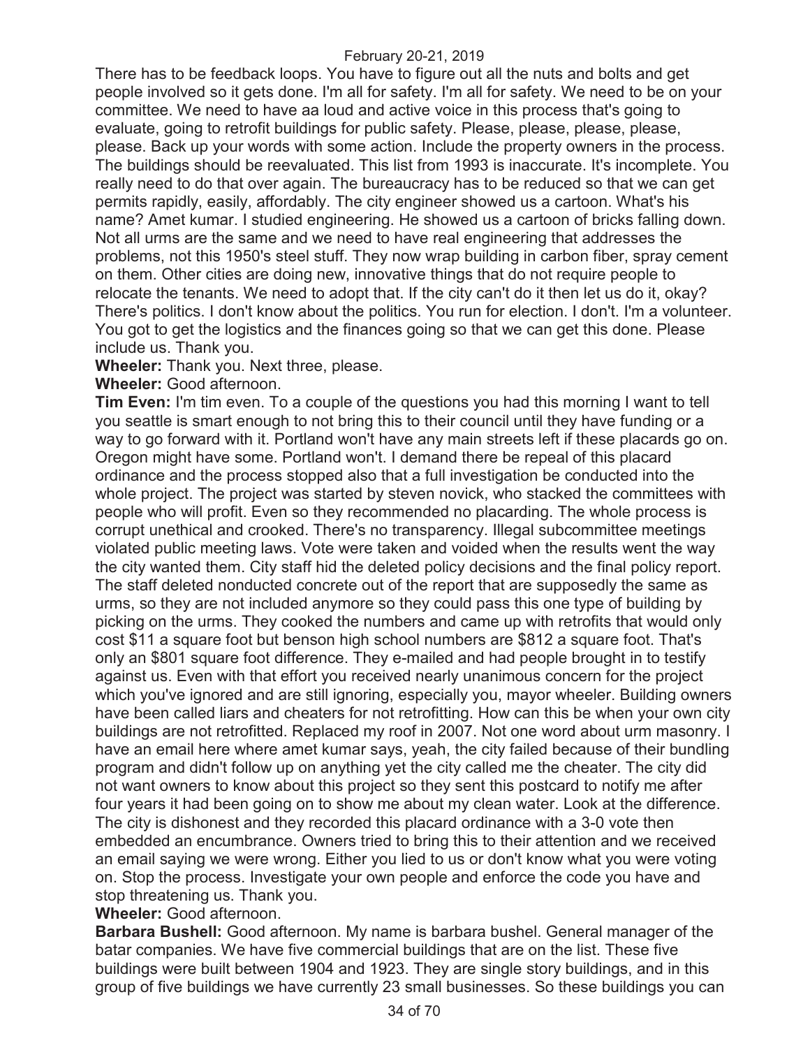There has to be feedback loops. You have to figure out all the nuts and bolts and get people involved so it gets done. I'm all for safety. I'm all for safety. We need to be on your committee. We need to have aa loud and active voice in this process that's going to evaluate, going to retrofit buildings for public safety. Please, please, please, please, please. Back up your words with some action. Include the property owners in the process. The buildings should be reevaluated. This list from 1993 is inaccurate. It's incomplete. You really need to do that over again. The bureaucracy has to be reduced so that we can get permits rapidly, easily, affordably. The city engineer showed us a cartoon. What's his name? Amet kumar. I studied engineering. He showed us a cartoon of bricks falling down. Not all urms are the same and we need to have real engineering that addresses the problems, not this 1950's steel stuff. They now wrap building in carbon fiber, spray cement on them. Other cities are doing new, innovative things that do not require people to relocate the tenants. We need to adopt that. If the city can't do it then let us do it, okay? There's politics. I don't know about the politics. You run for election. I don't. I'm a volunteer. You got to get the logistics and the finances going so that we can get this done. Please include us. Thank you.

**Wheeler:** Thank you. Next three, please.

**Wheeler:** Good afternoon.

**Tim Even:** I'm tim even. To a couple of the questions you had this morning I want to tell you seattle is smart enough to not bring this to their council until they have funding or a way to go forward with it. Portland won't have any main streets left if these placards go on. Oregon might have some. Portland won't. I demand there be repeal of this placard ordinance and the process stopped also that a full investigation be conducted into the whole project. The project was started by steven novick, who stacked the committees with people who will profit. Even so they recommended no placarding. The whole process is corrupt unethical and crooked. There's no transparency. Illegal subcommittee meetings violated public meeting laws. Vote were taken and voided when the results went the way the city wanted them. City staff hid the deleted policy decisions and the final policy report. The staff deleted nonducted concrete out of the report that are supposedly the same as urms, so they are not included anymore so they could pass this one type of building by picking on the urms. They cooked the numbers and came up with retrofits that would only cost $11 a square foot but benson high school numbers are $812 a square foot. That's only an $801 square foot difference. They e-mailed and had people brought in to testify against us. Even with that effort you received nearly unanimous concern for the project which you've ignored and are still ignoring, especially you, mayor wheeler. Building owners have been called liars and cheaters for not retrofitting. How can this be when your own city buildings are not retrofitted. Replaced my roof in 2007. Not one word about urm masonry. I have an email here where amet kumar says, yeah, the city failed because of their bundling program and didn't follow up on anything yet the city called me the cheater. The city did not want owners to know about this project so they sent this postcard to notify me after four years it had been going on to show me about my clean water. Look at the difference. The city is dishonest and they recorded this placard ordinance with a 3-0 vote then embedded an encumbrance. Owners tried to bring this to their attention and we received an email saying we were wrong. Either you lied to us or don't know what you were voting on. Stop the process. Investigate your own people and enforce the code you have and stop threatening us. Thank you.

**Wheeler:** Good afternoon.

**Barbara Bushell:** Good afternoon. My name is barbara bushel. General manager of the batar companies. We have five commercial buildings that are on the list. These five buildings were built between 1904 and 1923. They are single story buildings, and in this group of five buildings we have currently 23 small businesses. So these buildings you can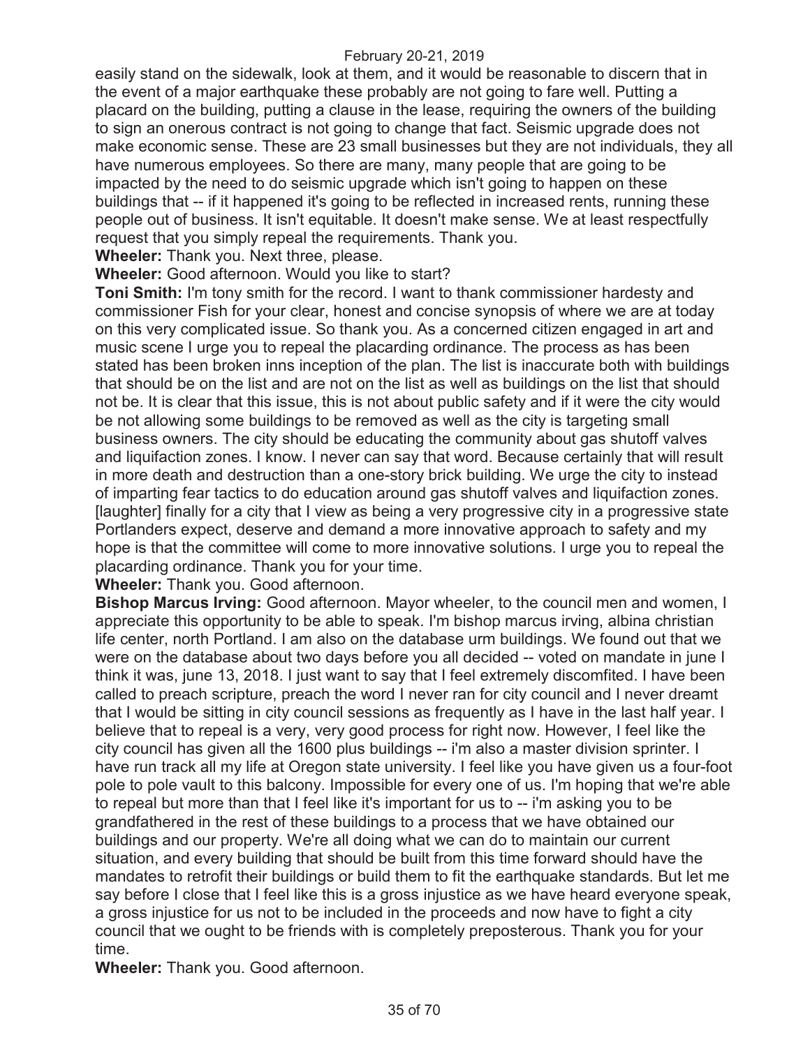easily stand on the sidewalk, look at them, and it would be reasonable to discern that in the event of a major earthquake these probably are not going to fare well. Putting a placard on the building, putting a clause in the lease, requiring the owners of the building to sign an onerous contract is not going to change that fact. Seismic upgrade does not make economic sense. These are 23 small businesses but they are not individuals, they all have numerous employees. So there are many, many people that are going to be impacted by the need to do seismic upgrade which isn't going to happen on these buildings that -- if it happened it's going to be reflected in increased rents, running these people out of business. It isn't equitable. It doesn't make sense. We at least respectfully request that you simply repeal the requirements. Thank you.

**Wheeler:** Thank you. Next three, please.

**Wheeler:** Good afternoon. Would you like to start?

**Toni Smith:** I'm tony smith for the record. I want to thank commissioner hardesty and commissioner Fish for your clear, honest and concise synopsis of where we are at today on this very complicated issue. So thank you. As a concerned citizen engaged in art and music scene I urge you to repeal the placarding ordinance. The process as has been stated has been broken inns inception of the plan. The list is inaccurate both with buildings that should be on the list and are not on the list as well as buildings on the list that should not be. It is clear that this issue, this is not about public safety and if it were the city would be not allowing some buildings to be removed as well as the city is targeting small business owners. The city should be educating the community about gas shutoff valves and liquifaction zones. I know. I never can say that word. Because certainly that will result in more death and destruction than a one-story brick building. We urge the city to instead of imparting fear tactics to do education around gas shutoff valves and liquifaction zones. [laughter] finally for a city that I view as being a very progressive city in a progressive state Portlanders expect, deserve and demand a more innovative approach to safety and my hope is that the committee will come to more innovative solutions. I urge you to repeal the placarding ordinance. Thank you for your time.

**Wheeler:** Thank you. Good afternoon.

**Bishop Marcus Irving:** Good afternoon. Mayor wheeler, to the council men and women, I appreciate this opportunity to be able to speak. I'm bishop marcus irving, albina christian life center, north Portland. I am also on the database urm buildings. We found out that we were on the database about two days before you all decided -- voted on mandate in june I think it was, june 13, 2018. I just want to say that I feel extremely discomfited. I have been called to preach scripture, preach the word I never ran for city council and I never dreamt that I would be sitting in city council sessions as frequently as I have in the last half year. I believe that to repeal is a very, very good process for right now. However, I feel like the city council has given all the 1600 plus buildings -- i'm also a master division sprinter. I have run track all my life at Oregon state university. I feel like you have given us a four-foot pole to pole vault to this balcony. Impossible for every one of us. I'm hoping that we're able to repeal but more than that I feel like it's important for us to -- i'm asking you to be grandfathered in the rest of these buildings to a process that we have obtained our buildings and our property. We're all doing what we can do to maintain our current situation, and every building that should be built from this time forward should have the mandates to retrofit their buildings or build them to fit the earthquake standards. But let me say before I close that I feel like this is a gross injustice as we have heard everyone speak, a gross injustice for us not to be included in the proceeds and now have to fight a city council that we ought to be friends with is completely preposterous. Thank you for your time.

**Wheeler:** Thank you. Good afternoon.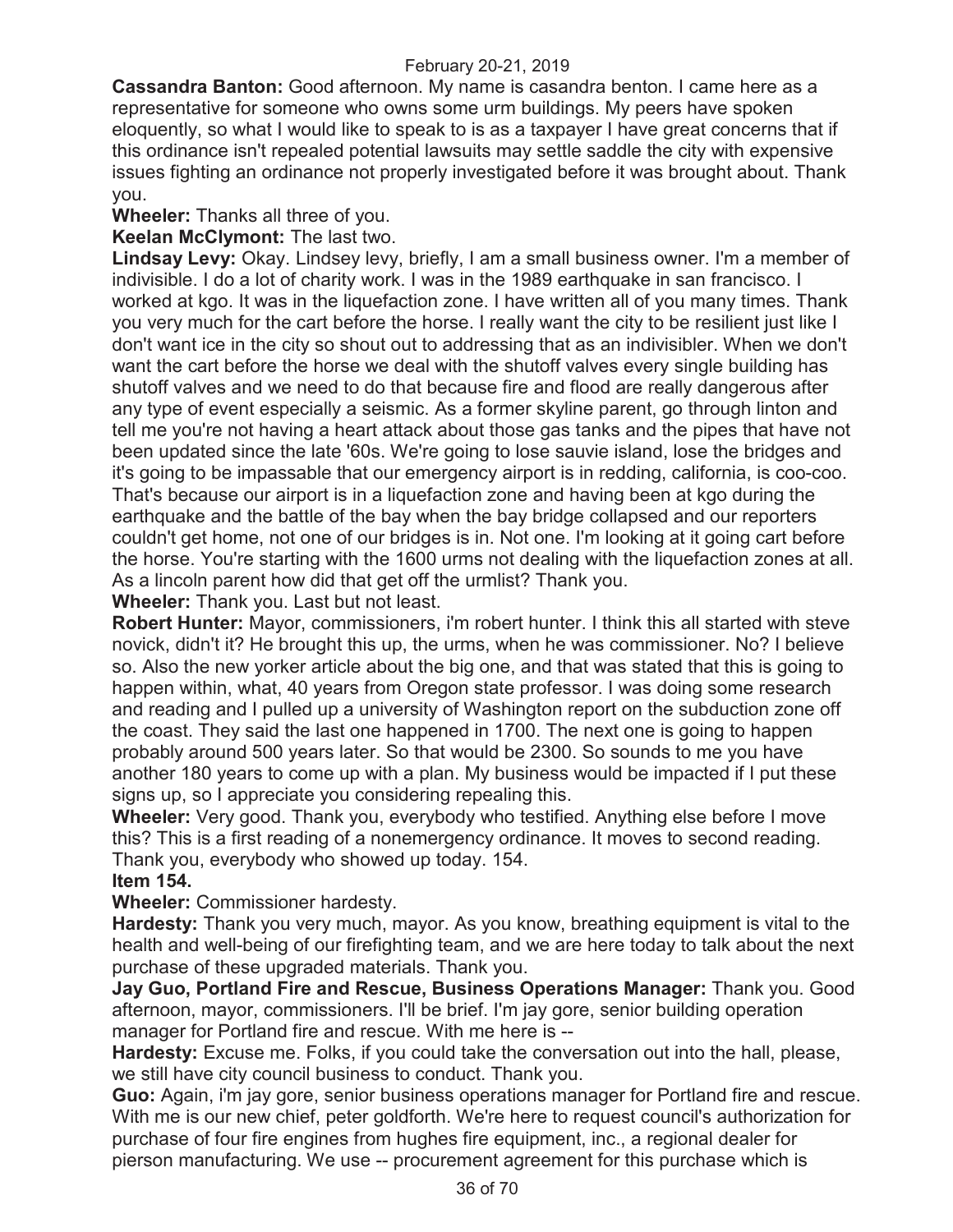**Cassandra Banton:** Good afternoon. My name is casandra benton. I came here as a representative for someone who owns some urm buildings. My peers have spoken eloquently, so what I would like to speak to is as a taxpayer I have great concerns that if this ordinance isn't repealed potential lawsuits may settle saddle the city with expensive issues fighting an ordinance not properly investigated before it was brought about. Thank you.

**Wheeler:** Thanks all three of you.

**Keelan McClymont:** The last two.

**Lindsay Levy:** Okay. Lindsey levy, briefly, I am a small business owner. I'm a member of indivisible. I do a lot of charity work. I was in the 1989 earthquake in san francisco. I worked at kgo. It was in the liquefaction zone. I have written all of you many times. Thank you very much for the cart before the horse. I really want the city to be resilient just like I don't want ice in the city so shout out to addressing that as an indivisibler. When we don't want the cart before the horse we deal with the shutoff valves every single building has shutoff valves and we need to do that because fire and flood are really dangerous after any type of event especially a seismic. As a former skyline parent, go through linton and tell me you're not having a heart attack about those gas tanks and the pipes that have not been updated since the late '60s. We're going to lose sauvie island, lose the bridges and it's going to be impassable that our emergency airport is in redding, california, is coo-coo. That's because our airport is in a liquefaction zone and having been at kgo during the earthquake and the battle of the bay when the bay bridge collapsed and our reporters couldn't get home, not one of our bridges is in. Not one. I'm looking at it going cart before the horse. You're starting with the 1600 urms not dealing with the liquefaction zones at all. As a lincoln parent how did that get off the urmlist? Thank you.

**Wheeler:** Thank you. Last but not least.

**Robert Hunter:** Mayor, commissioners, i'm robert hunter. I think this all started with steve novick, didn't it? He brought this up, the urms, when he was commissioner. No? I believe so. Also the new yorker article about the big one, and that was stated that this is going to happen within, what, 40 years from Oregon state professor. I was doing some research and reading and I pulled up a university of Washington report on the subduction zone off the coast. They said the last one happened in 1700. The next one is going to happen probably around 500 years later. So that would be 2300. So sounds to me you have another 180 years to come up with a plan. My business would be impacted if I put these signs up, so I appreciate you considering repealing this.

**Wheeler:** Very good. Thank you, everybody who testified. Anything else before I move this? This is a first reading of a nonemergency ordinance. It moves to second reading. Thank you, everybody who showed up today. 154.

**Item 154.**

**Wheeler:** Commissioner hardesty.

**Hardesty:** Thank you very much, mayor. As you know, breathing equipment is vital to the health and well-being of our firefighting team, and we are here today to talk about the next purchase of these upgraded materials. Thank you.

**Jay Guo, Portland Fire and Rescue, Business Operations Manager:** Thank you. Good afternoon, mayor, commissioners. I'll be brief. I'm jay gore, senior building operation manager for Portland fire and rescue. With me here is --

**Hardesty:** Excuse me. Folks, if you could take the conversation out into the hall, please, we still have city council business to conduct. Thank you.

**Guo:** Again, i'm jay gore, senior business operations manager for Portland fire and rescue. With me is our new chief, peter goldforth. We're here to request council's authorization for purchase of four fire engines from hughes fire equipment, inc., a regional dealer for pierson manufacturing. We use -- procurement agreement for this purchase which is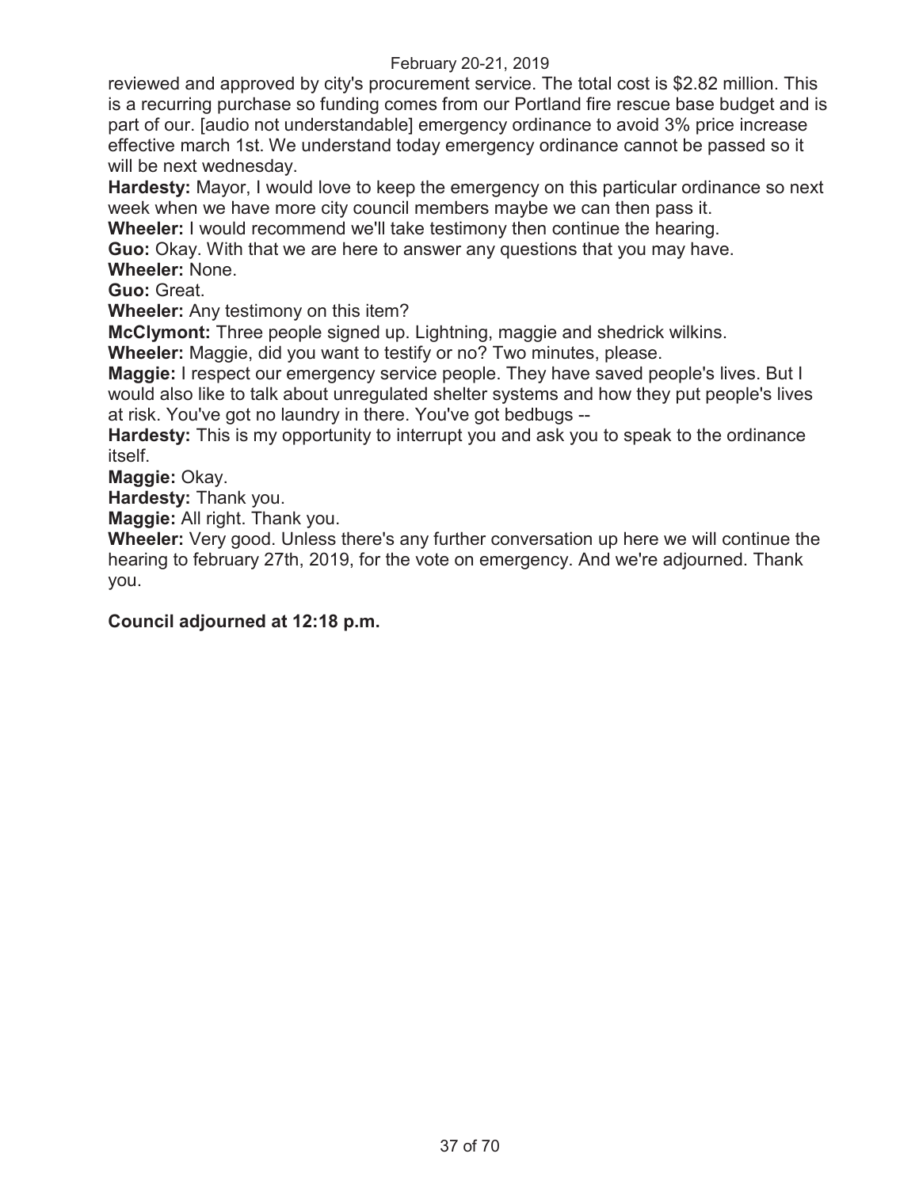reviewed and approved by city's procurement service. The total cost is $2.82 million. This is a recurring purchase so funding comes from our Portland fire rescue base budget and is part of our. [audio not understandable] emergency ordinance to avoid 3% price increase effective march 1st. We understand today emergency ordinance cannot be passed so it will be next wednesday.

**Hardesty:** Mayor, I would love to keep the emergency on this particular ordinance so next week when we have more city council members maybe we can then pass it.

**Wheeler:** I would recommend we'll take testimony then continue the hearing.

**Guo:** Okay. With that we are here to answer any questions that you may have.

**Wheeler:** None.

**Guo:** Great.

**Wheeler:** Any testimony on this item?

**McClymont:** Three people signed up. Lightning, maggie and shedrick wilkins.

**Wheeler:** Maggie, did you want to testify or no? Two minutes, please.

**Maggie:** I respect our emergency service people. They have saved people's lives. But I would also like to talk about unregulated shelter systems and how they put people's lives at risk. You've got no laundry in there. You've got bedbugs --

**Hardesty:** This is my opportunity to interrupt you and ask you to speak to the ordinance itself.

**Maggie:** Okay.

**Hardesty:** Thank you.

**Maggie:** All right. Thank you.

**Wheeler:** Very good. Unless there's any further conversation up here we will continue the hearing to february 27th, 2019, for the vote on emergency. And we're adjourned. Thank you.

**Council adjourned at 12:18 p.m.**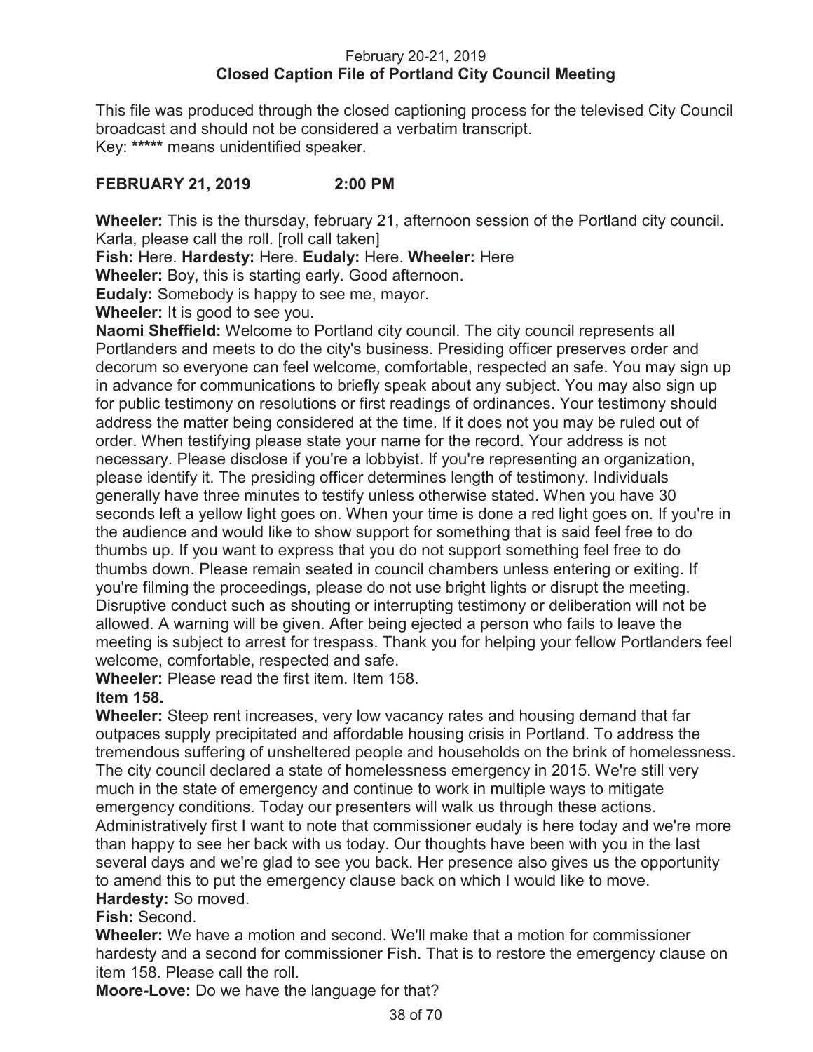February 20-21, 2019
**Closed Caption File of Portland City Council Meeting**

This file was produced through the closed captioning process for the televised City Council broadcast and should not be considered a verbatim transcript.
Key: ***** means unidentified speaker.

**FEBRUARY 21, 2019 2:00 PM**

**Wheeler:** This is the thursday, february 21, afternoon session of the Portland city council. Karla, please call the roll. [roll call taken]

**Fish:** Here. **Hardesty:** Here. **Eudaly:** Here. **Wheeler:** Here

**Wheeler:** Boy, this is starting early. Good afternoon.

**Eudaly:** Somebody is happy to see me, mayor.

**Wheeler:** It is good to see you.

**Naomi Sheffield:** Welcome to Portland city council. The city council represents all Portlanders and meets to do the city's business. Presiding officer preserves order and decorum so everyone can feel welcome, comfortable, respected an safe. You may sign up in advance for communications to briefly speak about any subject. You may also sign up for public testimony on resolutions or first readings of ordinances. Your testimony should address the matter being considered at the time. If it does not you may be ruled out of order. When testifying please state your name for the record. Your address is not necessary. Please disclose if you're a lobbyist. If you're representing an organization, please identify it. The presiding officer determines length of testimony. Individuals generally have three minutes to testify unless otherwise stated. When you have 30 seconds left a yellow light goes on. When your time is done a red light goes on. If you're in the audience and would like to show support for something that is said feel free to do thumbs up. If you want to express that you do not support something feel free to do thumbs down. Please remain seated in council chambers unless entering or exiting. If you're filming the proceedings, please do not use bright lights or disrupt the meeting. Disruptive conduct such as shouting or interrupting testimony or deliberation will not be allowed. A warning will be given. After being ejected a person who fails to leave the meeting is subject to arrest for trespass. Thank you for helping your fellow Portlanders feel welcome, comfortable, respected and safe.

**Wheeler:** Please read the first item. Item 158.

**Item 158.**

**Wheeler:** Steep rent increases, very low vacancy rates and housing demand that far outpaces supply precipitated and affordable housing crisis in Portland. To address the tremendous suffering of unsheltered people and households on the brink of homelessness. The city council declared a state of homelessness emergency in 2015. We're still very much in the state of emergency and continue to work in multiple ways to mitigate emergency conditions. Today our presenters will walk us through these actions. Administratively first I want to note that commissioner eudaly is here today and we're more than happy to see her back with us today. Our thoughts have been with you in the last several days and we're glad to see you back. Her presence also gives us the opportunity to amend this to put the emergency clause back on which I would like to move.

**Hardesty:** So moved.

**Fish:** Second.

**Wheeler:** We have a motion and second. We'll make that a motion for commissioner hardesty and a second for commissioner Fish. That is to restore the emergency clause on item 158. Please call the roll.

**Moore-Love:** Do we have the language for that?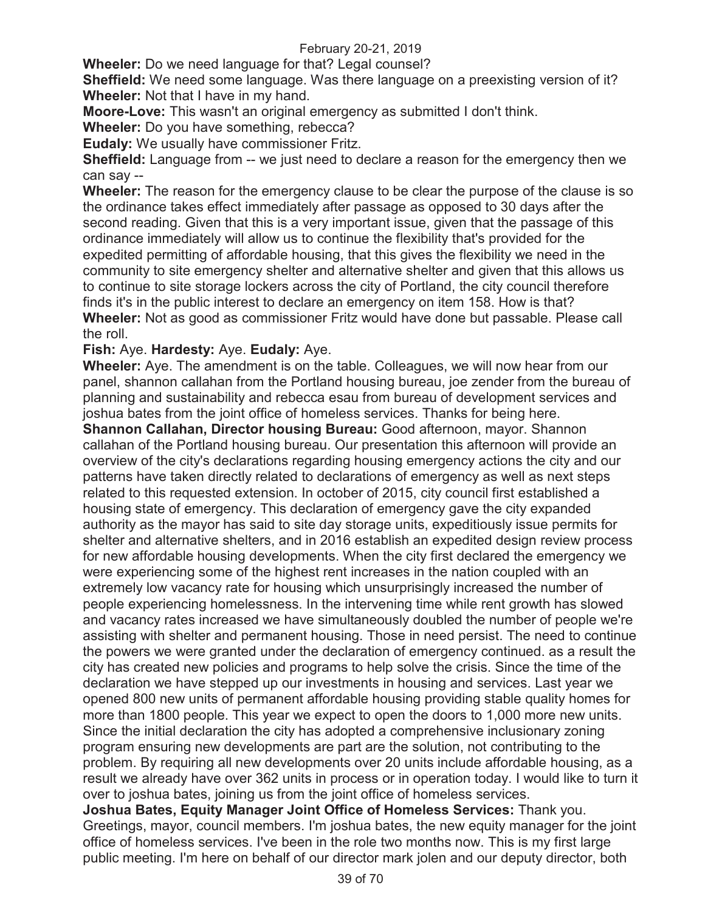**Wheeler:** Do we need language for that? Legal counsel?

**Sheffield:** We need some language. Was there language on a preexisting version of it?

**Wheeler:** Not that I have in my hand.

**Moore-Love:** This wasn't an original emergency as submitted I don't think.

**Wheeler:** Do you have something, rebecca?

**Eudaly:** We usually have commissioner Fritz.

**Sheffield:** Language from -- we just need to declare a reason for the emergency then we can say --

**Wheeler:** The reason for the emergency clause to be clear the purpose of the clause is so the ordinance takes effect immediately after passage as opposed to 30 days after the second reading. Given that this is a very important issue, given that the passage of this ordinance immediately will allow us to continue the flexibility that's provided for the expedited permitting of affordable housing, that this gives the flexibility we need in the community to site emergency shelter and alternative shelter and given that this allows us to continue to site storage lockers across the city of Portland, the city council therefore finds it's in the public interest to declare an emergency on item 158. How is that?

**Wheeler:** Not as good as commissioner Fritz would have done but passable. Please call the roll.

**Fish:** Aye. **Hardesty:** Aye. **Eudaly:** Aye.

**Wheeler:** Aye. The amendment is on the table. Colleagues, we will now hear from our panel, shannon callahan from the Portland housing bureau, joe zender from the bureau of planning and sustainability and rebecca esau from bureau of development services and joshua bates from the joint office of homeless services. Thanks for being here.

**Shannon Callahan, Director housing Bureau:** Good afternoon, mayor. Shannon callahan of the Portland housing bureau. Our presentation this afternoon will provide an overview of the city's declarations regarding housing emergency actions the city and our patterns have taken directly related to declarations of emergency as well as next steps related to this requested extension. In october of 2015, city council first established a housing state of emergency. This declaration of emergency gave the city expanded authority as the mayor has said to site day storage units, expeditiously issue permits for shelter and alternative shelters, and in 2016 establish an expedited design review process for new affordable housing developments. When the city first declared the emergency we were experiencing some of the highest rent increases in the nation coupled with an extremely low vacancy rate for housing which unsurprisingly increased the number of people experiencing homelessness. In the intervening time while rent growth has slowed and vacancy rates increased we have simultaneously doubled the number of people we're assisting with shelter and permanent housing. Those in need persist. The need to continue the powers we were granted under the declaration of emergency continued. as a result the city has created new policies and programs to help solve the crisis. Since the time of the declaration we have stepped up our investments in housing and services. Last year we opened 800 new units of permanent affordable housing providing stable quality homes for more than 1800 people. This year we expect to open the doors to 1,000 more new units. Since the initial declaration the city has adopted a comprehensive inclusionary zoning program ensuring new developments are part are the solution, not contributing to the problem. By requiring all new developments over 20 units include affordable housing, as a result we already have over 362 units in process or in operation today. I would like to turn it over to joshua bates, joining us from the joint office of homeless services.

**Joshua Bates, Equity Manager Joint Office of Homeless Services:** Thank you. Greetings, mayor, council members. I'm joshua bates, the new equity manager for the joint office of homeless services. I've been in the role two months now. This is my first large public meeting. I'm here on behalf of our director mark jolen and our deputy director, both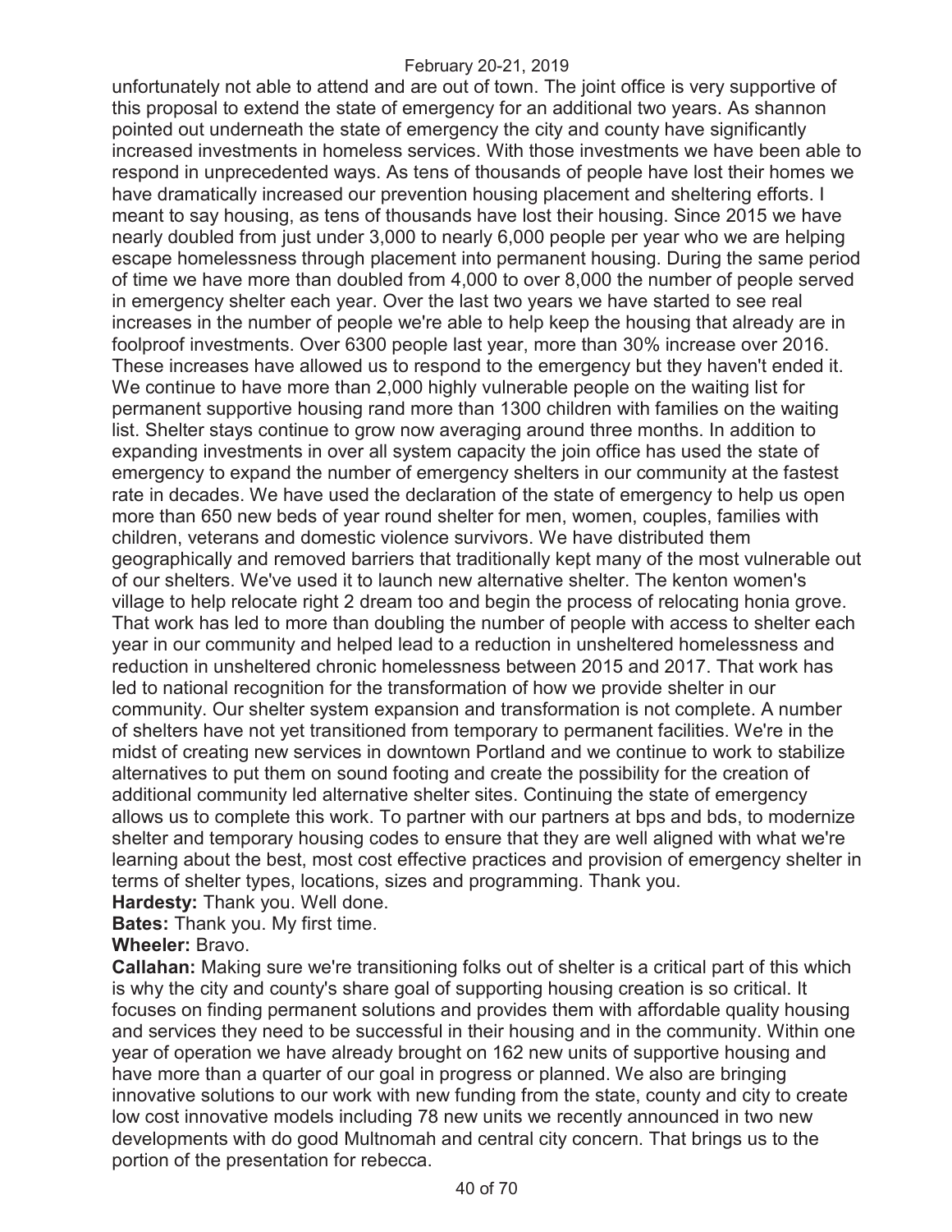unfortunately not able to attend and are out of town. The joint office is very supportive of this proposal to extend the state of emergency for an additional two years. As shannon pointed out underneath the state of emergency the city and county have significantly increased investments in homeless services. With those investments we have been able to respond in unprecedented ways. As tens of thousands of people have lost their homes we have dramatically increased our prevention housing placement and sheltering efforts. I meant to say housing, as tens of thousands have lost their housing. Since 2015 we have nearly doubled from just under 3,000 to nearly 6,000 people per year who we are helping escape homelessness through placement into permanent housing. During the same period of time we have more than doubled from 4,000 to over 8,000 the number of people served in emergency shelter each year. Over the last two years we have started to see real increases in the number of people we're able to help keep the housing that already are in foolproof investments. Over 6300 people last year, more than 30% increase over 2016. These increases have allowed us to respond to the emergency but they haven't ended it. We continue to have more than 2,000 highly vulnerable people on the waiting list for permanent supportive housing rand more than 1300 children with families on the waiting list. Shelter stays continue to grow now averaging around three months. In addition to expanding investments in over all system capacity the join office has used the state of emergency to expand the number of emergency shelters in our community at the fastest rate in decades. We have used the declaration of the state of emergency to help us open more than 650 new beds of year round shelter for men, women, couples, families with children, veterans and domestic violence survivors. We have distributed them geographically and removed barriers that traditionally kept many of the most vulnerable out of our shelters. We've used it to launch new alternative shelter. The kenton women's village to help relocate right 2 dream too and begin the process of relocating honia grove. That work has led to more than doubling the number of people with access to shelter each year in our community and helped lead to a reduction in unsheltered homelessness and reduction in unsheltered chronic homelessness between 2015 and 2017. That work has led to national recognition for the transformation of how we provide shelter in our community. Our shelter system expansion and transformation is not complete. A number of shelters have not yet transitioned from temporary to permanent facilities. We're in the midst of creating new services in downtown Portland and we continue to work to stabilize alternatives to put them on sound footing and create the possibility for the creation of additional community led alternative shelter sites. Continuing the state of emergency allows us to complete this work. To partner with our partners at bps and bds, to modernize shelter and temporary housing codes to ensure that they are well aligned with what we're learning about the best, most cost effective practices and provision of emergency shelter in terms of shelter types, locations, sizes and programming. Thank you.

**Hardesty:** Thank you. Well done.

**Bates:** Thank you. My first time.

**Wheeler:** Bravo.

**Callahan:** Making sure we're transitioning folks out of shelter is a critical part of this which is why the city and county's share goal of supporting housing creation is so critical. It focuses on finding permanent solutions and provides them with affordable quality housing and services they need to be successful in their housing and in the community. Within one year of operation we have already brought on 162 new units of supportive housing and have more than a quarter of our goal in progress or planned. We also are bringing innovative solutions to our work with new funding from the state, county and city to create low cost innovative models including 78 new units we recently announced in two new developments with do good Multnomah and central city concern. That brings us to the portion of the presentation for rebecca.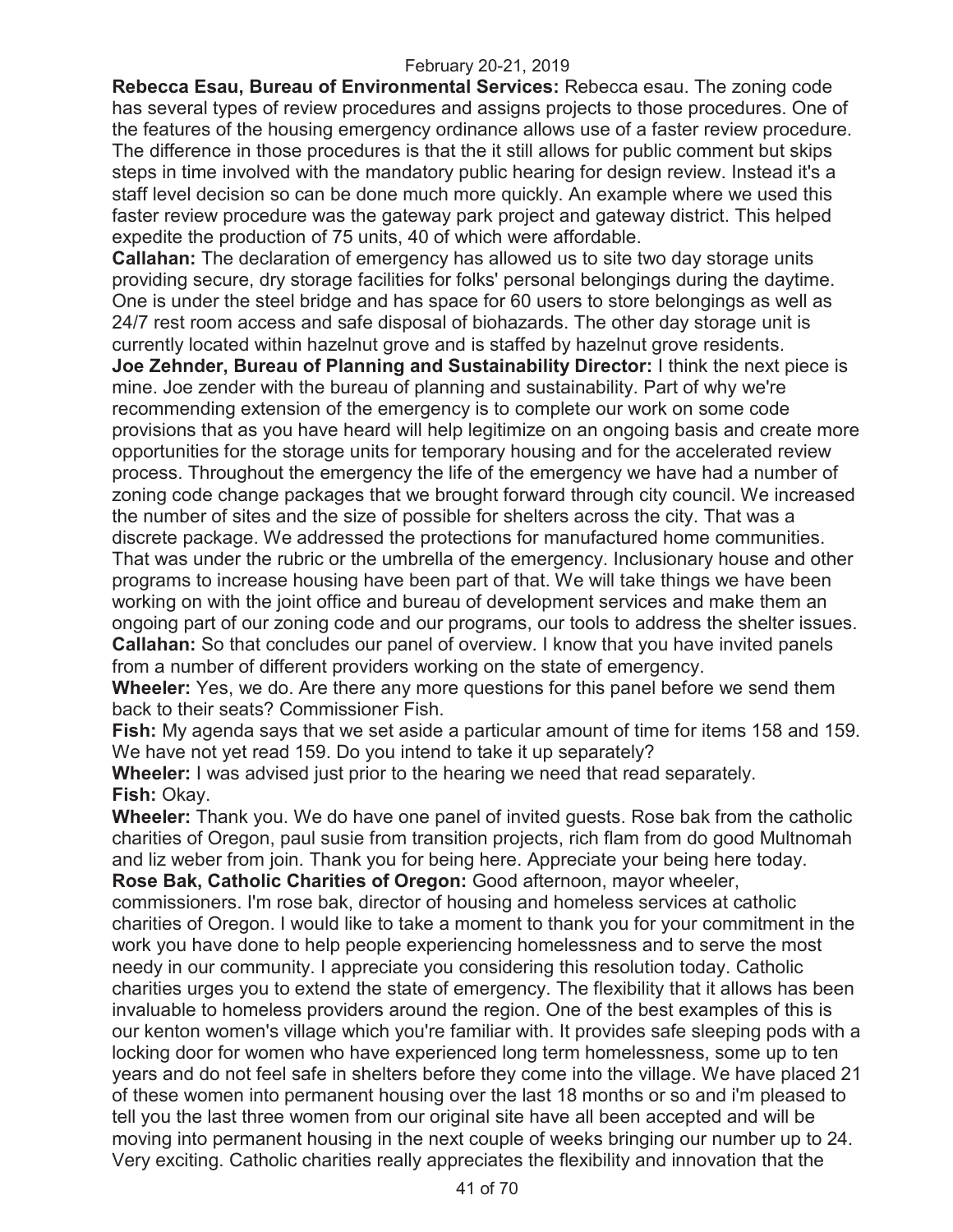**Rebecca Esau, Bureau of Environmental Services:** Rebecca esau. The zoning code has several types of review procedures and assigns projects to those procedures. One of the features of the housing emergency ordinance allows use of a faster review procedure. The difference in those procedures is that the it still allows for public comment but skips steps in time involved with the mandatory public hearing for design review. Instead it's a staff level decision so can be done much more quickly. An example where we used this faster review procedure was the gateway park project and gateway district. This helped expedite the production of 75 units, 40 of which were affordable.

**Callahan:** The declaration of emergency has allowed us to site two day storage units providing secure, dry storage facilities for folks' personal belongings during the daytime. One is under the steel bridge and has space for 60 users to store belongings as well as 24/7 rest room access and safe disposal of biohazards. The other day storage unit is currently located within hazelnut grove and is staffed by hazelnut grove residents.

**Joe Zehnder, Bureau of Planning and Sustainability Director:** I think the next piece is mine. Joe zender with the bureau of planning and sustainability. Part of why we're recommending extension of the emergency is to complete our work on some code provisions that as you have heard will help legitimize on an ongoing basis and create more opportunities for the storage units for temporary housing and for the accelerated review process. Throughout the emergency the life of the emergency we have had a number of zoning code change packages that we brought forward through city council. We increased the number of sites and the size of possible for shelters across the city. That was a discrete package. We addressed the protections for manufactured home communities. That was under the rubric or the umbrella of the emergency. Inclusionary house and other programs to increase housing have been part of that. We will take things we have been working on with the joint office and bureau of development services and make them an ongoing part of our zoning code and our programs, our tools to address the shelter issues.

**Callahan:** So that concludes our panel of overview. I know that you have invited panels from a number of different providers working on the state of emergency.

**Wheeler:** Yes, we do. Are there any more questions for this panel before we send them back to their seats? Commissioner Fish.

**Fish:** My agenda says that we set aside a particular amount of time for items 158 and 159. We have not yet read 159. Do you intend to take it up separately?

**Wheeler:** I was advised just prior to the hearing we need that read separately.

**Fish:** Okay.

**Wheeler:** Thank you. We do have one panel of invited guests. Rose bak from the catholic charities of Oregon, paul susie from transition projects, rich flam from do good Multnomah and liz weber from join. Thank you for being here. Appreciate your being here today.

**Rose Bak, Catholic Charities of Oregon:** Good afternoon, mayor wheeler, commissioners. I'm rose bak, director of housing and homeless services at catholic charities of Oregon. I would like to take a moment to thank you for your commitment in the work you have done to help people experiencing homelessness and to serve the most needy in our community. I appreciate you considering this resolution today. Catholic charities urges you to extend the state of emergency. The flexibility that it allows has been invaluable to homeless providers around the region. One of the best examples of this is our kenton women's village which you're familiar with. It provides safe sleeping pods with a locking door for women who have experienced long term homelessness, some up to ten years and do not feel safe in shelters before they come into the village. We have placed 21 of these women into permanent housing over the last 18 months or so and i'm pleased to tell you the last three women from our original site have all been accepted and will be moving into permanent housing in the next couple of weeks bringing our number up to 24. Very exciting. Catholic charities really appreciates the flexibility and innovation that the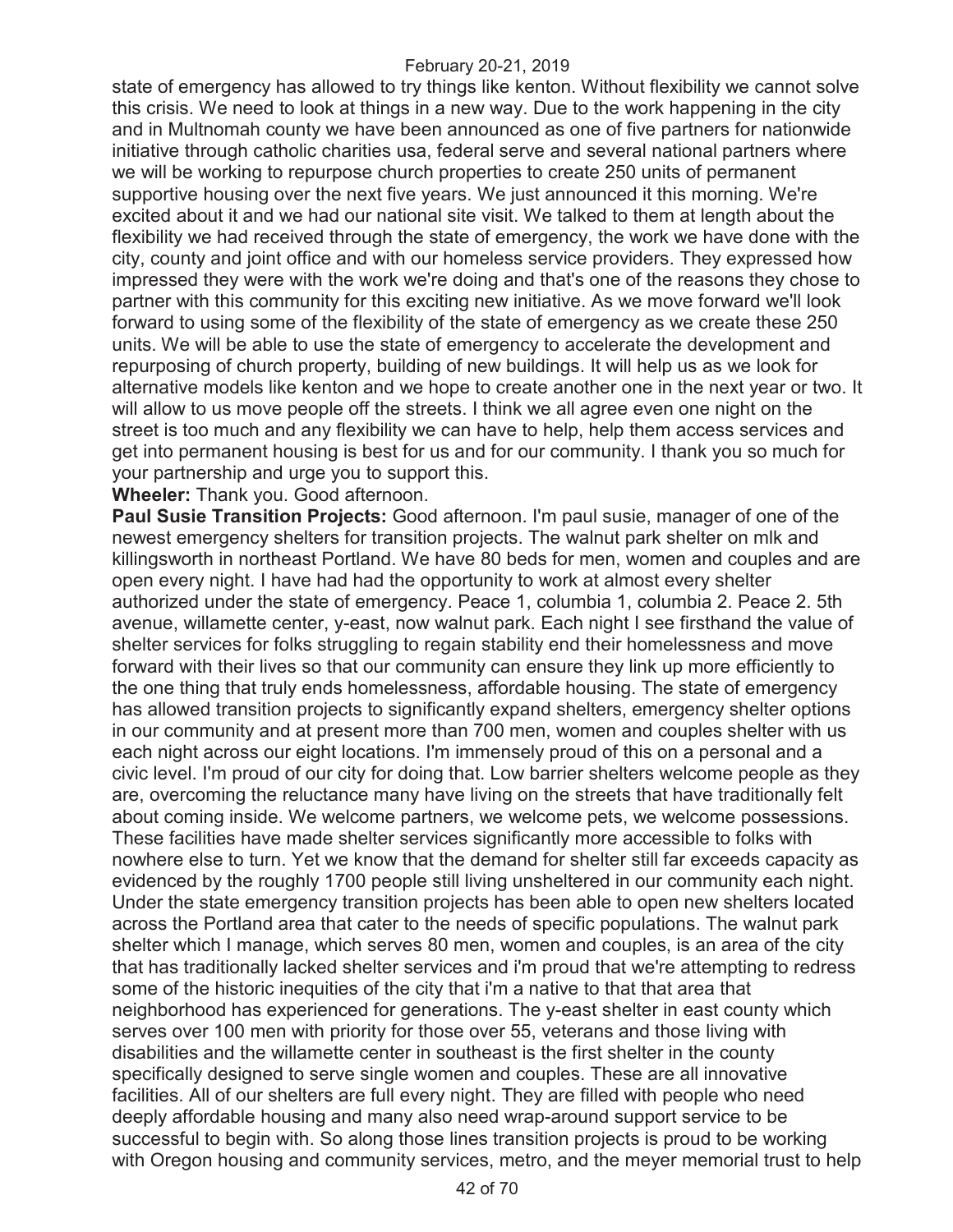state of emergency has allowed to try things like kenton. Without flexibility we cannot solve this crisis. We need to look at things in a new way. Due to the work happening in the city and in Multnomah county we have been announced as one of five partners for nationwide initiative through catholic charities usa, federal serve and several national partners where we will be working to repurpose church properties to create 250 units of permanent supportive housing over the next five years. We just announced it this morning. We're excited about it and we had our national site visit. We talked to them at length about the flexibility we had received through the state of emergency, the work we have done with the city, county and joint office and with our homeless service providers. They expressed how impressed they were with the work we're doing and that's one of the reasons they chose to partner with this community for this exciting new initiative. As we move forward we'll look forward to using some of the flexibility of the state of emergency as we create these 250 units. We will be able to use the state of emergency to accelerate the development and repurposing of church property, building of new buildings. It will help us as we look for alternative models like kenton and we hope to create another one in the next year or two. It will allow to us move people off the streets. I think we all agree even one night on the street is too much and any flexibility we can have to help, help them access services and get into permanent housing is best for us and for our community. I thank you so much for your partnership and urge you to support this.

**Wheeler:** Thank you. Good afternoon.

**Paul Susie Transition Projects:** Good afternoon. I'm paul susie, manager of one of the newest emergency shelters for transition projects. The walnut park shelter on mlk and killingsworth in northeast Portland. We have 80 beds for men, women and couples and are open every night. I have had had the opportunity to work at almost every shelter authorized under the state of emergency. Peace 1, columbia 1, columbia 2. Peace 2. 5th avenue, willamette center, y-east, now walnut park. Each night I see firsthand the value of shelter services for folks struggling to regain stability end their homelessness and move forward with their lives so that our community can ensure they link up more efficiently to the one thing that truly ends homelessness, affordable housing. The state of emergency has allowed transition projects to significantly expand shelters, emergency shelter options in our community and at present more than 700 men, women and couples shelter with us each night across our eight locations. I'm immensely proud of this on a personal and a civic level. I'm proud of our city for doing that. Low barrier shelters welcome people as they are, overcoming the reluctance many have living on the streets that have traditionally felt about coming inside. We welcome partners, we welcome pets, we welcome possessions. These facilities have made shelter services significantly more accessible to folks with nowhere else to turn. Yet we know that the demand for shelter still far exceeds capacity as evidenced by the roughly 1700 people still living unsheltered in our community each night. Under the state emergency transition projects has been able to open new shelters located across the Portland area that cater to the needs of specific populations. The walnut park shelter which I manage, which serves 80 men, women and couples, is an area of the city that has traditionally lacked shelter services and i'm proud that we're attempting to redress some of the historic inequities of the city that i'm a native to that that area that neighborhood has experienced for generations. The y-east shelter in east county which serves over 100 men with priority for those over 55, veterans and those living with disabilities and the willamette center in southeast is the first shelter in the county specifically designed to serve single women and couples. These are all innovative facilities. All of our shelters are full every night. They are filled with people who need deeply affordable housing and many also need wrap-around support service to be successful to begin with. So along those lines transition projects is proud to be working with Oregon housing and community services, metro, and the meyer memorial trust to help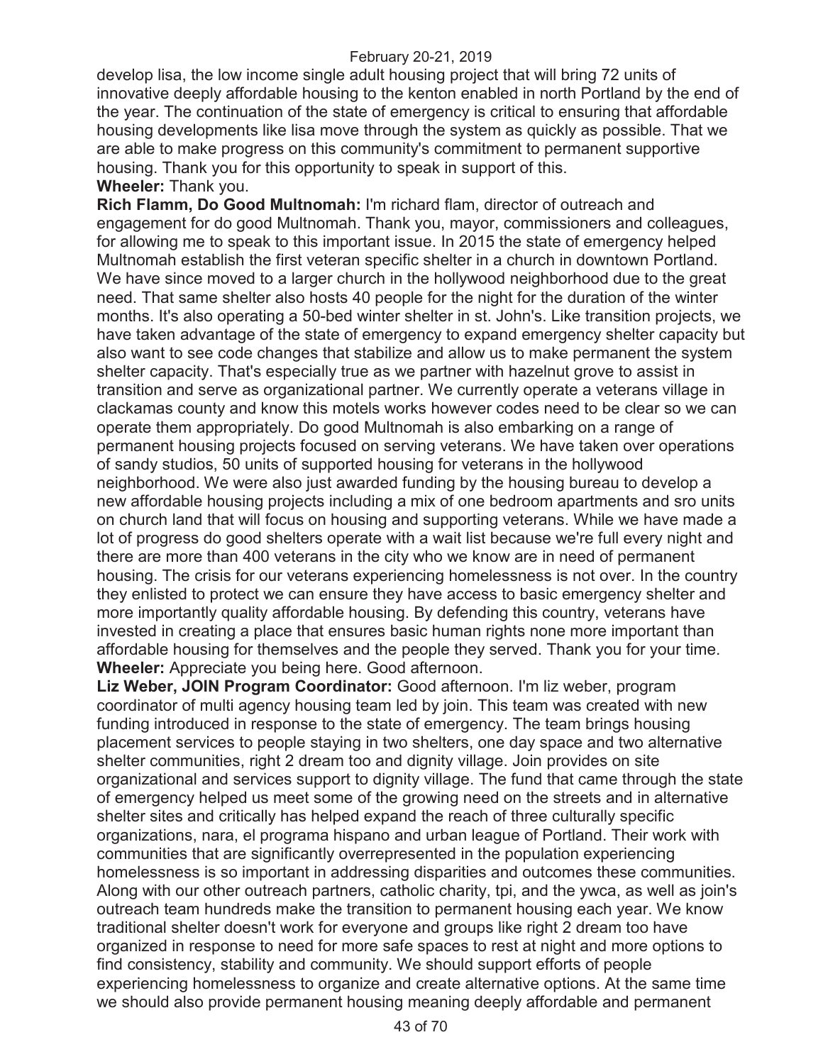develop lisa, the low income single adult housing project that will bring 72 units of innovative deeply affordable housing to the kenton enabled in north Portland by the end of the year. The continuation of the state of emergency is critical to ensuring that affordable housing developments like lisa move through the system as quickly as possible. That we are able to make progress on this community's commitment to permanent supportive housing. Thank you for this opportunity to speak in support of this.

**Wheeler:** Thank you.

**Rich Flamm, Do Good Multnomah:** I'm richard flam, director of outreach and engagement for do good Multnomah. Thank you, mayor, commissioners and colleagues, for allowing me to speak to this important issue. In 2015 the state of emergency helped Multnomah establish the first veteran specific shelter in a church in downtown Portland. We have since moved to a larger church in the hollywood neighborhood due to the great need. That same shelter also hosts 40 people for the night for the duration of the winter months. It's also operating a 50-bed winter shelter in st. John's. Like transition projects, we have taken advantage of the state of emergency to expand emergency shelter capacity but also want to see code changes that stabilize and allow us to make permanent the system shelter capacity. That's especially true as we partner with hazelnut grove to assist in transition and serve as organizational partner. We currently operate a veterans village in clackamas county and know this motels works however codes need to be clear so we can operate them appropriately. Do good Multnomah is also embarking on a range of permanent housing projects focused on serving veterans. We have taken over operations of sandy studios, 50 units of supported housing for veterans in the hollywood neighborhood. We were also just awarded funding by the housing bureau to develop a new affordable housing projects including a mix of one bedroom apartments and sro units on church land that will focus on housing and supporting veterans. While we have made a lot of progress do good shelters operate with a wait list because we're full every night and there are more than 400 veterans in the city who we know are in need of permanent housing. The crisis for our veterans experiencing homelessness is not over. In the country they enlisted to protect we can ensure they have access to basic emergency shelter and more importantly quality affordable housing. By defending this country, veterans have invested in creating a place that ensures basic human rights none more important than affordable housing for themselves and the people they served. Thank you for your time.

**Wheeler:** Appreciate you being here. Good afternoon.

**Liz Weber, JOIN Program Coordinator:** Good afternoon. I'm liz weber, program coordinator of multi agency housing team led by join. This team was created with new funding introduced in response to the state of emergency. The team brings housing placement services to people staying in two shelters, one day space and two alternative shelter communities, right 2 dream too and dignity village. Join provides on site organizational and services support to dignity village. The fund that came through the state of emergency helped us meet some of the growing need on the streets and in alternative shelter sites and critically has helped expand the reach of three culturally specific organizations, nara, el programa hispano and urban league of Portland. Their work with communities that are significantly overrepresented in the population experiencing homelessness is so important in addressing disparities and outcomes these communities. Along with our other outreach partners, catholic charity, tpi, and the ywca, as well as join's outreach team hundreds make the transition to permanent housing each year. We know traditional shelter doesn't work for everyone and groups like right 2 dream too have organized in response to need for more safe spaces to rest at night and more options to find consistency, stability and community. We should support efforts of people experiencing homelessness to organize and create alternative options. At the same time we should also provide permanent housing meaning deeply affordable and permanent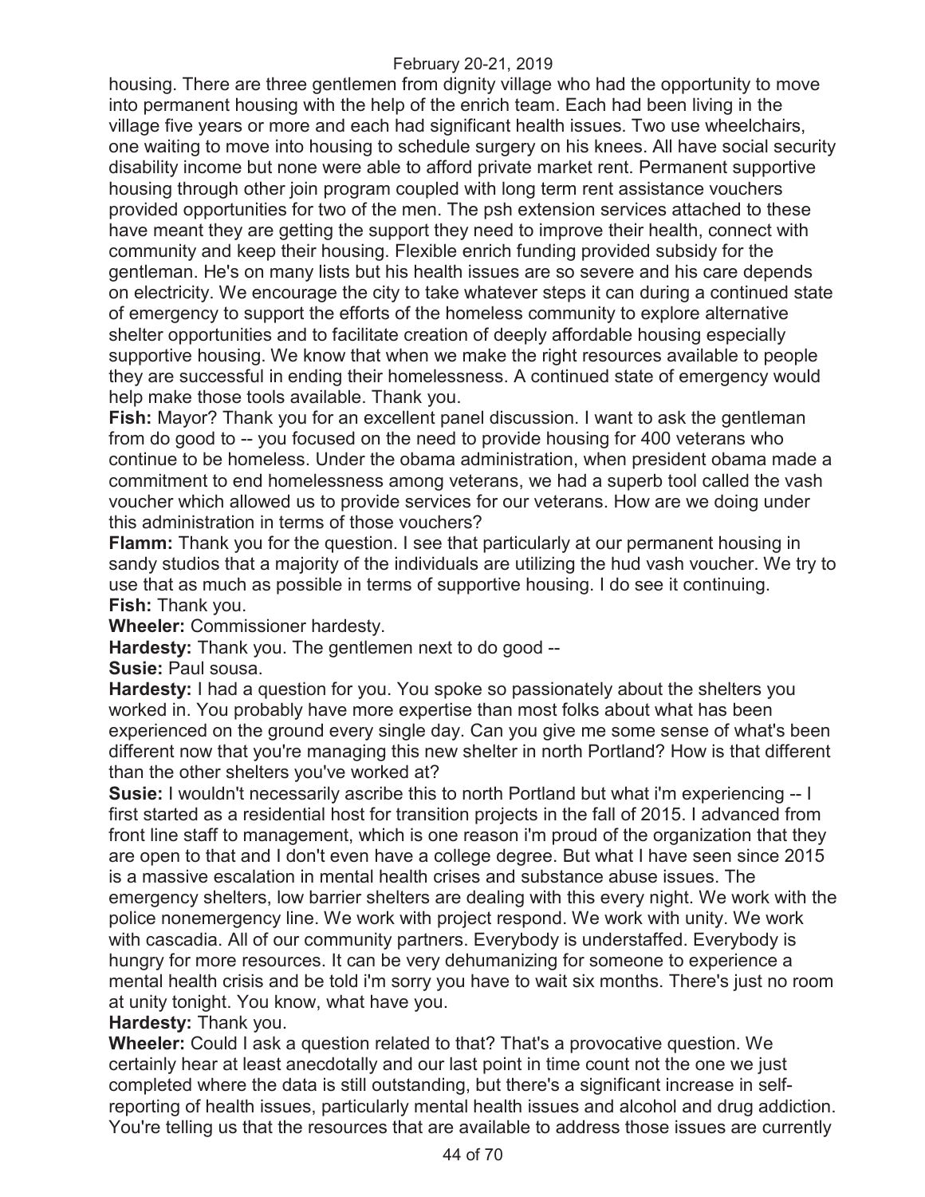housing. There are three gentlemen from dignity village who had the opportunity to move into permanent housing with the help of the enrich team. Each had been living in the village five years or more and each had significant health issues. Two use wheelchairs, one waiting to move into housing to schedule surgery on his knees. All have social security disability income but none were able to afford private market rent. Permanent supportive housing through other join program coupled with long term rent assistance vouchers provided opportunities for two of the men. The psh extension services attached to these have meant they are getting the support they need to improve their health, connect with community and keep their housing. Flexible enrich funding provided subsidy for the gentleman. He's on many lists but his health issues are so severe and his care depends on electricity. We encourage the city to take whatever steps it can during a continued state of emergency to support the efforts of the homeless community to explore alternative shelter opportunities and to facilitate creation of deeply affordable housing especially supportive housing. We know that when we make the right resources available to people they are successful in ending their homelessness. A continued state of emergency would help make those tools available. Thank you.

**Fish:** Mayor? Thank you for an excellent panel discussion. I want to ask the gentleman from do good to -- you focused on the need to provide housing for 400 veterans who continue to be homeless. Under the obama administration, when president obama made a commitment to end homelessness among veterans, we had a superb tool called the vash voucher which allowed us to provide services for our veterans. How are we doing under this administration in terms of those vouchers?

**Flamm:** Thank you for the question. I see that particularly at our permanent housing in sandy studios that a majority of the individuals are utilizing the hud vash voucher. We try to use that as much as possible in terms of supportive housing. I do see it continuing.

**Fish:** Thank you.

**Wheeler:** Commissioner hardesty.

**Hardesty:** Thank you. The gentlemen next to do good --

**Susie:** Paul sousa.

**Hardesty:** I had a question for you. You spoke so passionately about the shelters you worked in. You probably have more expertise than most folks about what has been experienced on the ground every single day. Can you give me some sense of what's been different now that you're managing this new shelter in north Portland? How is that different than the other shelters you've worked at?

**Susie:** I wouldn't necessarily ascribe this to north Portland but what i'm experiencing -- I first started as a residential host for transition projects in the fall of 2015. I advanced from front line staff to management, which is one reason i'm proud of the organization that they are open to that and I don't even have a college degree. But what I have seen since 2015 is a massive escalation in mental health crises and substance abuse issues. The emergency shelters, low barrier shelters are dealing with this every night. We work with the police nonemergency line. We work with project respond. We work with unity. We work with cascadia. All of our community partners. Everybody is understaffed. Everybody is hungry for more resources. It can be very dehumanizing for someone to experience a mental health crisis and be told i'm sorry you have to wait six months. There's just no room at unity tonight. You know, what have you.

**Hardesty:** Thank you.

**Wheeler:** Could I ask a question related to that? That's a provocative question. We certainly hear at least anecdotally and our last point in time count not the one we just completed where the data is still outstanding, but there's a significant increase in self-reporting of health issues, particularly mental health issues and alcohol and drug addiction. You're telling us that the resources that are available to address those issues are currently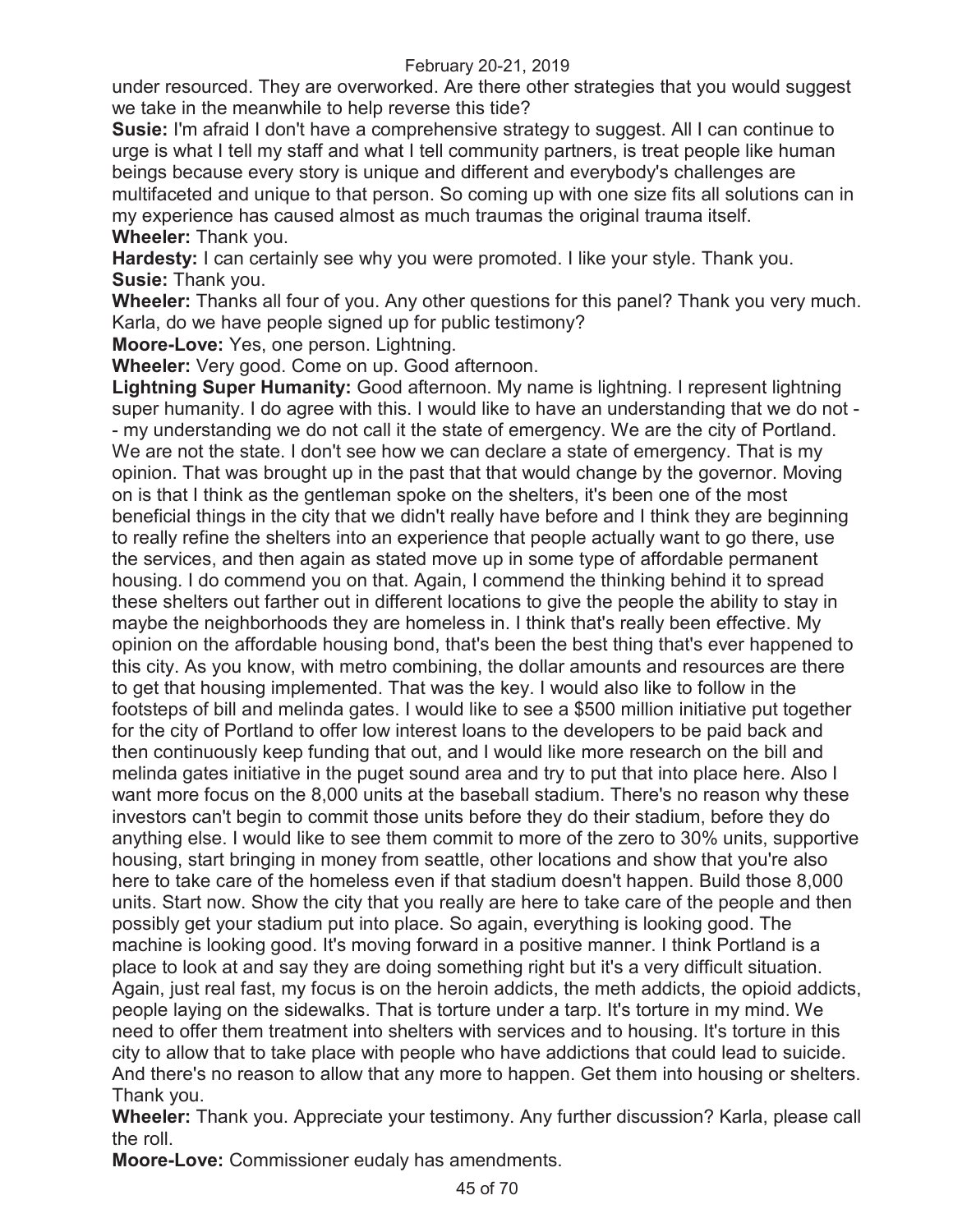under resourced. They are overworked. Are there other strategies that you would suggest we take in the meanwhile to help reverse this tide?

**Susie:** I'm afraid I don't have a comprehensive strategy to suggest. All I can continue to urge is what I tell my staff and what I tell community partners, is treat people like human beings because every story is unique and different and everybody's challenges are multifaceted and unique to that person. So coming up with one size fits all solutions can in my experience has caused almost as much traumas the original trauma itself.

**Wheeler:** Thank you.

**Hardesty:** I can certainly see why you were promoted. I like your style. Thank you.

**Susie:** Thank you.

**Wheeler:** Thanks all four of you. Any other questions for this panel? Thank you very much. Karla, do we have people signed up for public testimony?

**Moore-Love:** Yes, one person. Lightning.

**Wheeler:** Very good. Come on up. Good afternoon.

**Lightning Super Humanity:** Good afternoon. My name is lightning. I represent lightning super humanity. I do agree with this. I would like to have an understanding that we do not -- my understanding we do not call it the state of emergency. We are the city of Portland. We are not the state. I don't see how we can declare a state of emergency. That is my opinion. That was brought up in the past that that would change by the governor. Moving on is that I think as the gentleman spoke on the shelters, it's been one of the most beneficial things in the city that we didn't really have before and I think they are beginning to really refine the shelters into an experience that people actually want to go there, use the services, and then again as stated move up in some type of affordable permanent housing. I do commend you on that. Again, I commend the thinking behind it to spread these shelters out farther out in different locations to give the people the ability to stay in maybe the neighborhoods they are homeless in. I think that's really been effective. My opinion on the affordable housing bond, that's been the best thing that's ever happened to this city. As you know, with metro combining, the dollar amounts and resources are there to get that housing implemented. That was the key. I would also like to follow in the footsteps of bill and melinda gates. I would like to see a $500 million initiative put together for the city of Portland to offer low interest loans to the developers to be paid back and then continuously keep funding that out, and I would like more research on the bill and melinda gates initiative in the puget sound area and try to put that into place here. Also I want more focus on the 8,000 units at the baseball stadium. There's no reason why these investors can't begin to commit those units before they do their stadium, before they do anything else. I would like to see them commit to more of the zero to 30% units, supportive housing, start bringing in money from seattle, other locations and show that you're also here to take care of the homeless even if that stadium doesn't happen. Build those 8,000 units. Start now. Show the city that you really are here to take care of the people and then possibly get your stadium put into place. So again, everything is looking good. The machine is looking good. It's moving forward in a positive manner. I think Portland is a place to look at and say they are doing something right but it's a very difficult situation. Again, just real fast, my focus is on the heroin addicts, the meth addicts, the opioid addicts, people laying on the sidewalks. That is torture under a tarp. It's torture in my mind. We need to offer them treatment into shelters with services and to housing. It's torture in this city to allow that to take place with people who have addictions that could lead to suicide. And there's no reason to allow that any more to happen. Get them into housing or shelters. Thank you.

**Wheeler:** Thank you. Appreciate your testimony. Any further discussion? Karla, please call the roll.

**Moore-Love:** Commissioner eudaly has amendments.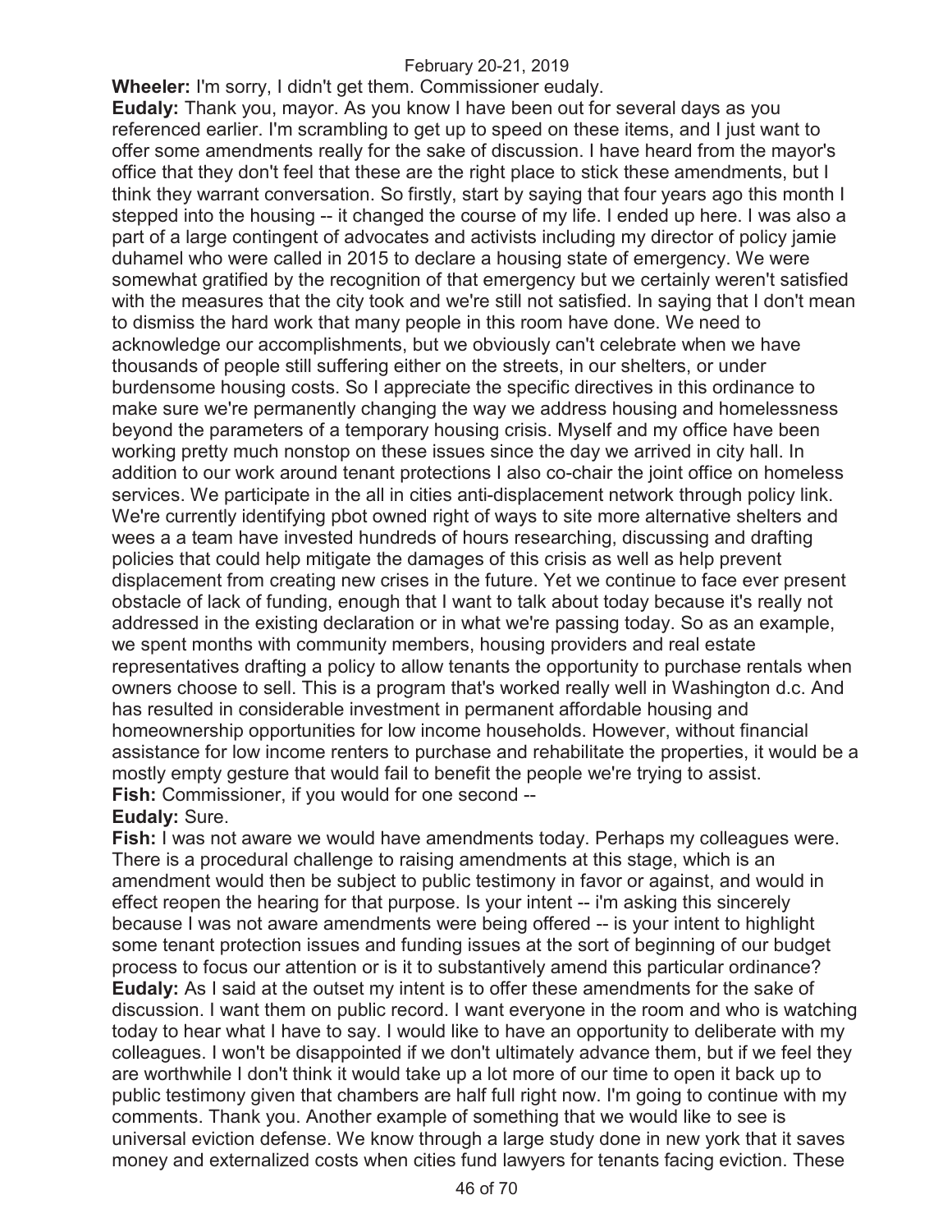**Wheeler:** I'm sorry, I didn't get them. Commissioner eudaly.

**Eudaly:** Thank you, mayor. As you know I have been out for several days as you referenced earlier. I'm scrambling to get up to speed on these items, and I just want to offer some amendments really for the sake of discussion. I have heard from the mayor's office that they don't feel that these are the right place to stick these amendments, but I think they warrant conversation. So firstly, start by saying that four years ago this month I stepped into the housing -- it changed the course of my life. I ended up here. I was also a part of a large contingent of advocates and activists including my director of policy jamie duhamel who were called in 2015 to declare a housing state of emergency. We were somewhat gratified by the recognition of that emergency but we certainly weren't satisfied with the measures that the city took and we're still not satisfied. In saying that I don't mean to dismiss the hard work that many people in this room have done. We need to acknowledge our accomplishments, but we obviously can't celebrate when we have thousands of people still suffering either on the streets, in our shelters, or under burdensome housing costs. So I appreciate the specific directives in this ordinance to make sure we're permanently changing the way we address housing and homelessness beyond the parameters of a temporary housing crisis. Myself and my office have been working pretty much nonstop on these issues since the day we arrived in city hall. In addition to our work around tenant protections I also co-chair the joint office on homeless services. We participate in the all in cities anti-displacement network through policy link. We're currently identifying pbot owned right of ways to site more alternative shelters and wees a a team have invested hundreds of hours researching, discussing and drafting policies that could help mitigate the damages of this crisis as well as help prevent displacement from creating new crises in the future. Yet we continue to face ever present obstacle of lack of funding, enough that I want to talk about today because it's really not addressed in the existing declaration or in what we're passing today. So as an example, we spent months with community members, housing providers and real estate representatives drafting a policy to allow tenants the opportunity to purchase rentals when owners choose to sell. This is a program that's worked really well in Washington d.c. And has resulted in considerable investment in permanent affordable housing and homeownership opportunities for low income households. However, without financial assistance for low income renters to purchase and rehabilitate the properties, it would be a mostly empty gesture that would fail to benefit the people we're trying to assist.

**Fish:** Commissioner, if you would for one second --

**Eudaly:** Sure.

**Fish:** I was not aware we would have amendments today. Perhaps my colleagues were. There is a procedural challenge to raising amendments at this stage, which is an amendment would then be subject to public testimony in favor or against, and would in effect reopen the hearing for that purpose. Is your intent -- i'm asking this sincerely because I was not aware amendments were being offered -- is your intent to highlight some tenant protection issues and funding issues at the sort of beginning of our budget process to focus our attention or is it to substantively amend this particular ordinance?

**Eudaly:** As I said at the outset my intent is to offer these amendments for the sake of discussion. I want them on public record. I want everyone in the room and who is watching today to hear what I have to say. I would like to have an opportunity to deliberate with my colleagues. I won't be disappointed if we don't ultimately advance them, but if we feel they are worthwhile I don't think it would take up a lot more of our time to open it back up to public testimony given that chambers are half full right now. I'm going to continue with my comments. Thank you. Another example of something that we would like to see is universal eviction defense. We know through a large study done in new york that it saves money and externalized costs when cities fund lawyers for tenants facing eviction. These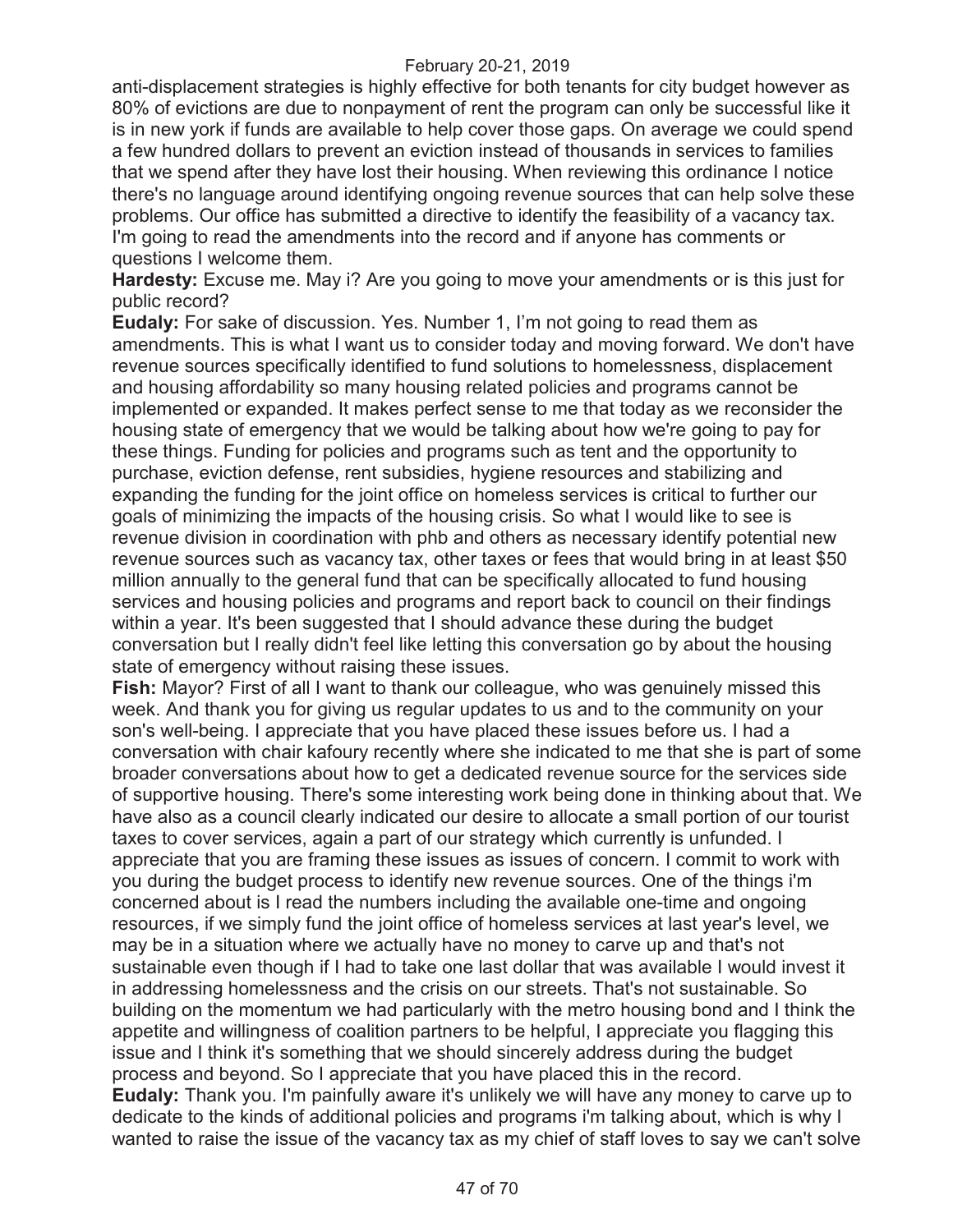anti-displacement strategies is highly effective for both tenants for city budget however as 80% of evictions are due to nonpayment of rent the program can only be successful like it is in new york if funds are available to help cover those gaps. On average we could spend a few hundred dollars to prevent an eviction instead of thousands in services to families that we spend after they have lost their housing. When reviewing this ordinance I notice there's no language around identifying ongoing revenue sources that can help solve these problems. Our office has submitted a directive to identify the feasibility of a vacancy tax. I'm going to read the amendments into the record and if anyone has comments or questions I welcome them.

**Hardesty:** Excuse me. May i? Are you going to move your amendments or is this just for public record?

**Eudaly:** For sake of discussion. Yes. Number 1, I'm not going to read them as amendments. This is what I want us to consider today and moving forward. We don't have revenue sources specifically identified to fund solutions to homelessness, displacement and housing affordability so many housing related policies and programs cannot be implemented or expanded. It makes perfect sense to me that today as we reconsider the housing state of emergency that we would be talking about how we're going to pay for these things. Funding for policies and programs such as tent and the opportunity to purchase, eviction defense, rent subsidies, hygiene resources and stabilizing and expanding the funding for the joint office on homeless services is critical to further our goals of minimizing the impacts of the housing crisis. So what I would like to see is revenue division in coordination with phb and others as necessary identify potential new revenue sources such as vacancy tax, other taxes or fees that would bring in at least $50 million annually to the general fund that can be specifically allocated to fund housing services and housing policies and programs and report back to council on their findings within a year. It's been suggested that I should advance these during the budget conversation but I really didn't feel like letting this conversation go by about the housing state of emergency without raising these issues.

**Fish:** Mayor? First of all I want to thank our colleague, who was genuinely missed this week. And thank you for giving us regular updates to us and to the community on your son's well-being. I appreciate that you have placed these issues before us. I had a conversation with chair kafoury recently where she indicated to me that she is part of some broader conversations about how to get a dedicated revenue source for the services side of supportive housing. There's some interesting work being done in thinking about that. We have also as a council clearly indicated our desire to allocate a small portion of our tourist taxes to cover services, again a part of our strategy which currently is unfunded. I appreciate that you are framing these issues as issues of concern. I commit to work with you during the budget process to identify new revenue sources. One of the things i'm concerned about is I read the numbers including the available one-time and ongoing resources, if we simply fund the joint office of homeless services at last year's level, we may be in a situation where we actually have no money to carve up and that's not sustainable even though if I had to take one last dollar that was available I would invest it in addressing homelessness and the crisis on our streets. That's not sustainable. So building on the momentum we had particularly with the metro housing bond and I think the appetite and willingness of coalition partners to be helpful, I appreciate you flagging this issue and I think it's something that we should sincerely address during the budget process and beyond. So I appreciate that you have placed this in the record.

**Eudaly:** Thank you. I'm painfully aware it's unlikely we will have any money to carve up to dedicate to the kinds of additional policies and programs i'm talking about, which is why I wanted to raise the issue of the vacancy tax as my chief of staff loves to say we can't solve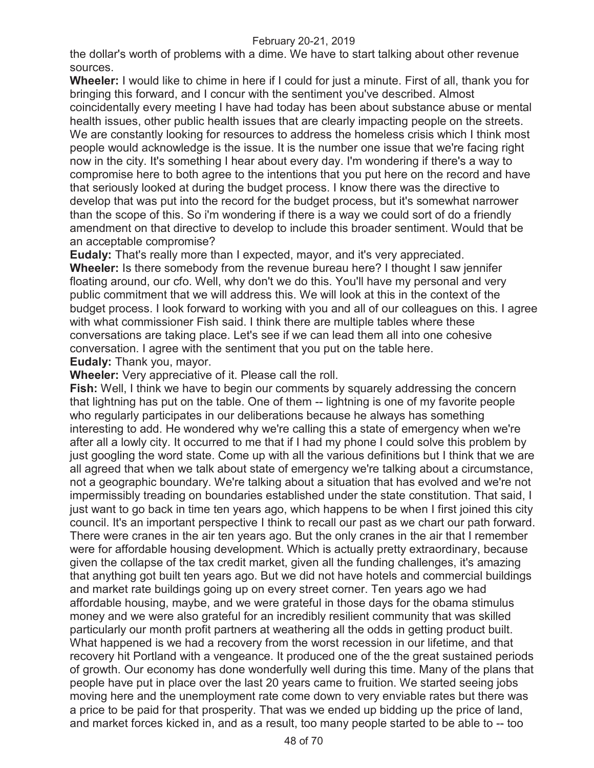the dollar's worth of problems with a dime. We have to start talking about other revenue sources.

**Wheeler:** I would like to chime in here if I could for just a minute. First of all, thank you for bringing this forward, and I concur with the sentiment you've described. Almost coincidentally every meeting I have had today has been about substance abuse or mental health issues, other public health issues that are clearly impacting people on the streets. We are constantly looking for resources to address the homeless crisis which I think most people would acknowledge is the issue. It is the number one issue that we're facing right now in the city. It's something I hear about every day. I'm wondering if there's a way to compromise here to both agree to the intentions that you put here on the record and have that seriously looked at during the budget process. I know there was the directive to develop that was put into the record for the budget process, but it's somewhat narrower than the scope of this. So i'm wondering if there is a way we could sort of do a friendly amendment on that directive to develop to include this broader sentiment. Would that be an acceptable compromise?

**Eudaly:** That's really more than I expected, mayor, and it's very appreciated.

**Wheeler:** Is there somebody from the revenue bureau here? I thought I saw jennifer floating around, our cfo. Well, why don't we do this. You'll have my personal and very public commitment that we will address this. We will look at this in the context of the budget process. I look forward to working with you and all of our colleagues on this. I agree with what commissioner Fish said. I think there are multiple tables where these conversations are taking place. Let's see if we can lead them all into one cohesive conversation. I agree with the sentiment that you put on the table here.

**Eudaly:** Thank you, mayor.

**Wheeler:** Very appreciative of it. Please call the roll.

**Fish:** Well, I think we have to begin our comments by squarely addressing the concern that lightning has put on the table. One of them -- lightning is one of my favorite people who regularly participates in our deliberations because he always has something interesting to add. He wondered why we're calling this a state of emergency when we're after all a lowly city. It occurred to me that if I had my phone I could solve this problem by just googling the word state. Come up with all the various definitions but I think that we are all agreed that when we talk about state of emergency we're talking about a circumstance, not a geographic boundary. We're talking about a situation that has evolved and we're not impermissibly treading on boundaries established under the state constitution. That said, I just want to go back in time ten years ago, which happens to be when I first joined this city council. It's an important perspective I think to recall our past as we chart our path forward. There were cranes in the air ten years ago. But the only cranes in the air that I remember were for affordable housing development. Which is actually pretty extraordinary, because given the collapse of the tax credit market, given all the funding challenges, it's amazing that anything got built ten years ago. But we did not have hotels and commercial buildings and market rate buildings going up on every street corner. Ten years ago we had affordable housing, maybe, and we were grateful in those days for the obama stimulus money and we were also grateful for an incredibly resilient community that was skilled particularly our month profit partners at weathering all the odds in getting product built. What happened is we had a recovery from the worst recession in our lifetime, and that recovery hit Portland with a vengeance. It produced one of the the great sustained periods of growth. Our economy has done wonderfully well during this time. Many of the plans that people have put in place over the last 20 years came to fruition. We started seeing jobs moving here and the unemployment rate come down to very enviable rates but there was a price to be paid for that prosperity. That was we ended up bidding up the price of land, and market forces kicked in, and as a result, too many people started to be able to -- too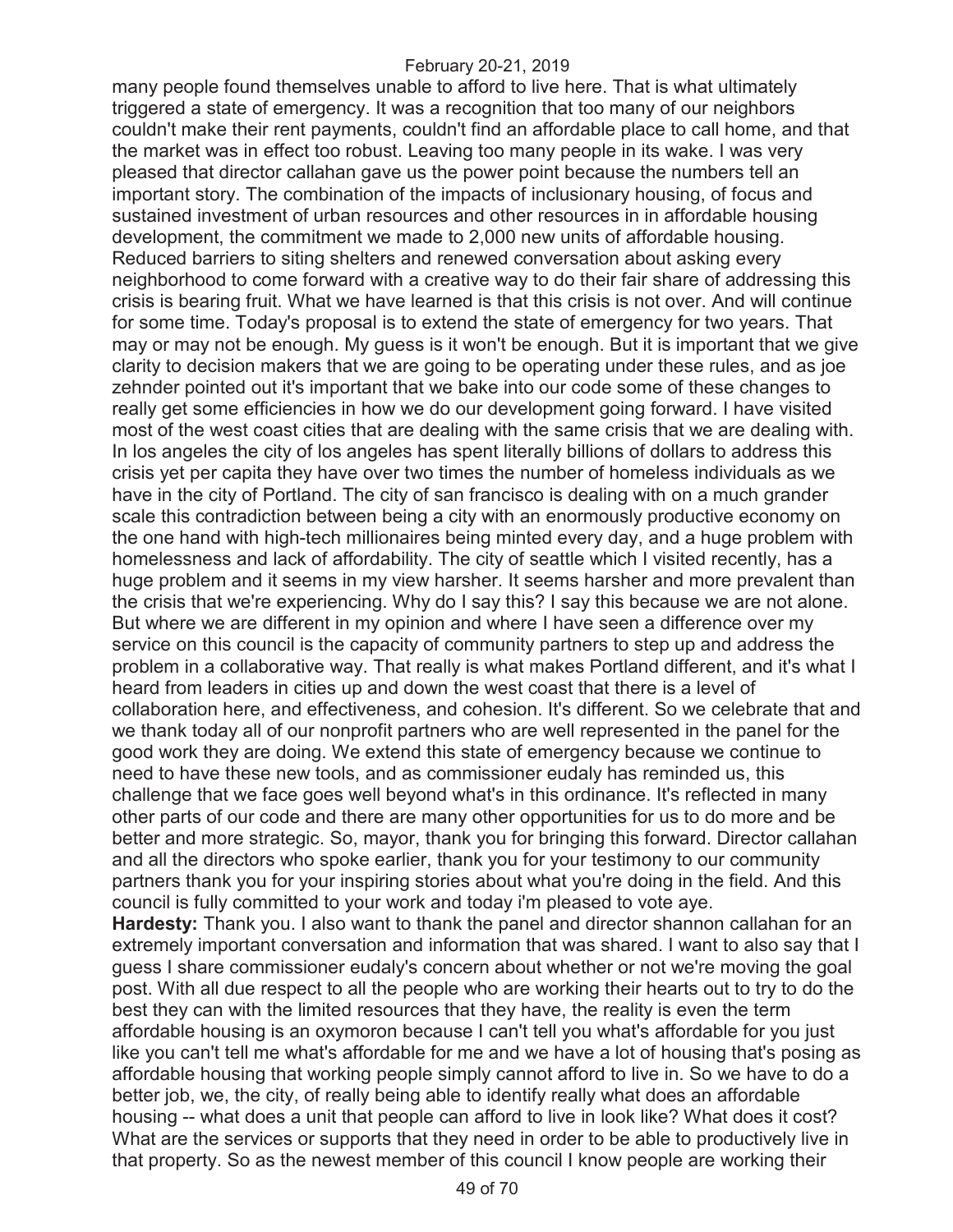many people found themselves unable to afford to live here. That is what ultimately triggered a state of emergency. It was a recognition that too many of our neighbors couldn't make their rent payments, couldn't find an affordable place to call home, and that the market was in effect too robust. Leaving too many people in its wake. I was very pleased that director callahan gave us the power point because the numbers tell an important story. The combination of the impacts of inclusionary housing, of focus and sustained investment of urban resources and other resources in in affordable housing development, the commitment we made to 2,000 new units of affordable housing. Reduced barriers to siting shelters and renewed conversation about asking every neighborhood to come forward with a creative way to do their fair share of addressing this crisis is bearing fruit. What we have learned is that this crisis is not over. And will continue for some time. Today's proposal is to extend the state of emergency for two years. That may or may not be enough. My guess is it won't be enough. But it is important that we give clarity to decision makers that we are going to be operating under these rules, and as joe zehnder pointed out it's important that we bake into our code some of these changes to really get some efficiencies in how we do our development going forward. I have visited most of the west coast cities that are dealing with the same crisis that we are dealing with. In los angeles the city of los angeles has spent literally billions of dollars to address this crisis yet per capita they have over two times the number of homeless individuals as we have in the city of Portland. The city of san francisco is dealing with on a much grander scale this contradiction between being a city with an enormously productive economy on the one hand with high-tech millionaires being minted every day, and a huge problem with homelessness and lack of affordability. The city of seattle which I visited recently, has a huge problem and it seems in my view harsher. It seems harsher and more prevalent than the crisis that we're experiencing. Why do I say this? I say this because we are not alone. But where we are different in my opinion and where I have seen a difference over my service on this council is the capacity of community partners to step up and address the problem in a collaborative way. That really is what makes Portland different, and it's what I heard from leaders in cities up and down the west coast that there is a level of collaboration here, and effectiveness, and cohesion. It's different. So we celebrate that and we thank today all of our nonprofit partners who are well represented in the panel for the good work they are doing. We extend this state of emergency because we continue to need to have these new tools, and as commissioner eudaly has reminded us, this challenge that we face goes well beyond what's in this ordinance. It's reflected in many other parts of our code and there are many other opportunities for us to do more and be better and more strategic. So, mayor, thank you for bringing this forward. Director callahan and all the directors who spoke earlier, thank you for your testimony to our community partners thank you for your inspiring stories about what you're doing in the field. And this council is fully committed to your work and today i'm pleased to vote aye.

**Hardesty:** Thank you. I also want to thank the panel and director shannon callahan for an extremely important conversation and information that was shared. I want to also say that I guess I share commissioner eudaly's concern about whether or not we're moving the goal post. With all due respect to all the people who are working their hearts out to try to do the best they can with the limited resources that they have, the reality is even the term affordable housing is an oxymoron because I can't tell you what's affordable for you just like you can't tell me what's affordable for me and we have a lot of housing that's posing as affordable housing that working people simply cannot afford to live in. So we have to do a better job, we, the city, of really being able to identify really what does an affordable housing -- what does a unit that people can afford to live in look like? What does it cost? What are the services or supports that they need in order to be able to productively live in that property. So as the newest member of this council I know people are working their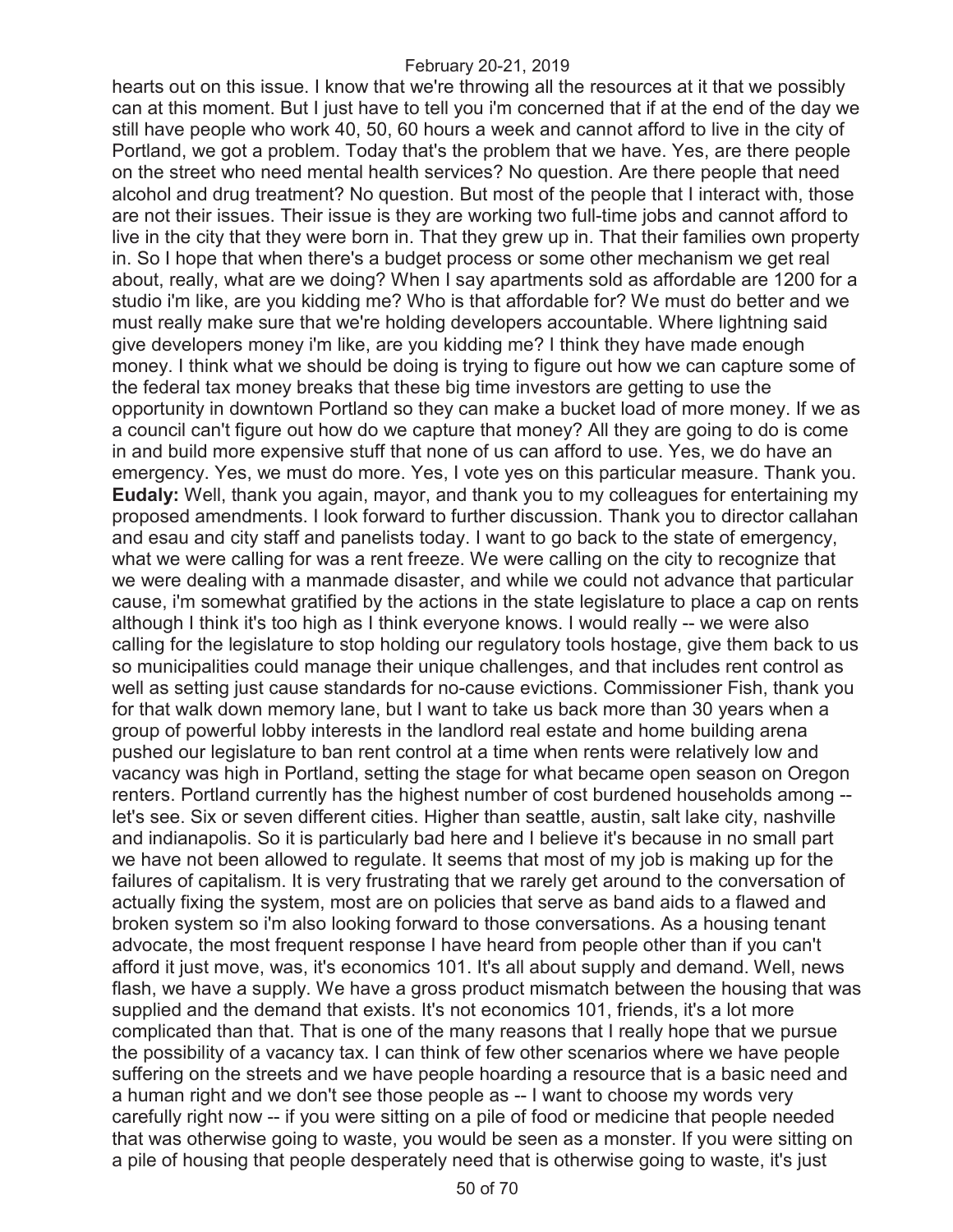hearts out on this issue. I know that we're throwing all the resources at it that we possibly can at this moment. But I just have to tell you i'm concerned that if at the end of the day we still have people who work 40, 50, 60 hours a week and cannot afford to live in the city of Portland, we got a problem. Today that's the problem that we have. Yes, are there people on the street who need mental health services? No question. Are there people that need alcohol and drug treatment? No question. But most of the people that I interact with, those are not their issues. Their issue is they are working two full-time jobs and cannot afford to live in the city that they were born in. That they grew up in. That their families own property in. So I hope that when there's a budget process or some other mechanism we get real about, really, what are we doing? When I say apartments sold as affordable are 1200 for a studio i'm like, are you kidding me? Who is that affordable for? We must do better and we must really make sure that we're holding developers accountable. Where lightning said give developers money i'm like, are you kidding me? I think they have made enough money. I think what we should be doing is trying to figure out how we can capture some of the federal tax money breaks that these big time investors are getting to use the opportunity in downtown Portland so they can make a bucket load of more money. If we as a council can't figure out how do we capture that money? All they are going to do is come in and build more expensive stuff that none of us can afford to use. Yes, we do have an emergency. Yes, we must do more. Yes, I vote yes on this particular measure. Thank you.

**Eudaly:** Well, thank you again, mayor, and thank you to my colleagues for entertaining my proposed amendments. I look forward to further discussion. Thank you to director callahan and esau and city staff and panelists today. I want to go back to the state of emergency, what we were calling for was a rent freeze. We were calling on the city to recognize that we were dealing with a manmade disaster, and while we could not advance that particular cause, i'm somewhat gratified by the actions in the state legislature to place a cap on rents although I think it's too high as I think everyone knows. I would really -- we were also calling for the legislature to stop holding our regulatory tools hostage, give them back to us so municipalities could manage their unique challenges, and that includes rent control as well as setting just cause standards for no-cause evictions. Commissioner Fish, thank you for that walk down memory lane, but I want to take us back more than 30 years when a group of powerful lobby interests in the landlord real estate and home building arena pushed our legislature to ban rent control at a time when rents were relatively low and vacancy was high in Portland, setting the stage for what became open season on Oregon renters. Portland currently has the highest number of cost burdened households among -- let's see. Six or seven different cities. Higher than seattle, austin, salt lake city, nashville and indianapolis. So it is particularly bad here and I believe it's because in no small part we have not been allowed to regulate. It seems that most of my job is making up for the failures of capitalism. It is very frustrating that we rarely get around to the conversation of actually fixing the system, most are on policies that serve as band aids to a flawed and broken system so i'm also looking forward to those conversations. As a housing tenant advocate, the most frequent response I have heard from people other than if you can't afford it just move, was, it's economics 101. It's all about supply and demand. Well, news flash, we have a supply. We have a gross product mismatch between the housing that was supplied and the demand that exists. It's not economics 101, friends, it's a lot more complicated than that. That is one of the many reasons that I really hope that we pursue the possibility of a vacancy tax. I can think of few other scenarios where we have people suffering on the streets and we have people hoarding a resource that is a basic need and a human right and we don't see those people as -- I want to choose my words very carefully right now -- if you were sitting on a pile of food or medicine that people needed that was otherwise going to waste, you would be seen as a monster. If you were sitting on a pile of housing that people desperately need that is otherwise going to waste, it's just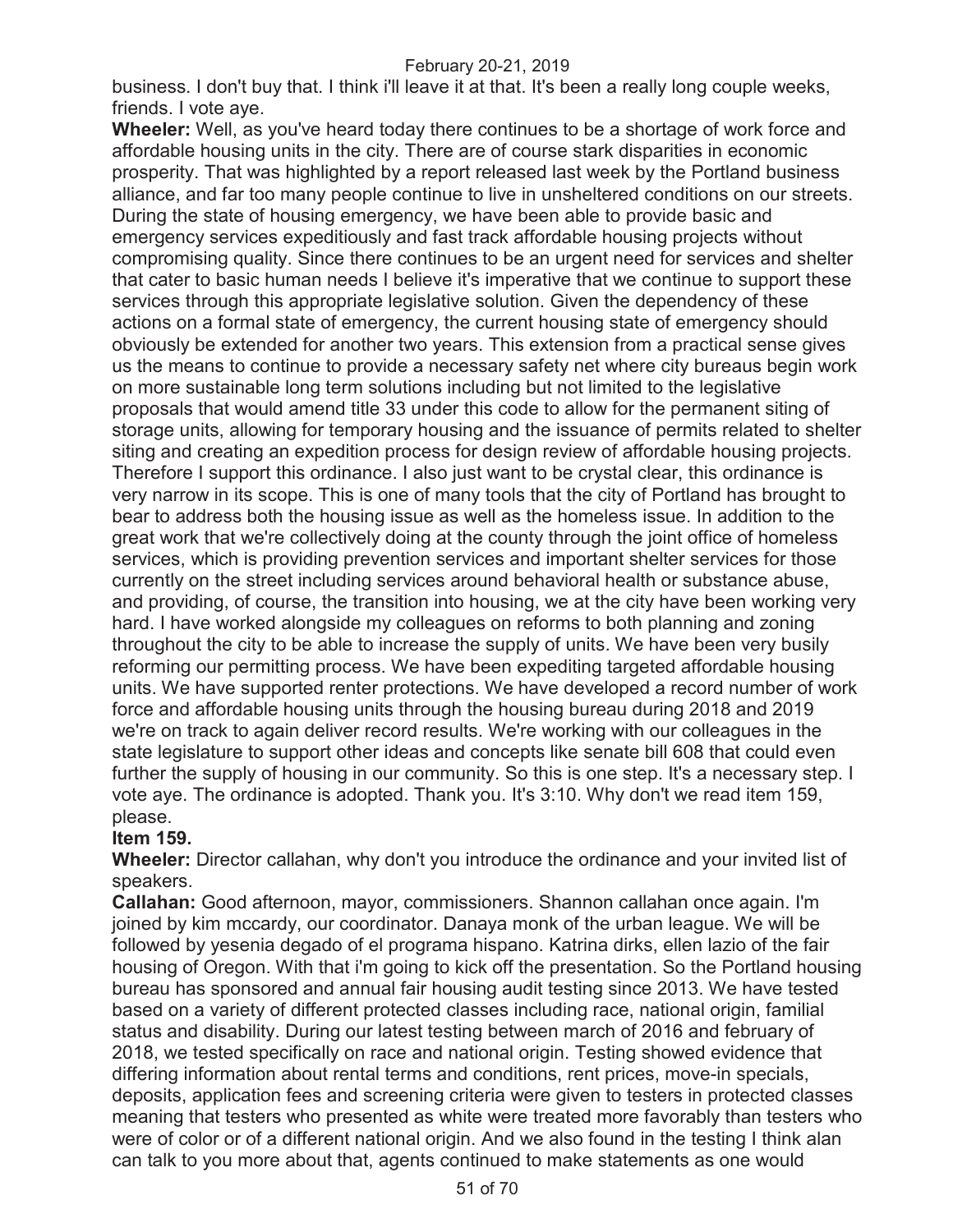business. I don't buy that. I think i'll leave it at that. It's been a really long couple weeks, friends. I vote aye.

**Wheeler:** Well, as you've heard today there continues to be a shortage of work force and affordable housing units in the city. There are of course stark disparities in economic prosperity. That was highlighted by a report released last week by the Portland business alliance, and far too many people continue to live in unsheltered conditions on our streets. During the state of housing emergency, we have been able to provide basic and emergency services expeditiously and fast track affordable housing projects without compromising quality. Since there continues to be an urgent need for services and shelter that cater to basic human needs I believe it's imperative that we continue to support these services through this appropriate legislative solution. Given the dependency of these actions on a formal state of emergency, the current housing state of emergency should obviously be extended for another two years. This extension from a practical sense gives us the means to continue to provide a necessary safety net where city bureaus begin work on more sustainable long term solutions including but not limited to the legislative proposals that would amend title 33 under this code to allow for the permanent siting of storage units, allowing for temporary housing and the issuance of permits related to shelter siting and creating an expedition process for design review of affordable housing projects. Therefore I support this ordinance. I also just want to be crystal clear, this ordinance is very narrow in its scope. This is one of many tools that the city of Portland has brought to bear to address both the housing issue as well as the homeless issue. In addition to the great work that we're collectively doing at the county through the joint office of homeless services, which is providing prevention services and important shelter services for those currently on the street including services around behavioral health or substance abuse, and providing, of course, the transition into housing, we at the city have been working very hard. I have worked alongside my colleagues on reforms to both planning and zoning throughout the city to be able to increase the supply of units. We have been very busily reforming our permitting process. We have been expediting targeted affordable housing units. We have supported renter protections. We have developed a record number of work force and affordable housing units through the housing bureau during 2018 and 2019 we're on track to again deliver record results. We're working with our colleagues in the state legislature to support other ideas and concepts like senate bill 608 that could even further the supply of housing in our community. So this is one step. It's a necessary step. I vote aye. The ordinance is adopted. Thank you. It's 3:10. Why don't we read item 159, please.

**Item 159.**

**Wheeler:** Director callahan, why don't you introduce the ordinance and your invited list of speakers.

**Callahan:** Good afternoon, mayor, commissioners. Shannon callahan once again. I'm joined by kim mccardy, our coordinator. Danaya monk of the urban league. We will be followed by yesenia degado of el programa hispano. Katrina dirks, ellen lazio of the fair housing of Oregon. With that i'm going to kick off the presentation. So the Portland housing bureau has sponsored and annual fair housing audit testing since 2013. We have tested based on a variety of different protected classes including race, national origin, familial status and disability. During our latest testing between march of 2016 and february of 2018, we tested specifically on race and national origin. Testing showed evidence that differing information about rental terms and conditions, rent prices, move-in specials, deposits, application fees and screening criteria were given to testers in protected classes meaning that testers who presented as white were treated more favorably than testers who were of color or of a different national origin. And we also found in the testing I think alan can talk to you more about that, agents continued to make statements as one would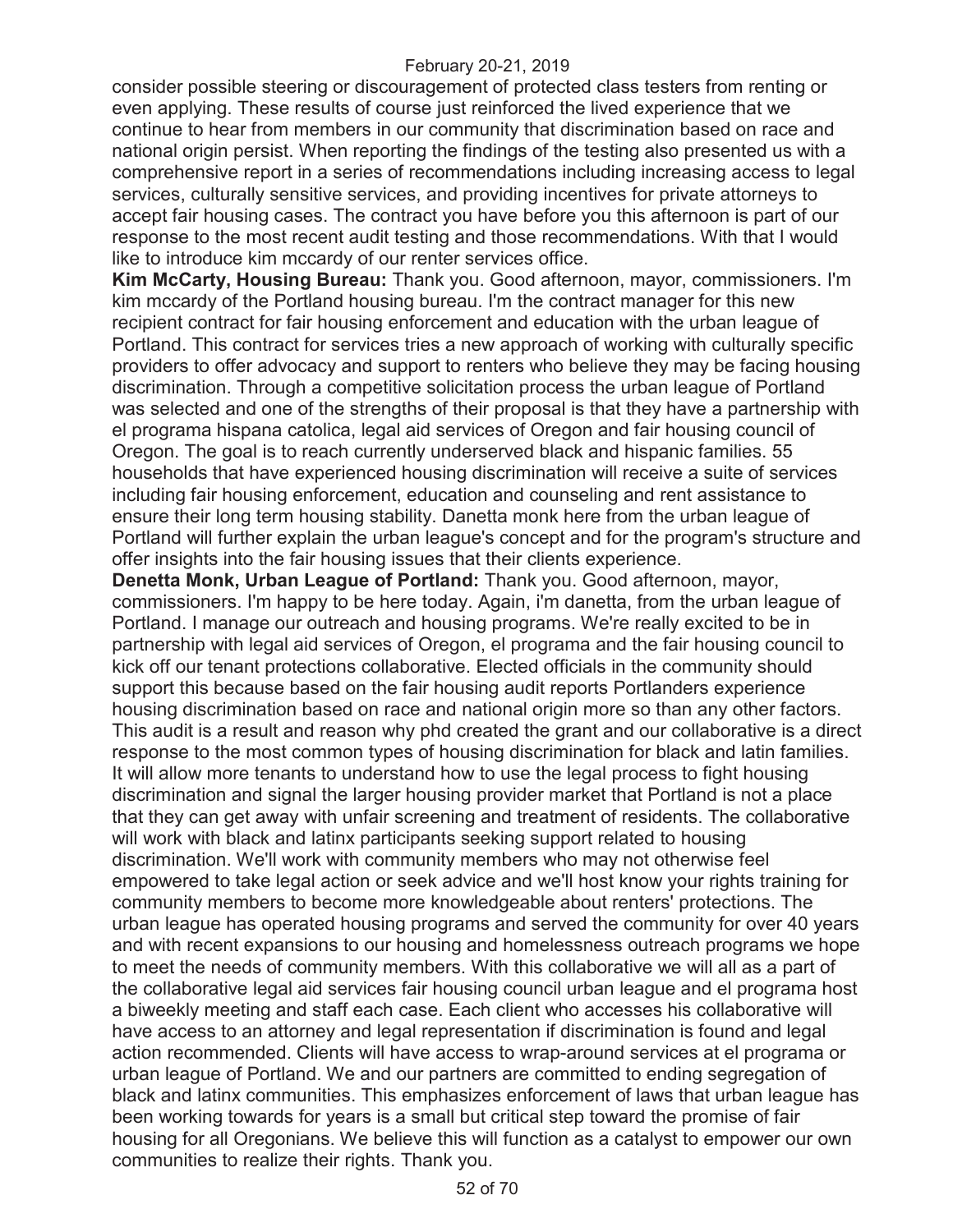consider possible steering or discouragement of protected class testers from renting or even applying. These results of course just reinforced the lived experience that we continue to hear from members in our community that discrimination based on race and national origin persist. When reporting the findings of the testing also presented us with a comprehensive report in a series of recommendations including increasing access to legal services, culturally sensitive services, and providing incentives for private attorneys to accept fair housing cases. The contract you have before you this afternoon is part of our response to the most recent audit testing and those recommendations. With that I would like to introduce kim mccardy of our renter services office.

**Kim McCarty, Housing Bureau:** Thank you. Good afternoon, mayor, commissioners. I'm kim mccardy of the Portland housing bureau. I'm the contract manager for this new recipient contract for fair housing enforcement and education with the urban league of Portland. This contract for services tries a new approach of working with culturally specific providers to offer advocacy and support to renters who believe they may be facing housing discrimination. Through a competitive solicitation process the urban league of Portland was selected and one of the strengths of their proposal is that they have a partnership with el programa hispana catolica, legal aid services of Oregon and fair housing council of Oregon. The goal is to reach currently underserved black and hispanic families. 55 households that have experienced housing discrimination will receive a suite of services including fair housing enforcement, education and counseling and rent assistance to ensure their long term housing stability. Danetta monk here from the urban league of Portland will further explain the urban league's concept and for the program's structure and offer insights into the fair housing issues that their clients experience.

**Denetta Monk, Urban League of Portland:** Thank you. Good afternoon, mayor, commissioners. I'm happy to be here today. Again, i'm danetta, from the urban league of Portland. I manage our outreach and housing programs. We're really excited to be in partnership with legal aid services of Oregon, el programa and the fair housing council to kick off our tenant protections collaborative. Elected officials in the community should support this because based on the fair housing audit reports Portlanders experience housing discrimination based on race and national origin more so than any other factors. This audit is a result and reason why phd created the grant and our collaborative is a direct response to the most common types of housing discrimination for black and latin families. It will allow more tenants to understand how to use the legal process to fight housing discrimination and signal the larger housing provider market that Portland is not a place that they can get away with unfair screening and treatment of residents. The collaborative will work with black and latinx participants seeking support related to housing discrimination. We'll work with community members who may not otherwise feel empowered to take legal action or seek advice and we'll host know your rights training for community members to become more knowledgeable about renters' protections. The urban league has operated housing programs and served the community for over 40 years and with recent expansions to our housing and homelessness outreach programs we hope to meet the needs of community members. With this collaborative we will all as a part of the collaborative legal aid services fair housing council urban league and el programa host a biweekly meeting and staff each case. Each client who accesses his collaborative will have access to an attorney and legal representation if discrimination is found and legal action recommended. Clients will have access to wrap-around services at el programa or urban league of Portland. We and our partners are committed to ending segregation of black and latinx communities. This emphasizes enforcement of laws that urban league has been working towards for years is a small but critical step toward the promise of fair housing for all Oregonians. We believe this will function as a catalyst to empower our own communities to realize their rights. Thank you.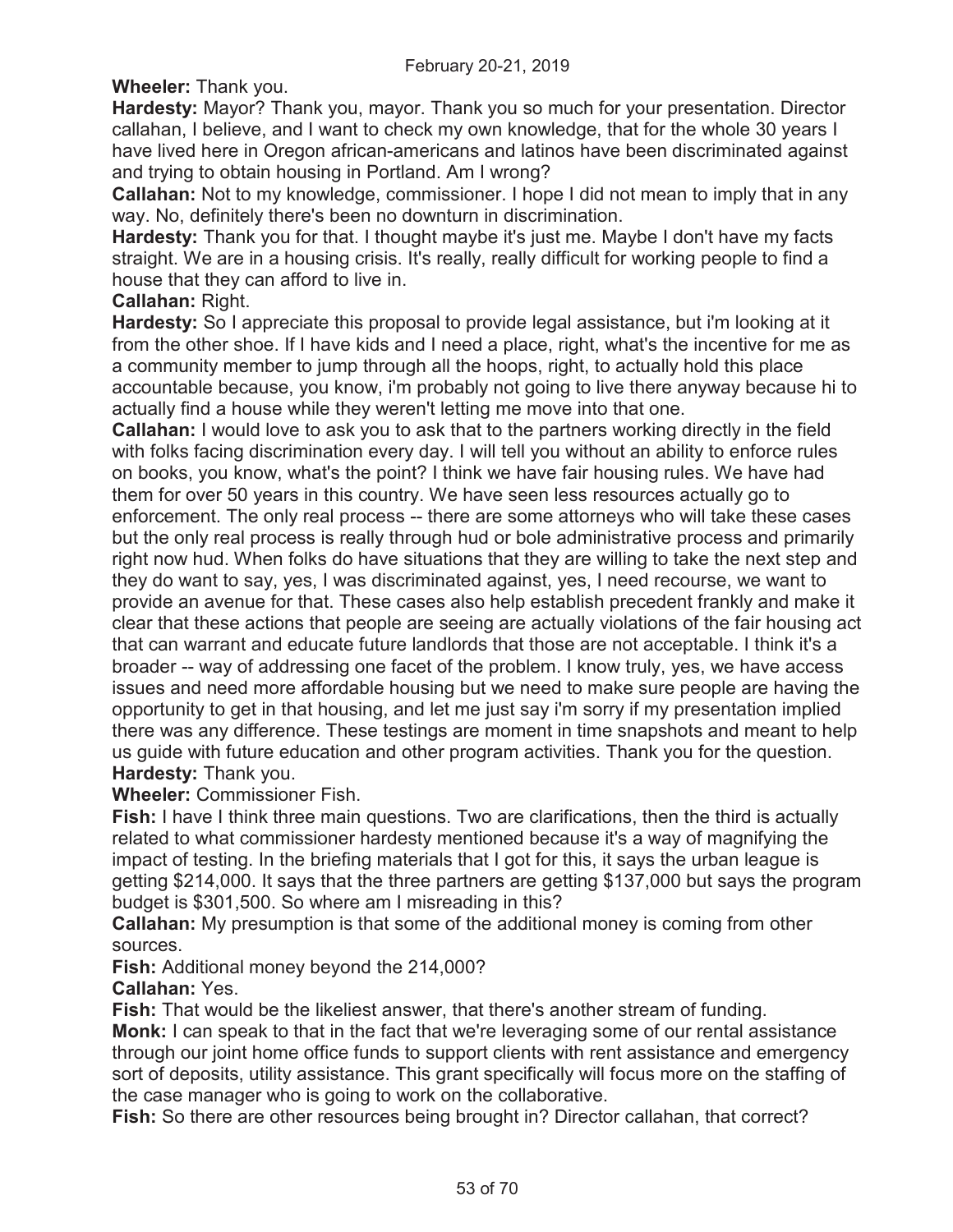**Wheeler:** Thank you.

**Hardesty:** Mayor? Thank you, mayor. Thank you so much for your presentation. Director callahan, I believe, and I want to check my own knowledge, that for the whole 30 years I have lived here in Oregon african-americans and latinos have been discriminated against and trying to obtain housing in Portland. Am I wrong?

**Callahan:** Not to my knowledge, commissioner. I hope I did not mean to imply that in any way. No, definitely there's been no downturn in discrimination.

**Hardesty:** Thank you for that. I thought maybe it's just me. Maybe I don't have my facts straight. We are in a housing crisis. It's really, really difficult for working people to find a house that they can afford to live in.

**Callahan:** Right.

**Hardesty:** So I appreciate this proposal to provide legal assistance, but i'm looking at it from the other shoe. If I have kids and I need a place, right, what's the incentive for me as a community member to jump through all the hoops, right, to actually hold this place accountable because, you know, i'm probably not going to live there anyway because hi to actually find a house while they weren't letting me move into that one.

**Callahan:** I would love to ask you to ask that to the partners working directly in the field with folks facing discrimination every day. I will tell you without an ability to enforce rules on books, you know, what's the point? I think we have fair housing rules. We have had them for over 50 years in this country. We have seen less resources actually go to enforcement. The only real process -- there are some attorneys who will take these cases but the only real process is really through hud or bole administrative process and primarily right now hud. When folks do have situations that they are willing to take the next step and they do want to say, yes, I was discriminated against, yes, I need recourse, we want to provide an avenue for that. These cases also help establish precedent frankly and make it clear that these actions that people are seeing are actually violations of the fair housing act that can warrant and educate future landlords that those are not acceptable. I think it's a broader -- way of addressing one facet of the problem. I know truly, yes, we have access issues and need more affordable housing but we need to make sure people are having the opportunity to get in that housing, and let me just say i'm sorry if my presentation implied there was any difference. These testings are moment in time snapshots and meant to help us guide with future education and other program activities. Thank you for the question.

**Hardesty:** Thank you.

**Wheeler:** Commissioner Fish.

**Fish:** I have I think three main questions. Two are clarifications, then the third is actually related to what commissioner hardesty mentioned because it's a way of magnifying the impact of testing. In the briefing materials that I got for this, it says the urban league is getting $214,000. It says that the three partners are getting $137,000 but says the program budget is $301,500. So where am I misreading in this?

**Callahan:** My presumption is that some of the additional money is coming from other sources.

**Fish:** Additional money beyond the 214,000?

**Callahan:** Yes.

**Fish:** That would be the likeliest answer, that there's another stream of funding.

**Monk:** I can speak to that in the fact that we're leveraging some of our rental assistance through our joint home office funds to support clients with rent assistance and emergency sort of deposits, utility assistance. This grant specifically will focus more on the staffing of the case manager who is going to work on the collaborative.

**Fish:** So there are other resources being brought in? Director callahan, that correct?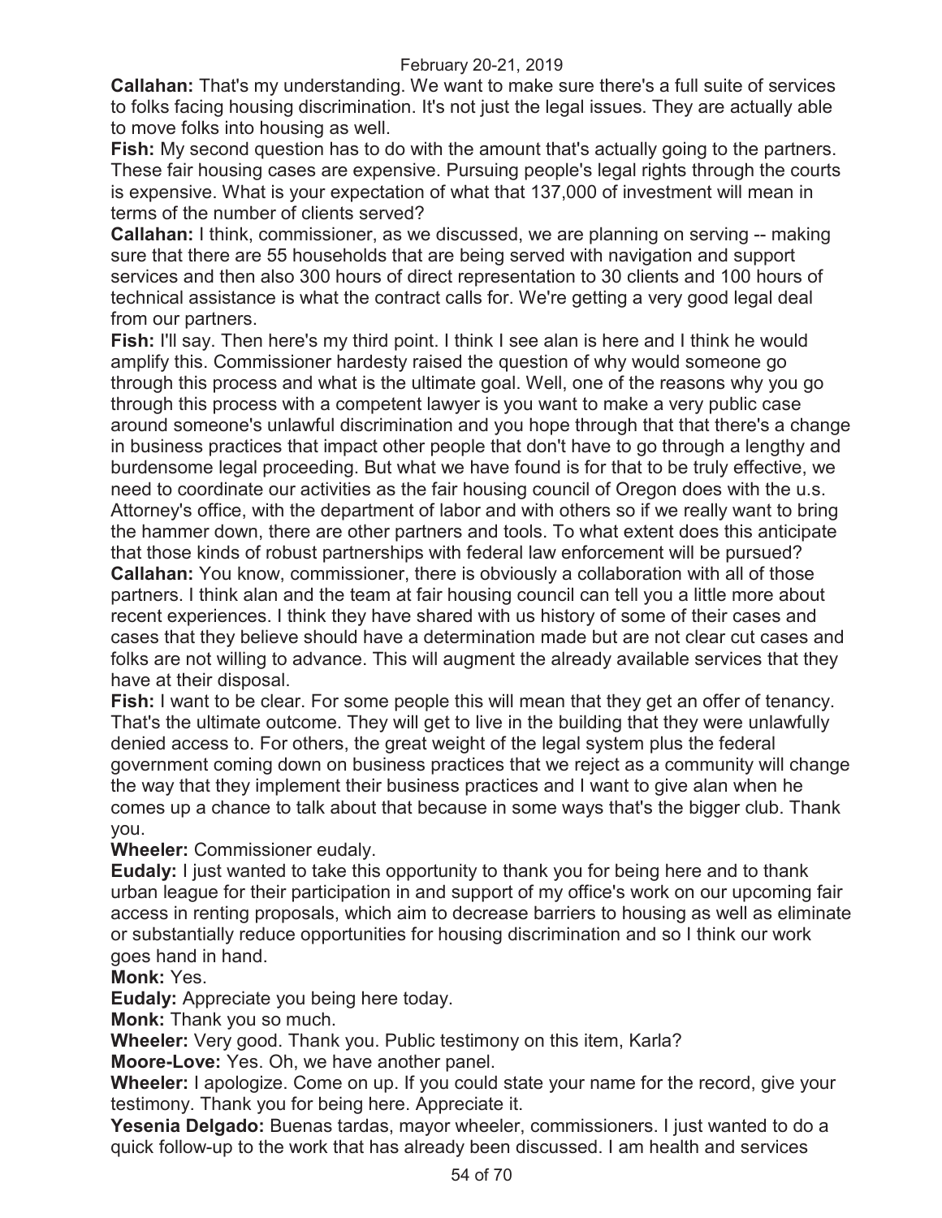**Callahan:** That's my understanding. We want to make sure there's a full suite of services to folks facing housing discrimination. It's not just the legal issues. They are actually able to move folks into housing as well.

**Fish:** My second question has to do with the amount that's actually going to the partners. These fair housing cases are expensive. Pursuing people's legal rights through the courts is expensive. What is your expectation of what that 137,000 of investment will mean in terms of the number of clients served?

**Callahan:** I think, commissioner, as we discussed, we are planning on serving -- making sure that there are 55 households that are being served with navigation and support services and then also 300 hours of direct representation to 30 clients and 100 hours of technical assistance is what the contract calls for. We're getting a very good legal deal from our partners.

**Fish:** I'll say. Then here's my third point. I think I see alan is here and I think he would amplify this. Commissioner hardesty raised the question of why would someone go through this process and what is the ultimate goal. Well, one of the reasons why you go through this process with a competent lawyer is you want to make a very public case around someone's unlawful discrimination and you hope through that that there's a change in business practices that impact other people that don't have to go through a lengthy and burdensome legal proceeding. But what we have found is for that to be truly effective, we need to coordinate our activities as the fair housing council of Oregon does with the u.s. Attorney's office, with the department of labor and with others so if we really want to bring the hammer down, there are other partners and tools. To what extent does this anticipate that those kinds of robust partnerships with federal law enforcement will be pursued?

**Callahan:** You know, commissioner, there is obviously a collaboration with all of those partners. I think alan and the team at fair housing council can tell you a little more about recent experiences. I think they have shared with us history of some of their cases and cases that they believe should have a determination made but are not clear cut cases and folks are not willing to advance. This will augment the already available services that they have at their disposal.

**Fish:** I want to be clear. For some people this will mean that they get an offer of tenancy. That's the ultimate outcome. They will get to live in the building that they were unlawfully denied access to. For others, the great weight of the legal system plus the federal government coming down on business practices that we reject as a community will change the way that they implement their business practices and I want to give alan when he comes up a chance to talk about that because in some ways that's the bigger club. Thank you.

**Wheeler:** Commissioner eudaly.

**Eudaly:** I just wanted to take this opportunity to thank you for being here and to thank urban league for their participation in and support of my office's work on our upcoming fair access in renting proposals, which aim to decrease barriers to housing as well as eliminate or substantially reduce opportunities for housing discrimination and so I think our work goes hand in hand.

**Monk:** Yes.

**Eudaly:** Appreciate you being here today.

**Monk:** Thank you so much.

**Wheeler:** Very good. Thank you. Public testimony on this item, Karla?

**Moore-Love:** Yes. Oh, we have another panel.

**Wheeler:** I apologize. Come on up. If you could state your name for the record, give your testimony. Thank you for being here. Appreciate it.

**Yesenia Delgado:** Buenas tardas, mayor wheeler, commissioners. I just wanted to do a quick follow-up to the work that has already been discussed. I am health and services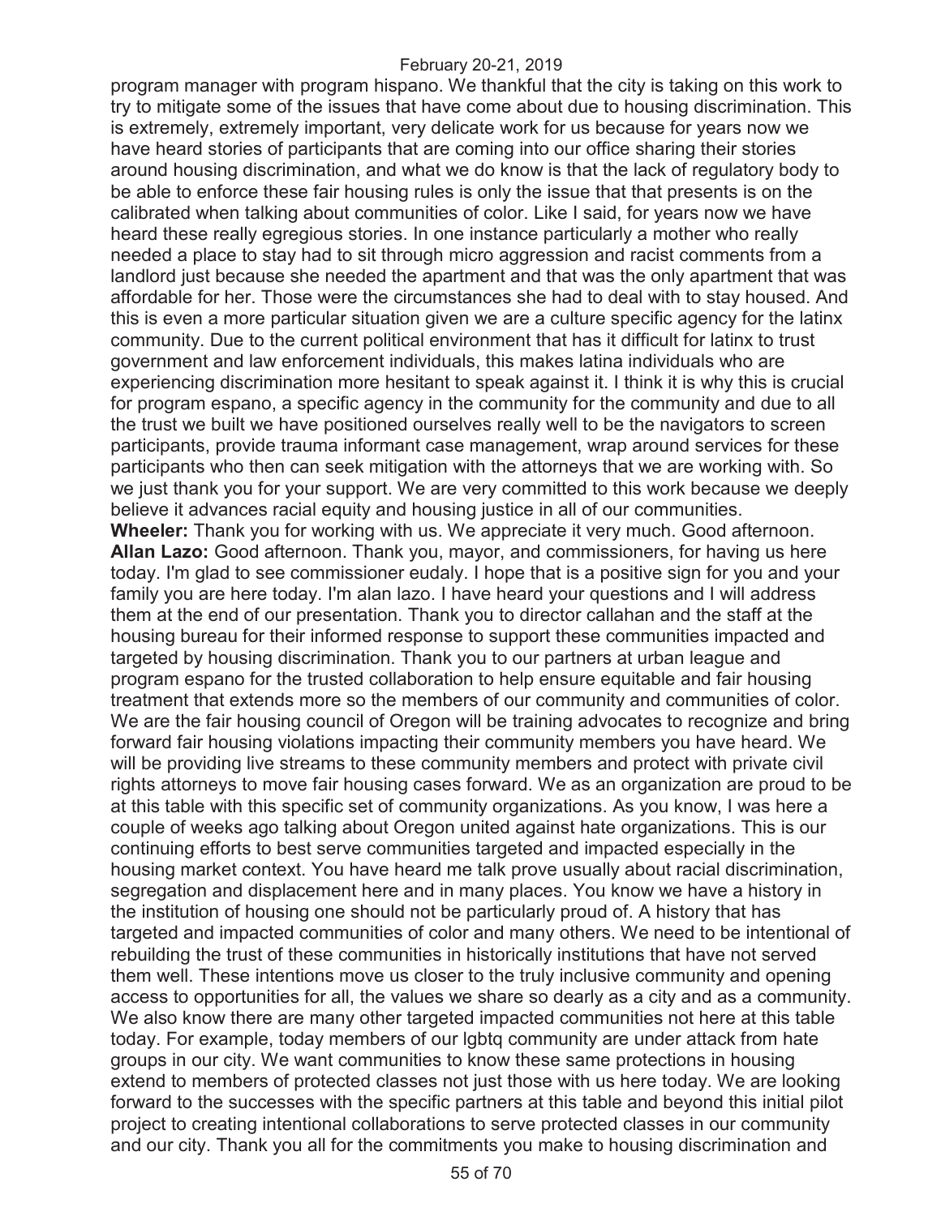program manager with program hispano. We thankful that the city is taking on this work to try to mitigate some of the issues that have come about due to housing discrimination. This is extremely, extremely important, very delicate work for us because for years now we have heard stories of participants that are coming into our office sharing their stories around housing discrimination, and what we do know is that the lack of regulatory body to be able to enforce these fair housing rules is only the issue that that presents is on the calibrated when talking about communities of color. Like I said, for years now we have heard these really egregious stories. In one instance particularly a mother who really needed a place to stay had to sit through micro aggression and racist comments from a landlord just because she needed the apartment and that was the only apartment that was affordable for her. Those were the circumstances she had to deal with to stay housed. And this is even a more particular situation given we are a culture specific agency for the latinx community. Due to the current political environment that has it difficult for latinx to trust government and law enforcement individuals, this makes latina individuals who are experiencing discrimination more hesitant to speak against it. I think it is why this is crucial for program espano, a specific agency in the community for the community and due to all the trust we built we have positioned ourselves really well to be the navigators to screen participants, provide trauma informant case management, wrap around services for these participants who then can seek mitigation with the attorneys that we are working with. So we just thank you for your support. We are very committed to this work because we deeply believe it advances racial equity and housing justice in all of our communities.

**Wheeler:** Thank you for working with us. We appreciate it very much. Good afternoon.

**Allan Lazo:** Good afternoon. Thank you, mayor, and commissioners, for having us here today. I'm glad to see commissioner eudaly. I hope that is a positive sign for you and your family you are here today. I'm alan lazo. I have heard your questions and I will address them at the end of our presentation. Thank you to director callahan and the staff at the housing bureau for their informed response to support these communities impacted and targeted by housing discrimination. Thank you to our partners at urban league and program espano for the trusted collaboration to help ensure equitable and fair housing treatment that extends more so the members of our community and communities of color. We are the fair housing council of Oregon will be training advocates to recognize and bring forward fair housing violations impacting their community members you have heard. We will be providing live streams to these community members and protect with private civil rights attorneys to move fair housing cases forward. We as an organization are proud to be at this table with this specific set of community organizations. As you know, I was here a couple of weeks ago talking about Oregon united against hate organizations. This is our continuing efforts to best serve communities targeted and impacted especially in the housing market context. You have heard me talk prove usually about racial discrimination, segregation and displacement here and in many places. You know we have a history in the institution of housing one should not be particularly proud of. A history that has targeted and impacted communities of color and many others. We need to be intentional of rebuilding the trust of these communities in historically institutions that have not served them well. These intentions move us closer to the truly inclusive community and opening access to opportunities for all, the values we share so dearly as a city and as a community. We also know there are many other targeted impacted communities not here at this table today. For example, today members of our lgbtq community are under attack from hate groups in our city. We want communities to know these same protections in housing extend to members of protected classes not just those with us here today. We are looking forward to the successes with the specific partners at this table and beyond this initial pilot project to creating intentional collaborations to serve protected classes in our community and our city. Thank you all for the commitments you make to housing discrimination and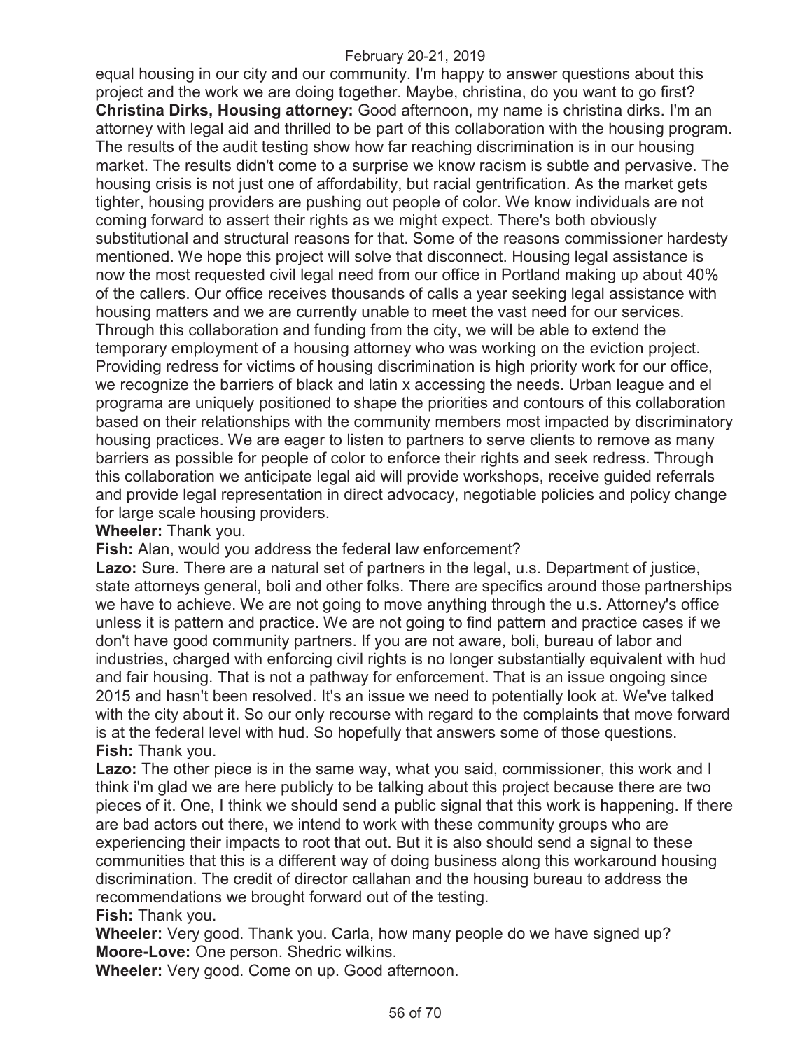equal housing in our city and our community. I'm happy to answer questions about this project and the work we are doing together. Maybe, christina, do you want to go first?

**Christina Dirks, Housing attorney:** Good afternoon, my name is christina dirks. I'm an attorney with legal aid and thrilled to be part of this collaboration with the housing program. The results of the audit testing show how far reaching discrimination is in our housing market. The results didn't come to a surprise we know racism is subtle and pervasive. The housing crisis is not just one of affordability, but racial gentrification. As the market gets tighter, housing providers are pushing out people of color. We know individuals are not coming forward to assert their rights as we might expect. There's both obviously substitutional and structural reasons for that. Some of the reasons commissioner hardesty mentioned. We hope this project will solve that disconnect. Housing legal assistance is now the most requested civil legal need from our office in Portland making up about 40% of the callers. Our office receives thousands of calls a year seeking legal assistance with housing matters and we are currently unable to meet the vast need for our services. Through this collaboration and funding from the city, we will be able to extend the temporary employment of a housing attorney who was working on the eviction project. Providing redress for victims of housing discrimination is high priority work for our office, we recognize the barriers of black and latin x accessing the needs. Urban league and el programa are uniquely positioned to shape the priorities and contours of this collaboration based on their relationships with the community members most impacted by discriminatory housing practices. We are eager to listen to partners to serve clients to remove as many barriers as possible for people of color to enforce their rights and seek redress. Through this collaboration we anticipate legal aid will provide workshops, receive guided referrals and provide legal representation in direct advocacy, negotiable policies and policy change for large scale housing providers.

**Wheeler:** Thank you.

**Fish:** Alan, would you address the federal law enforcement?

**Lazo:** Sure. There are a natural set of partners in the legal, u.s. Department of justice, state attorneys general, boli and other folks. There are specifics around those partnerships we have to achieve. We are not going to move anything through the u.s. Attorney's office unless it is pattern and practice. We are not going to find pattern and practice cases if we don't have good community partners. If you are not aware, boli, bureau of labor and industries, charged with enforcing civil rights is no longer substantially equivalent with hud and fair housing. That is not a pathway for enforcement. That is an issue ongoing since 2015 and hasn't been resolved. It's an issue we need to potentially look at. We've talked with the city about it. So our only recourse with regard to the complaints that move forward is at the federal level with hud. So hopefully that answers some of those questions.

**Fish:** Thank you.

**Lazo:** The other piece is in the same way, what you said, commissioner, this work and I think i'm glad we are here publicly to be talking about this project because there are two pieces of it. One, I think we should send a public signal that this work is happening. If there are bad actors out there, we intend to work with these community groups who are experiencing their impacts to root that out. But it is also should send a signal to these communities that this is a different way of doing business along this workaround housing discrimination. The credit of director callahan and the housing bureau to address the recommendations we brought forward out of the testing.

**Fish:** Thank you.

**Wheeler:** Very good. Thank you. Carla, how many people do we have signed up?

**Moore-Love:** One person. Shedric wilkins.

**Wheeler:** Very good. Come on up. Good afternoon.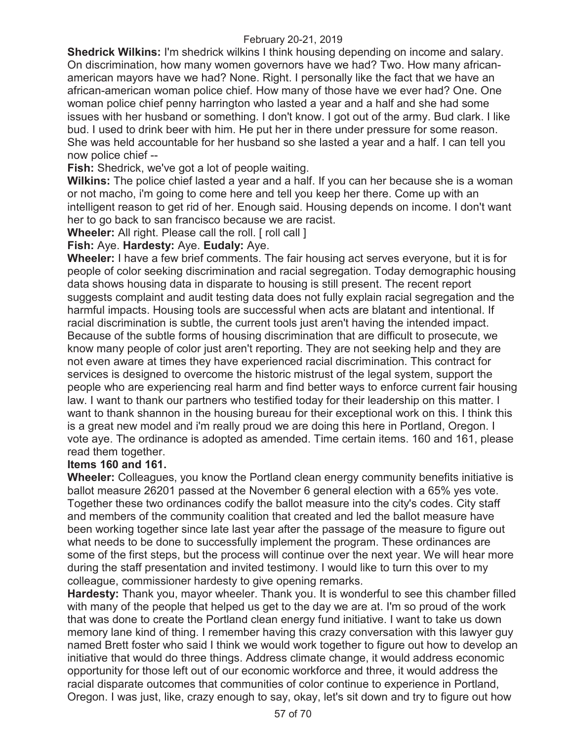**Shedrick Wilkins:** I'm shedrick wilkins I think housing depending on income and salary. On discrimination, how many women governors have we had? Two. How many african-american mayors have we had? None. Right. I personally like the fact that we have an african-american woman police chief. How many of those have we ever had? One. One woman police chief penny harrington who lasted a year and a half and she had some issues with her husband or something. I don't know. I got out of the army. Bud clark. I like bud. I used to drink beer with him. He put her in there under pressure for some reason. She was held accountable for her husband so she lasted a year and a half. I can tell you now police chief --

**Fish:** Shedrick, we've got a lot of people waiting.

**Wilkins:** The police chief lasted a year and a half. If you can her because she is a woman or not macho, i'm going to come here and tell you keep her there. Come up with an intelligent reason to get rid of her. Enough said. Housing depends on income. I don't want her to go back to san francisco because we are racist.

**Wheeler:** All right. Please call the roll. [ roll call ]

**Fish:** Aye. **Hardesty:** Aye. **Eudaly:** Aye.

**Wheeler:** I have a few brief comments. The fair housing act serves everyone, but it is for people of color seeking discrimination and racial segregation. Today demographic housing data shows housing data in disparate to housing is still present. The recent report suggests complaint and audit testing data does not fully explain racial segregation and the harmful impacts. Housing tools are successful when acts are blatant and intentional. If racial discrimination is subtle, the current tools just aren't having the intended impact. Because of the subtle forms of housing discrimination that are difficult to prosecute, we know many people of color just aren't reporting. They are not seeking help and they are not even aware at times they have experienced racial discrimination. This contract for services is designed to overcome the historic mistrust of the legal system, support the people who are experiencing real harm and find better ways to enforce current fair housing law. I want to thank our partners who testified today for their leadership on this matter. I want to thank shannon in the housing bureau for their exceptional work on this. I think this is a great new model and i'm really proud we are doing this here in Portland, Oregon. I vote aye. The ordinance is adopted as amended. Time certain items. 160 and 161, please read them together.

**Items 160 and 161.**

**Wheeler:** Colleagues, you know the Portland clean energy community benefits initiative is ballot measure 26201 passed at the November 6 general election with a 65% yes vote. Together these two ordinances codify the ballot measure into the city's codes. City staff and members of the community coalition that created and led the ballot measure have been working together since late last year after the passage of the measure to figure out what needs to be done to successfully implement the program. These ordinances are some of the first steps, but the process will continue over the next year. We will hear more during the staff presentation and invited testimony. I would like to turn this over to my colleague, commissioner hardesty to give opening remarks.

**Hardesty:** Thank you, mayor wheeler. Thank you. It is wonderful to see this chamber filled with many of the people that helped us get to the day we are at. I'm so proud of the work that was done to create the Portland clean energy fund initiative. I want to take us down memory lane kind of thing. I remember having this crazy conversation with this lawyer guy named Brett foster who said I think we would work together to figure out how to develop an initiative that would do three things. Address climate change, it would address economic opportunity for those left out of our economic workforce and three, it would address the racial disparate outcomes that communities of color continue to experience in Portland, Oregon. I was just, like, crazy enough to say, okay, let's sit down and try to figure out how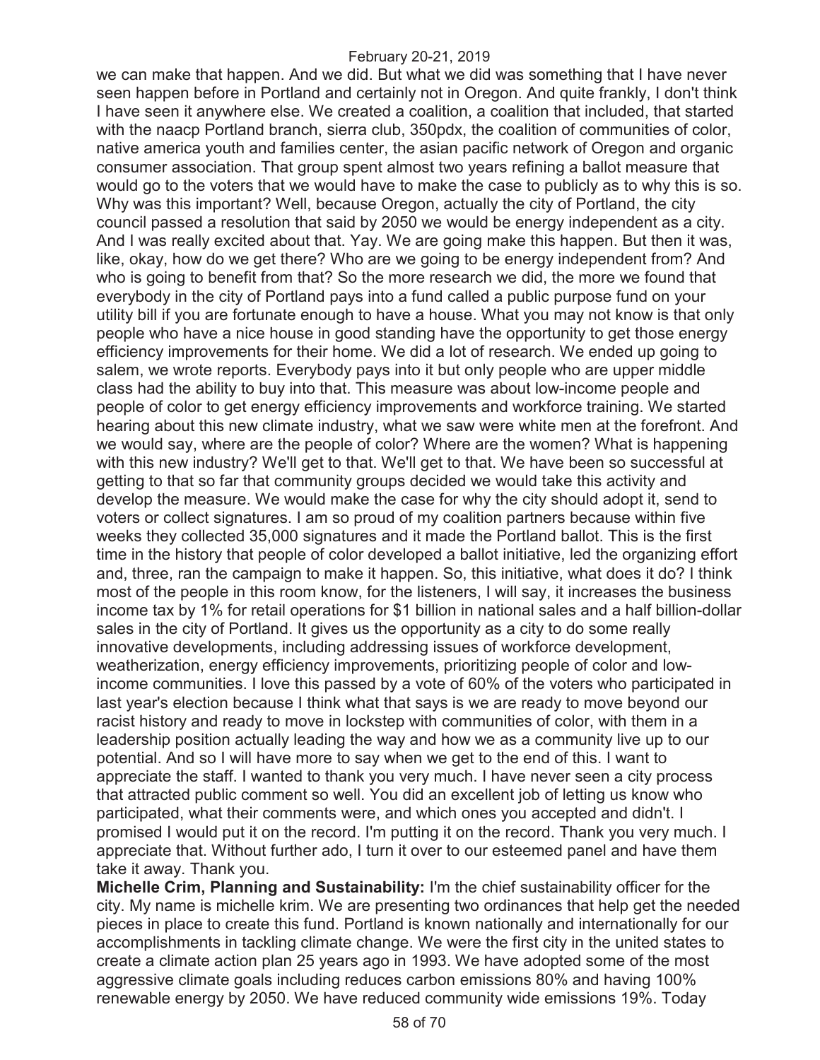we can make that happen. And we did. But what we did was something that I have never seen happen before in Portland and certainly not in Oregon. And quite frankly, I don't think I have seen it anywhere else. We created a coalition, a coalition that included, that started with the naacp Portland branch, sierra club, 350pdx, the coalition of communities of color, native america youth and families center, the asian pacific network of Oregon and organic consumer association. That group spent almost two years refining a ballot measure that would go to the voters that we would have to make the case to publicly as to why this is so. Why was this important? Well, because Oregon, actually the city of Portland, the city council passed a resolution that said by 2050 we would be energy independent as a city. And I was really excited about that. Yay. We are going make this happen. But then it was, like, okay, how do we get there? Who are we going to be energy independent from? And who is going to benefit from that? So the more research we did, the more we found that everybody in the city of Portland pays into a fund called a public purpose fund on your utility bill if you are fortunate enough to have a house. What you may not know is that only people who have a nice house in good standing have the opportunity to get those energy efficiency improvements for their home. We did a lot of research. We ended up going to salem, we wrote reports. Everybody pays into it but only people who are upper middle class had the ability to buy into that. This measure was about low-income people and people of color to get energy efficiency improvements and workforce training. We started hearing about this new climate industry, what we saw were white men at the forefront. And we would say, where are the people of color? Where are the women? What is happening with this new industry? We'll get to that. We'll get to that. We have been so successful at getting to that so far that community groups decided we would take this activity and develop the measure. We would make the case for why the city should adopt it, send to voters or collect signatures. I am so proud of my coalition partners because within five weeks they collected 35,000 signatures and it made the Portland ballot. This is the first time in the history that people of color developed a ballot initiative, led the organizing effort and, three, ran the campaign to make it happen. So, this initiative, what does it do? I think most of the people in this room know, for the listeners, I will say, it increases the business income tax by 1% for retail operations for $1 billion in national sales and a half billion-dollar sales in the city of Portland. It gives us the opportunity as a city to do some really innovative developments, including addressing issues of workforce development, weatherization, energy efficiency improvements, prioritizing people of color and low-income communities. I love this passed by a vote of 60% of the voters who participated in last year's election because I think what that says is we are ready to move beyond our racist history and ready to move in lockstep with communities of color, with them in a leadership position actually leading the way and how we as a community live up to our potential. And so I will have more to say when we get to the end of this. I want to appreciate the staff. I wanted to thank you very much. I have never seen a city process that attracted public comment so well. You did an excellent job of letting us know who participated, what their comments were, and which ones you accepted and didn't. I promised I would put it on the record. I'm putting it on the record. Thank you very much. I appreciate that. Without further ado, I turn it over to our esteemed panel and have them take it away. Thank you.

**Michelle Crim, Planning and Sustainability:** I'm the chief sustainability officer for the city. My name is michelle krim. We are presenting two ordinances that help get the needed pieces in place to create this fund. Portland is known nationally and internationally for our accomplishments in tackling climate change. We were the first city in the united states to create a climate action plan 25 years ago in 1993. We have adopted some of the most aggressive climate goals including reduces carbon emissions 80% and having 100% renewable energy by 2050. We have reduced community wide emissions 19%. Today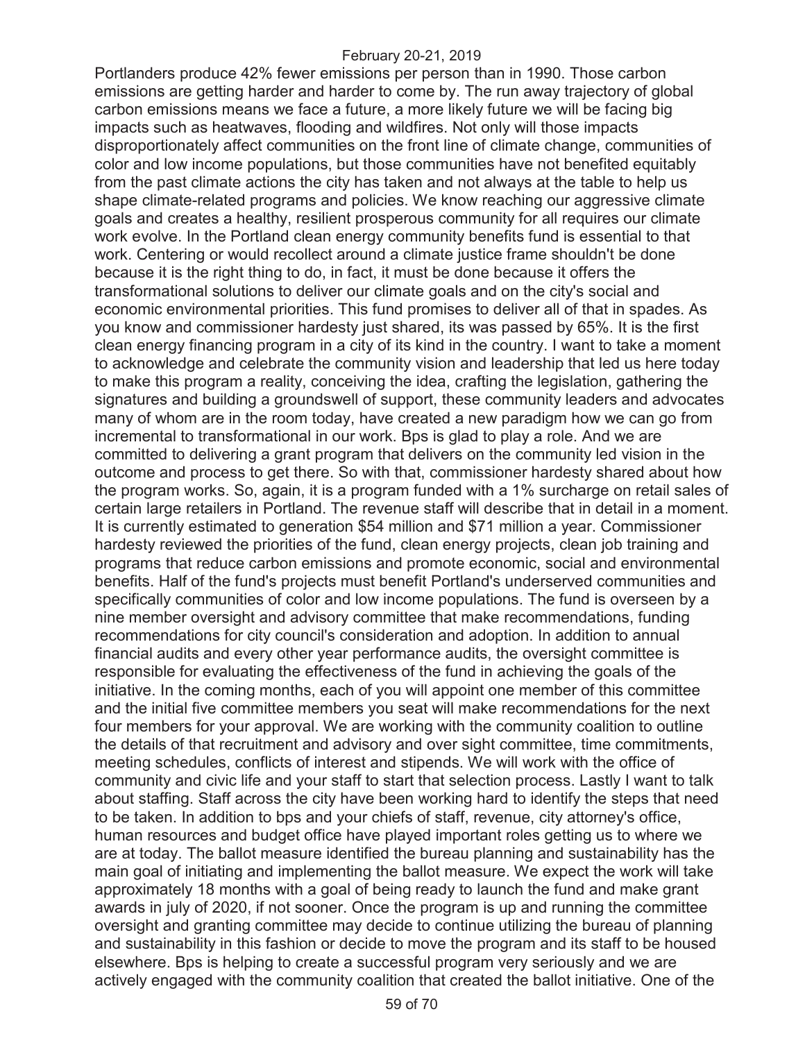Portlanders produce 42% fewer emissions per person than in 1990. Those carbon emissions are getting harder and harder to come by. The run away trajectory of global carbon emissions means we face a future, a more likely future we will be facing big impacts such as heatwaves, flooding and wildfires. Not only will those impacts disproportionately affect communities on the front line of climate change, communities of color and low income populations, but those communities have not benefited equitably from the past climate actions the city has taken and not always at the table to help us shape climate-related programs and policies. We know reaching our aggressive climate goals and creates a healthy, resilient prosperous community for all requires our climate work evolve. In the Portland clean energy community benefits fund is essential to that work. Centering or would recollect around a climate justice frame shouldn't be done because it is the right thing to do, in fact, it must be done because it offers the transformational solutions to deliver our climate goals and on the city's social and economic environmental priorities. This fund promises to deliver all of that in spades. As you know and commissioner hardesty just shared, its was passed by 65%. It is the first clean energy financing program in a city of its kind in the country. I want to take a moment to acknowledge and celebrate the community vision and leadership that led us here today to make this program a reality, conceiving the idea, crafting the legislation, gathering the signatures and building a groundswell of support, these community leaders and advocates many of whom are in the room today, have created a new paradigm how we can go from incremental to transformational in our work. Bps is glad to play a role. And we are committed to delivering a grant program that delivers on the community led vision in the outcome and process to get there. So with that, commissioner hardesty shared about how the program works. So, again, it is a program funded with a 1% surcharge on retail sales of certain large retailers in Portland. The revenue staff will describe that in detail in a moment. It is currently estimated to generation $54 million and $71 million a year. Commissioner hardesty reviewed the priorities of the fund, clean energy projects, clean job training and programs that reduce carbon emissions and promote economic, social and environmental benefits. Half of the fund's projects must benefit Portland's underserved communities and specifically communities of color and low income populations. The fund is overseen by a nine member oversight and advisory committee that make recommendations, funding recommendations for city council's consideration and adoption. In addition to annual financial audits and every other year performance audits, the oversight committee is responsible for evaluating the effectiveness of the fund in achieving the goals of the initiative. In the coming months, each of you will appoint one member of this committee and the initial five committee members you seat will make recommendations for the next four members for your approval. We are working with the community coalition to outline the details of that recruitment and advisory and over sight committee, time commitments, meeting schedules, conflicts of interest and stipends. We will work with the office of community and civic life and your staff to start that selection process. Lastly I want to talk about staffing. Staff across the city have been working hard to identify the steps that need to be taken. In addition to bps and your chiefs of staff, revenue, city attorney's office, human resources and budget office have played important roles getting us to where we are at today. The ballot measure identified the bureau planning and sustainability has the main goal of initiating and implementing the ballot measure. We expect the work will take approximately 18 months with a goal of being ready to launch the fund and make grant awards in july of 2020, if not sooner. Once the program is up and running the committee oversight and granting committee may decide to continue utilizing the bureau of planning and sustainability in this fashion or decide to move the program and its staff to be housed elsewhere. Bps is helping to create a successful program very seriously and we are actively engaged with the community coalition that created the ballot initiative. One of the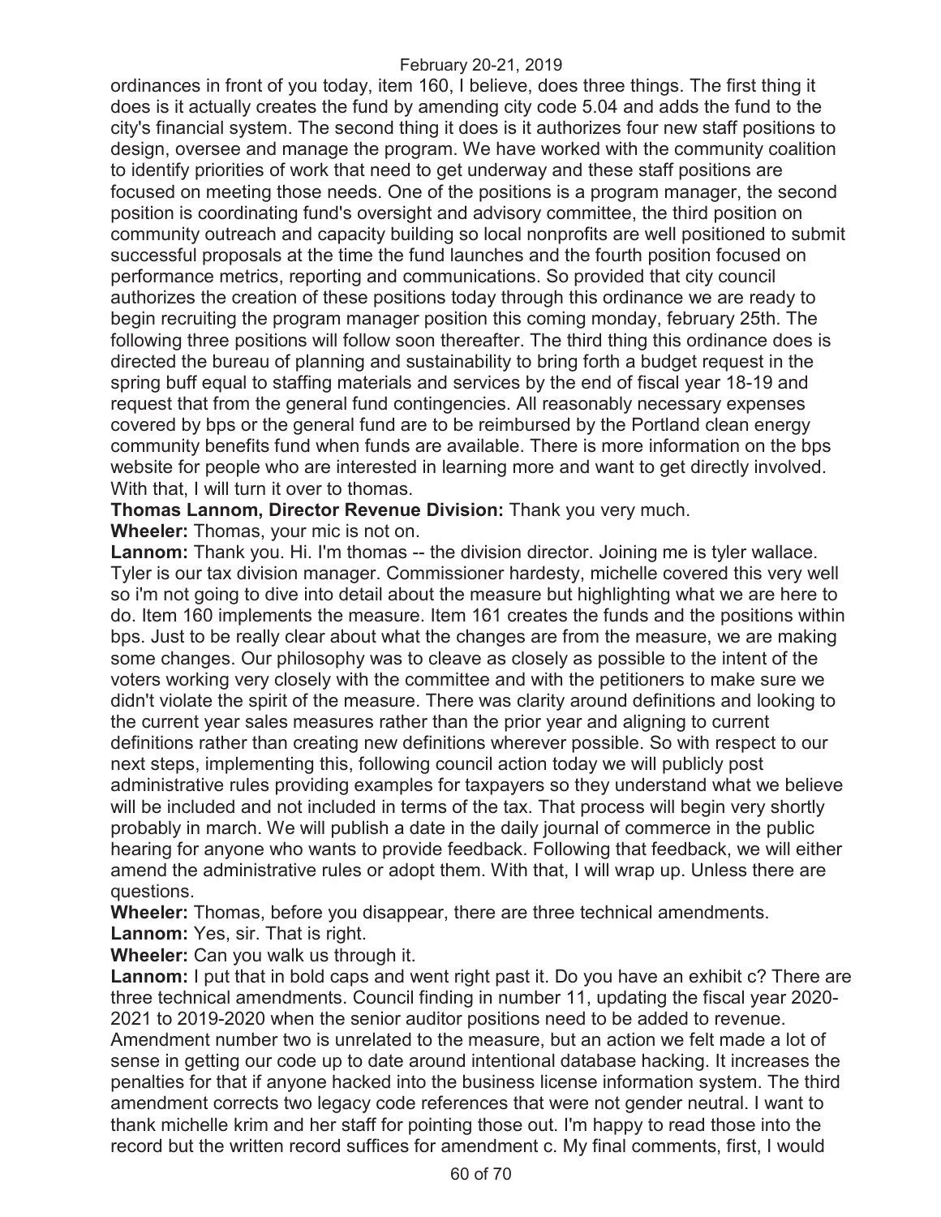ordinances in front of you today, item 160, I believe, does three things. The first thing it does is it actually creates the fund by amending city code 5.04 and adds the fund to the city's financial system. The second thing it does is it authorizes four new staff positions to design, oversee and manage the program. We have worked with the community coalition to identify priorities of work that need to get underway and these staff positions are focused on meeting those needs. One of the positions is a program manager, the second position is coordinating fund's oversight and advisory committee, the third position on community outreach and capacity building so local nonprofits are well positioned to submit successful proposals at the time the fund launches and the fourth position focused on performance metrics, reporting and communications. So provided that city council authorizes the creation of these positions today through this ordinance we are ready to begin recruiting the program manager position this coming monday, february 25th. The following three positions will follow soon thereafter. The third thing this ordinance does is directed the bureau of planning and sustainability to bring forth a budget request in the spring buff equal to staffing materials and services by the end of fiscal year 18-19 and request that from the general fund contingencies. All reasonably necessary expenses covered by bps or the general fund are to be reimbursed by the Portland clean energy community benefits fund when funds are available. There is more information on the bps website for people who are interested in learning more and want to get directly involved. With that, I will turn it over to thomas.

**Thomas Lannom, Director Revenue Division:** Thank you very much.

**Wheeler:** Thomas, your mic is not on.

**Lannom:** Thank you. Hi. I'm thomas -- the division director. Joining me is tyler wallace. Tyler is our tax division manager. Commissioner hardesty, michelle covered this very well so i'm not going to dive into detail about the measure but highlighting what we are here to do. Item 160 implements the measure. Item 161 creates the funds and the positions within bps. Just to be really clear about what the changes are from the measure, we are making some changes. Our philosophy was to cleave as closely as possible to the intent of the voters working very closely with the committee and with the petitioners to make sure we didn't violate the spirit of the measure. There was clarity around definitions and looking to the current year sales measures rather than the prior year and aligning to current definitions rather than creating new definitions wherever possible. So with respect to our next steps, implementing this, following council action today we will publicly post administrative rules providing examples for taxpayers so they understand what we believe will be included and not included in terms of the tax. That process will begin very shortly probably in march. We will publish a date in the daily journal of commerce in the public hearing for anyone who wants to provide feedback. Following that feedback, we will either amend the administrative rules or adopt them. With that, I will wrap up. Unless there are questions.

**Wheeler:** Thomas, before you disappear, there are three technical amendments.

**Lannom:** Yes, sir. That is right.

**Wheeler:** Can you walk us through it.

**Lannom:** I put that in bold caps and went right past it. Do you have an exhibit c? There are three technical amendments. Council finding in number 11, updating the fiscal year 2020-2021 to 2019-2020 when the senior auditor positions need to be added to revenue. Amendment number two is unrelated to the measure, but an action we felt made a lot of sense in getting our code up to date around intentional database hacking. It increases the penalties for that if anyone hacked into the business license information system. The third amendment corrects two legacy code references that were not gender neutral. I want to thank michelle krim and her staff for pointing those out. I'm happy to read those into the record but the written record suffices for amendment c. My final comments, first, I would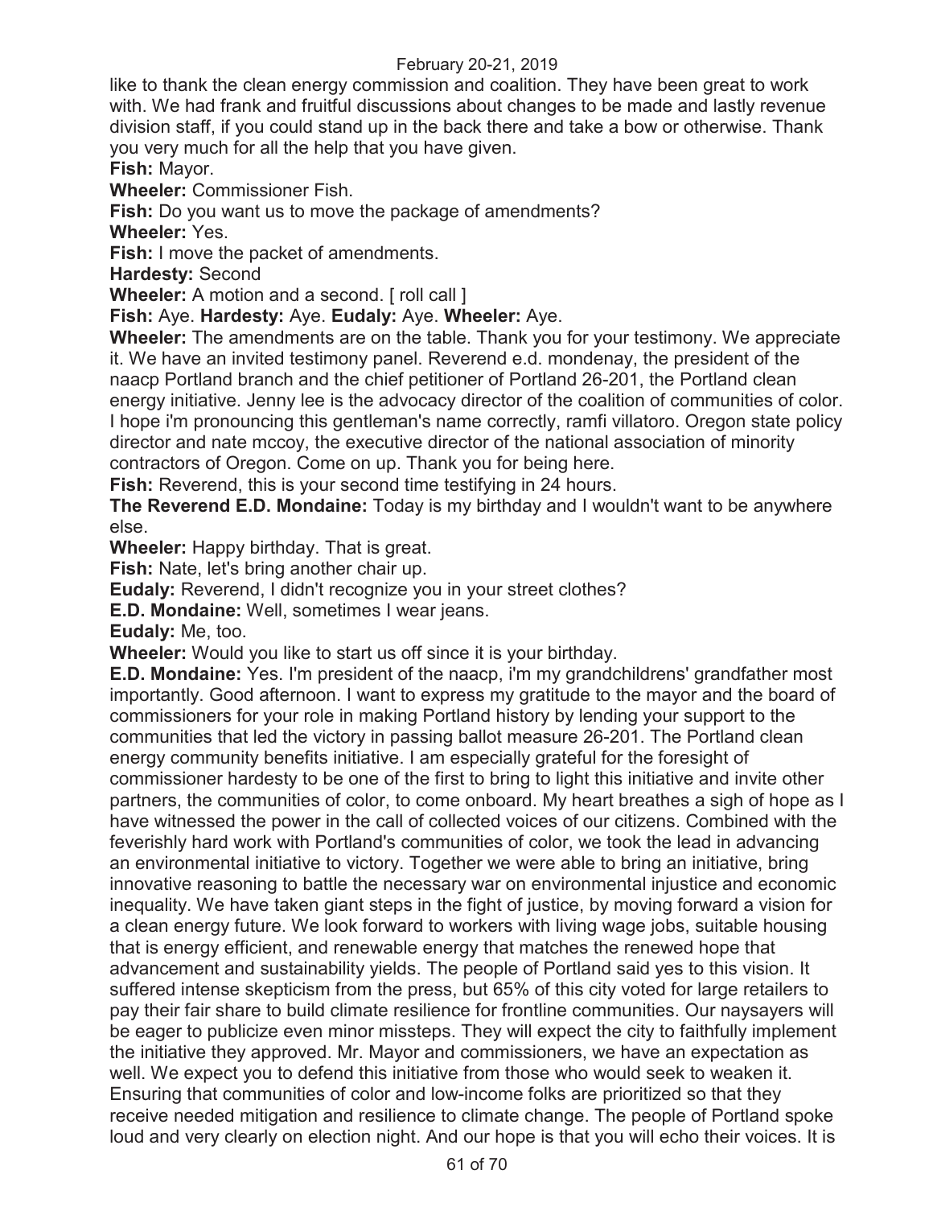like to thank the clean energy commission and coalition. They have been great to work with. We had frank and fruitful discussions about changes to be made and lastly revenue division staff, if you could stand up in the back there and take a bow or otherwise. Thank you very much for all the help that you have given.

**Fish:** Mayor.

**Wheeler:** Commissioner Fish.

**Fish:** Do you want us to move the package of amendments?

**Wheeler:** Yes.

**Fish:** I move the packet of amendments.

**Hardesty:** Second

**Wheeler:** A motion and a second. [ roll call ]

**Fish:** Aye. **Hardesty:** Aye. **Eudaly:** Aye. **Wheeler:** Aye.

**Wheeler:** The amendments are on the table. Thank you for your testimony. We appreciate it. We have an invited testimony panel. Reverend e.d. mondenay, the president of the naacp Portland branch and the chief petitioner of Portland 26-201, the Portland clean energy initiative. Jenny lee is the advocacy director of the coalition of communities of color. I hope i'm pronouncing this gentleman's name correctly, ramfi villatoro. Oregon state policy director and nate mccoy, the executive director of the national association of minority contractors of Oregon. Come on up. Thank you for being here.

**Fish:** Reverend, this is your second time testifying in 24 hours.

**The Reverend E.D. Mondaine:** Today is my birthday and I wouldn't want to be anywhere else.

**Wheeler:** Happy birthday. That is great.

**Fish:** Nate, let's bring another chair up.

**Eudaly:** Reverend, I didn't recognize you in your street clothes?

**E.D. Mondaine:** Well, sometimes I wear jeans.

**Eudaly:** Me, too.

**Wheeler:** Would you like to start us off since it is your birthday.

**E.D. Mondaine:** Yes. I'm president of the naacp, i'm my grandchildrens' grandfather most importantly. Good afternoon. I want to express my gratitude to the mayor and the board of commissioners for your role in making Portland history by lending your support to the communities that led the victory in passing ballot measure 26-201. The Portland clean energy community benefits initiative. I am especially grateful for the foresight of commissioner hardesty to be one of the first to bring to light this initiative and invite other partners, the communities of color, to come onboard. My heart breathes a sigh of hope as I have witnessed the power in the call of collected voices of our citizens. Combined with the feverishly hard work with Portland's communities of color, we took the lead in advancing an environmental initiative to victory. Together we were able to bring an initiative, bring innovative reasoning to battle the necessary war on environmental injustice and economic inequality. We have taken giant steps in the fight of justice, by moving forward a vision for a clean energy future. We look forward to workers with living wage jobs, suitable housing that is energy efficient, and renewable energy that matches the renewed hope that advancement and sustainability yields. The people of Portland said yes to this vision. It suffered intense skepticism from the press, but 65% of this city voted for large retailers to pay their fair share to build climate resilience for frontline communities. Our naysayers will be eager to publicize even minor missteps. They will expect the city to faithfully implement the initiative they approved. Mr. Mayor and commissioners, we have an expectation as well. We expect you to defend this initiative from those who would seek to weaken it. Ensuring that communities of color and low-income folks are prioritized so that they receive needed mitigation and resilience to climate change. The people of Portland spoke loud and very clearly on election night. And our hope is that you will echo their voices. It is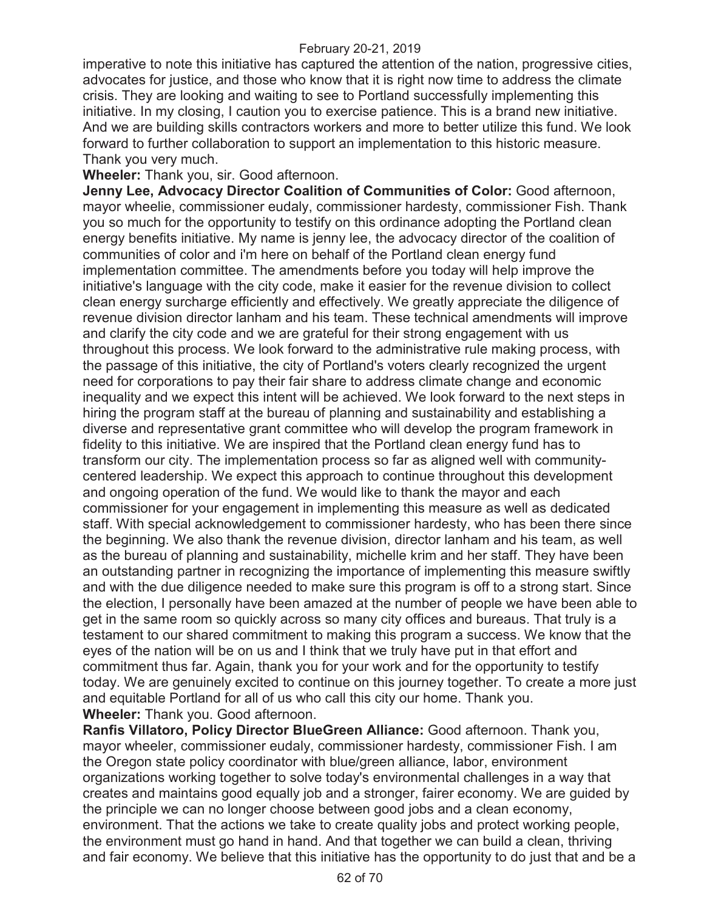imperative to note this initiative has captured the attention of the nation, progressive cities, advocates for justice, and those who know that it is right now time to address the climate crisis. They are looking and waiting to see to Portland successfully implementing this initiative. In my closing, I caution you to exercise patience. This is a brand new initiative. And we are building skills contractors workers and more to better utilize this fund. We look forward to further collaboration to support an implementation to this historic measure. Thank you very much.

**Wheeler:** Thank you, sir. Good afternoon.

**Jenny Lee, Advocacy Director Coalition of Communities of Color:** Good afternoon, mayor wheelie, commissioner eudaly, commissioner hardesty, commissioner Fish. Thank you so much for the opportunity to testify on this ordinance adopting the Portland clean energy benefits initiative. My name is jenny lee, the advocacy director of the coalition of communities of color and i'm here on behalf of the Portland clean energy fund implementation committee. The amendments before you today will help improve the initiative's language with the city code, make it easier for the revenue division to collect clean energy surcharge efficiently and effectively. We greatly appreciate the diligence of revenue division director lanham and his team. These technical amendments will improve and clarify the city code and we are grateful for their strong engagement with us throughout this process. We look forward to the administrative rule making process, with the passage of this initiative, the city of Portland's voters clearly recognized the urgent need for corporations to pay their fair share to address climate change and economic inequality and we expect this intent will be achieved. We look forward to the next steps in hiring the program staff at the bureau of planning and sustainability and establishing a diverse and representative grant committee who will develop the program framework in fidelity to this initiative. We are inspired that the Portland clean energy fund has to transform our city. The implementation process so far as aligned well with community-centered leadership. We expect this approach to continue throughout this development and ongoing operation of the fund. We would like to thank the mayor and each commissioner for your engagement in implementing this measure as well as dedicated staff. With special acknowledgement to commissioner hardesty, who has been there since the beginning. We also thank the revenue division, director lanham and his team, as well as the bureau of planning and sustainability, michelle krim and her staff. They have been an outstanding partner in recognizing the importance of implementing this measure swiftly and with the due diligence needed to make sure this program is off to a strong start. Since the election, I personally have been amazed at the number of people we have been able to get in the same room so quickly across so many city offices and bureaus. That truly is a testament to our shared commitment to making this program a success. We know that the eyes of the nation will be on us and I think that we truly have put in that effort and commitment thus far. Again, thank you for your work and for the opportunity to testify today. We are genuinely excited to continue on this journey together. To create a more just and equitable Portland for all of us who call this city our home. Thank you.

**Wheeler:** Thank you. Good afternoon.

**Ranfis Villatoro, Policy Director BlueGreen Alliance:** Good afternoon. Thank you, mayor wheeler, commissioner eudaly, commissioner hardesty, commissioner Fish. I am the Oregon state policy coordinator with blue/green alliance, labor, environment organizations working together to solve today's environmental challenges in a way that creates and maintains good equally job and a stronger, fairer economy. We are guided by the principle we can no longer choose between good jobs and a clean economy, environment. That the actions we take to create quality jobs and protect working people, the environment must go hand in hand. And that together we can build a clean, thriving and fair economy. We believe that this initiative has the opportunity to do just that and be a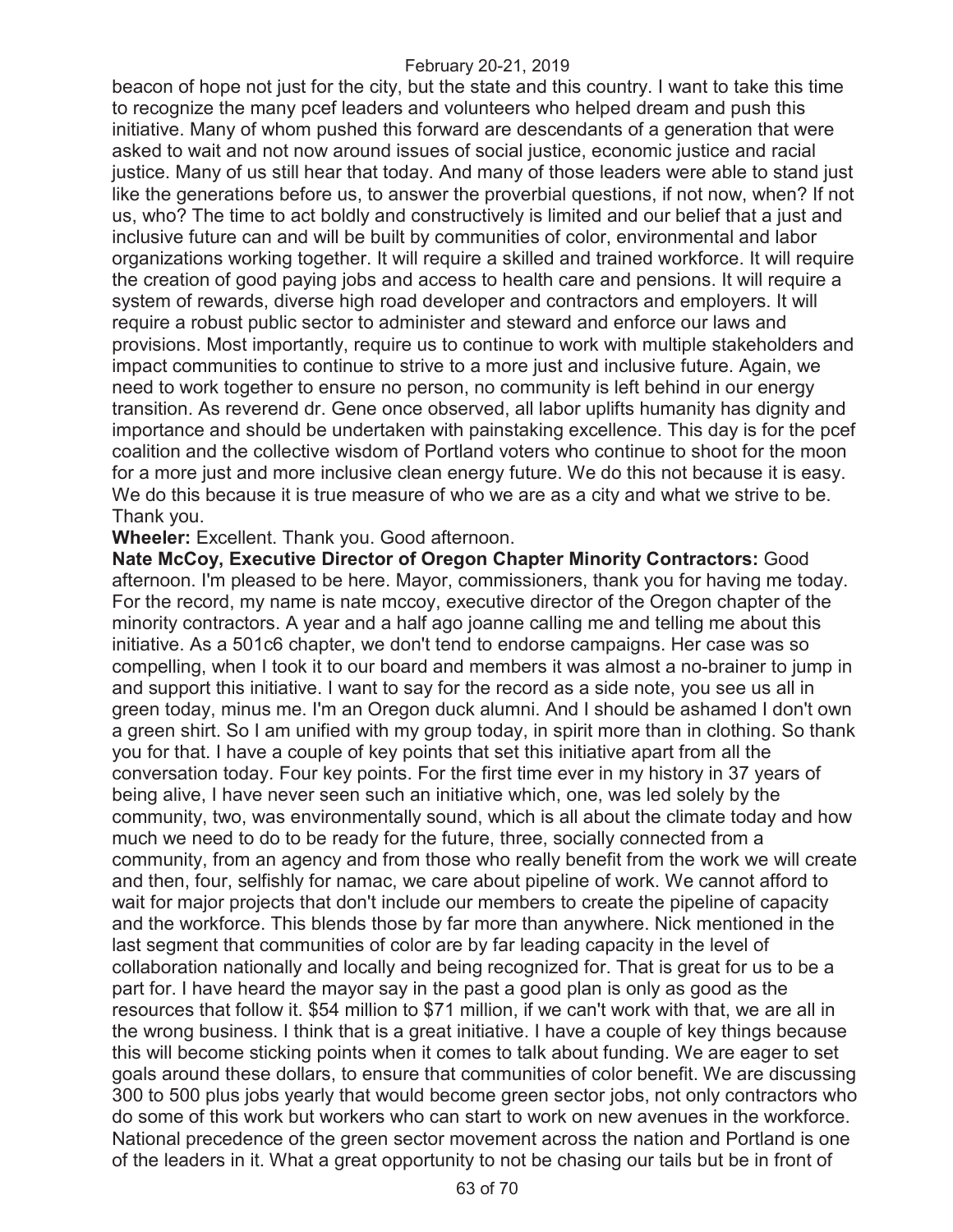beacon of hope not just for the city, but the state and this country. I want to take this time to recognize the many pcef leaders and volunteers who helped dream and push this initiative. Many of whom pushed this forward are descendants of a generation that were asked to wait and not now around issues of social justice, economic justice and racial justice. Many of us still hear that today. And many of those leaders were able to stand just like the generations before us, to answer the proverbial questions, if not now, when? If not us, who? The time to act boldly and constructively is limited and our belief that a just and inclusive future can and will be built by communities of color, environmental and labor organizations working together. It will require a skilled and trained workforce. It will require the creation of good paying jobs and access to health care and pensions. It will require a system of rewards, diverse high road developer and contractors and employers. It will require a robust public sector to administer and steward and enforce our laws and provisions. Most importantly, require us to continue to work with multiple stakeholders and impact communities to continue to strive to a more just and inclusive future. Again, we need to work together to ensure no person, no community is left behind in our energy transition. As reverend dr. Gene once observed, all labor uplifts humanity has dignity and importance and should be undertaken with painstaking excellence. This day is for the pcef coalition and the collective wisdom of Portland voters who continue to shoot for the moon for a more just and more inclusive clean energy future. We do this not because it is easy. We do this because it is true measure of who we are as a city and what we strive to be. Thank you.

**Wheeler:** Excellent. Thank you. Good afternoon.

**Nate McCoy, Executive Director of Oregon Chapter Minority Contractors:** Good afternoon. I'm pleased to be here. Mayor, commissioners, thank you for having me today. For the record, my name is nate mccoy, executive director of the Oregon chapter of the minority contractors. A year and a half ago joanne calling me and telling me about this initiative. As a 501c6 chapter, we don't tend to endorse campaigns. Her case was so compelling, when I took it to our board and members it was almost a no-brainer to jump in and support this initiative. I want to say for the record as a side note, you see us all in green today, minus me. I'm an Oregon duck alumni. And I should be ashamed I don't own a green shirt. So I am unified with my group today, in spirit more than in clothing. So thank you for that. I have a couple of key points that set this initiative apart from all the conversation today. Four key points. For the first time ever in my history in 37 years of being alive, I have never seen such an initiative which, one, was led solely by the community, two, was environmentally sound, which is all about the climate today and how much we need to do to be ready for the future, three, socially connected from a community, from an agency and from those who really benefit from the work we will create and then, four, selfishly for namac, we care about pipeline of work. We cannot afford to wait for major projects that don't include our members to create the pipeline of capacity and the workforce. This blends those by far more than anywhere. Nick mentioned in the last segment that communities of color are by far leading capacity in the level of collaboration nationally and locally and being recognized for. That is great for us to be a part for. I have heard the mayor say in the past a good plan is only as good as the resources that follow it. $54 million to $71 million, if we can't work with that, we are all in the wrong business. I think that is a great initiative. I have a couple of key things because this will become sticking points when it comes to talk about funding. We are eager to set goals around these dollars, to ensure that communities of color benefit. We are discussing 300 to 500 plus jobs yearly that would become green sector jobs, not only contractors who do some of this work but workers who can start to work on new avenues in the workforce. National precedence of the green sector movement across the nation and Portland is one of the leaders in it. What a great opportunity to not be chasing our tails but be in front of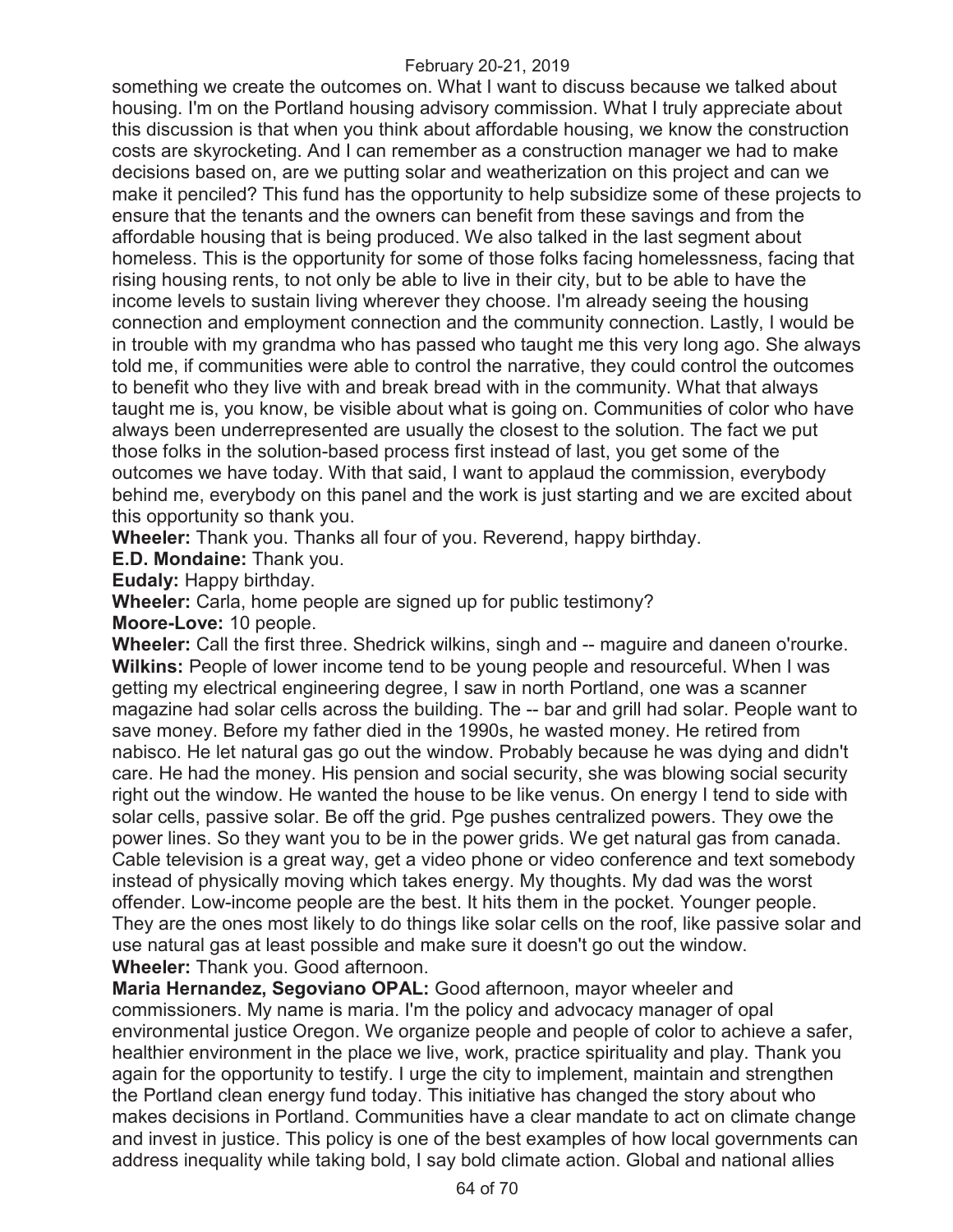something we create the outcomes on. What I want to discuss because we talked about housing. I'm on the Portland housing advisory commission. What I truly appreciate about this discussion is that when you think about affordable housing, we know the construction costs are skyrocketing. And I can remember as a construction manager we had to make decisions based on, are we putting solar and weatherization on this project and can we make it penciled? This fund has the opportunity to help subsidize some of these projects to ensure that the tenants and the owners can benefit from these savings and from the affordable housing that is being produced. We also talked in the last segment about homeless. This is the opportunity for some of those folks facing homelessness, facing that rising housing rents, to not only be able to live in their city, but to be able to have the income levels to sustain living wherever they choose. I'm already seeing the housing connection and employment connection and the community connection. Lastly, I would be in trouble with my grandma who has passed who taught me this very long ago. She always told me, if communities were able to control the narrative, they could control the outcomes to benefit who they live with and break bread with in the community. What that always taught me is, you know, be visible about what is going on. Communities of color who have always been underrepresented are usually the closest to the solution. The fact we put those folks in the solution-based process first instead of last, you get some of the outcomes we have today. With that said, I want to applaud the commission, everybody behind me, everybody on this panel and the work is just starting and we are excited about this opportunity so thank you.

**Wheeler:** Thank you. Thanks all four of you. Reverend, happy birthday.

**E.D. Mondaine:** Thank you.

**Eudaly:** Happy birthday.

**Wheeler:** Carla, home people are signed up for public testimony?

**Moore-Love:** 10 people.

**Wheeler:** Call the first three. Shedrick wilkins, singh and -- maguire and daneen o'rourke.

**Wilkins:** People of lower income tend to be young people and resourceful. When I was getting my electrical engineering degree, I saw in north Portland, one was a scanner magazine had solar cells across the building. The -- bar and grill had solar. People want to save money. Before my father died in the 1990s, he wasted money. He retired from nabisco. He let natural gas go out the window. Probably because he was dying and didn't care. He had the money. His pension and social security, she was blowing social security right out the window. He wanted the house to be like venus. On energy I tend to side with solar cells, passive solar. Be off the grid. Pge pushes centralized powers. They owe the power lines. So they want you to be in the power grids. We get natural gas from canada. Cable television is a great way, get a video phone or video conference and text somebody instead of physically moving which takes energy. My thoughts. My dad was the worst offender. Low-income people are the best. It hits them in the pocket. Younger people. They are the ones most likely to do things like solar cells on the roof, like passive solar and use natural gas at least possible and make sure it doesn't go out the window.

**Wheeler:** Thank you. Good afternoon.

**Maria Hernandez, Segoviano OPAL:** Good afternoon, mayor wheeler and commissioners. My name is maria. I'm the policy and advocacy manager of opal environmental justice Oregon. We organize people and people of color to achieve a safer, healthier environment in the place we live, work, practice spirituality and play. Thank you again for the opportunity to testify. I urge the city to implement, maintain and strengthen the Portland clean energy fund today. This initiative has changed the story about who makes decisions in Portland. Communities have a clear mandate to act on climate change and invest in justice. This policy is one of the best examples of how local governments can address inequality while taking bold, I say bold climate action. Global and national allies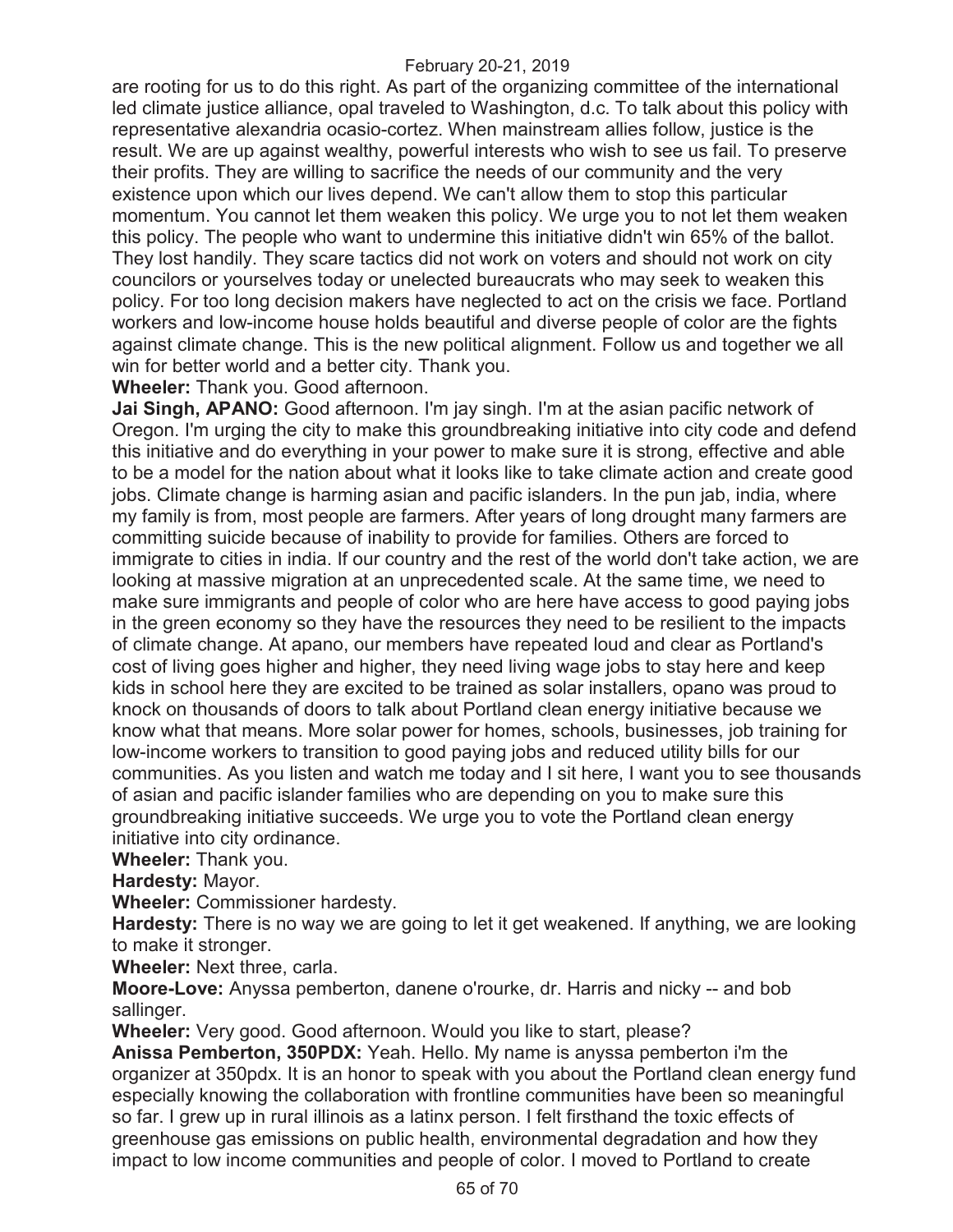are rooting for us to do this right. As part of the organizing committee of the international led climate justice alliance, opal traveled to Washington, d.c. To talk about this policy with representative alexandria ocasio-cortez. When mainstream allies follow, justice is the result. We are up against wealthy, powerful interests who wish to see us fail. To preserve their profits. They are willing to sacrifice the needs of our community and the very existence upon which our lives depend. We can't allow them to stop this particular momentum. You cannot let them weaken this policy. We urge you to not let them weaken this policy. The people who want to undermine this initiative didn't win 65% of the ballot. They lost handily. They scare tactics did not work on voters and should not work on city councilors or yourselves today or unelected bureaucrats who may seek to weaken this policy. For too long decision makers have neglected to act on the crisis we face. Portland workers and low-income house holds beautiful and diverse people of color are the fights against climate change. This is the new political alignment. Follow us and together we all win for better world and a better city. Thank you.

**Wheeler:** Thank you. Good afternoon.

**Jai Singh, APANO:** Good afternoon. I'm jay singh. I'm at the asian pacific network of Oregon. I'm urging the city to make this groundbreaking initiative into city code and defend this initiative and do everything in your power to make sure it is strong, effective and able to be a model for the nation about what it looks like to take climate action and create good jobs. Climate change is harming asian and pacific islanders. In the pun jab, india, where my family is from, most people are farmers. After years of long drought many farmers are committing suicide because of inability to provide for families. Others are forced to immigrate to cities in india. If our country and the rest of the world don't take action, we are looking at massive migration at an unprecedented scale. At the same time, we need to make sure immigrants and people of color who are here have access to good paying jobs in the green economy so they have the resources they need to be resilient to the impacts of climate change. At apano, our members have repeated loud and clear as Portland's cost of living goes higher and higher, they need living wage jobs to stay here and keep kids in school here they are excited to be trained as solar installers, opano was proud to knock on thousands of doors to talk about Portland clean energy initiative because we know what that means. More solar power for homes, schools, businesses, job training for low-income workers to transition to good paying jobs and reduced utility bills for our communities. As you listen and watch me today and I sit here, I want you to see thousands of asian and pacific islander families who are depending on you to make sure this groundbreaking initiative succeeds. We urge you to vote the Portland clean energy initiative into city ordinance.

**Wheeler:** Thank you.

**Hardesty:** Mayor.

**Wheeler:** Commissioner hardesty.

**Hardesty:** There is no way we are going to let it get weakened. If anything, we are looking to make it stronger.

**Wheeler:** Next three, carla.

**Moore-Love:** Anyssa pemberton, danene o'rourke, dr. Harris and nicky -- and bob sallinger.

**Wheeler:** Very good. Good afternoon. Would you like to start, please?

**Anissa Pemberton, 350PDX:** Yeah. Hello. My name is anyssa pemberton i'm the organizer at 350pdx. It is an honor to speak with you about the Portland clean energy fund especially knowing the collaboration with frontline communities have been so meaningful so far. I grew up in rural illinois as a latinx person. I felt firsthand the toxic effects of greenhouse gas emissions on public health, environmental degradation and how they impact to low income communities and people of color. I moved to Portland to create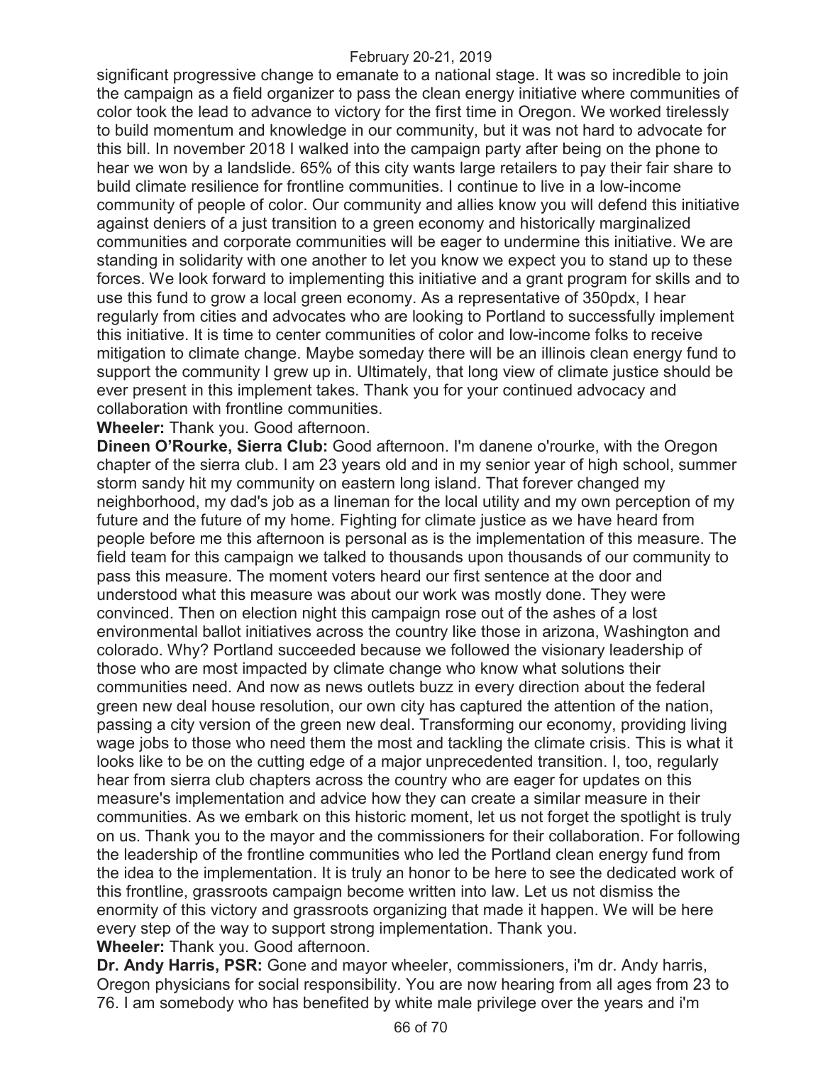significant progressive change to emanate to a national stage. It was so incredible to join the campaign as a field organizer to pass the clean energy initiative where communities of color took the lead to advance to victory for the first time in Oregon. We worked tirelessly to build momentum and knowledge in our community, but it was not hard to advocate for this bill. In november 2018 I walked into the campaign party after being on the phone to hear we won by a landslide. 65% of this city wants large retailers to pay their fair share to build climate resilience for frontline communities. I continue to live in a low-income community of people of color. Our community and allies know you will defend this initiative against deniers of a just transition to a green economy and historically marginalized communities and corporate communities will be eager to undermine this initiative. We are standing in solidarity with one another to let you know we expect you to stand up to these forces. We look forward to implementing this initiative and a grant program for skills and to use this fund to grow a local green economy. As a representative of 350pdx, I hear regularly from cities and advocates who are looking to Portland to successfully implement this initiative. It is time to center communities of color and low-income folks to receive mitigation to climate change. Maybe someday there will be an illinois clean energy fund to support the community I grew up in. Ultimately, that long view of climate justice should be ever present in this implement takes. Thank you for your continued advocacy and collaboration with frontline communities.

**Wheeler:** Thank you. Good afternoon.

**Dineen O'Rourke, Sierra Club:** Good afternoon. I'm danene o'rourke, with the Oregon chapter of the sierra club. I am 23 years old and in my senior year of high school, summer storm sandy hit my community on eastern long island. That forever changed my neighborhood, my dad's job as a lineman for the local utility and my own perception of my future and the future of my home. Fighting for climate justice as we have heard from people before me this afternoon is personal as is the implementation of this measure. The field team for this campaign we talked to thousands upon thousands of our community to pass this measure. The moment voters heard our first sentence at the door and understood what this measure was about our work was mostly done. They were convinced. Then on election night this campaign rose out of the ashes of a lost environmental ballot initiatives across the country like those in arizona, Washington and colorado. Why? Portland succeeded because we followed the visionary leadership of those who are most impacted by climate change who know what solutions their communities need. And now as news outlets buzz in every direction about the federal green new deal house resolution, our own city has captured the attention of the nation, passing a city version of the green new deal. Transforming our economy, providing living wage jobs to those who need them the most and tackling the climate crisis. This is what it looks like to be on the cutting edge of a major unprecedented transition. I, too, regularly hear from sierra club chapters across the country who are eager for updates on this measure's implementation and advice how they can create a similar measure in their communities. As we embark on this historic moment, let us not forget the spotlight is truly on us. Thank you to the mayor and the commissioners for their collaboration. For following the leadership of the frontline communities who led the Portland clean energy fund from the idea to the implementation. It is truly an honor to be here to see the dedicated work of this frontline, grassroots campaign become written into law. Let us not dismiss the enormity of this victory and grassroots organizing that made it happen. We will be here every step of the way to support strong implementation. Thank you.

**Wheeler:** Thank you. Good afternoon.

**Dr. Andy Harris, PSR:** Gone and mayor wheeler, commissioners, i'm dr. Andy harris, Oregon physicians for social responsibility. You are now hearing from all ages from 23 to 76. I am somebody who has benefited by white male privilege over the years and i'm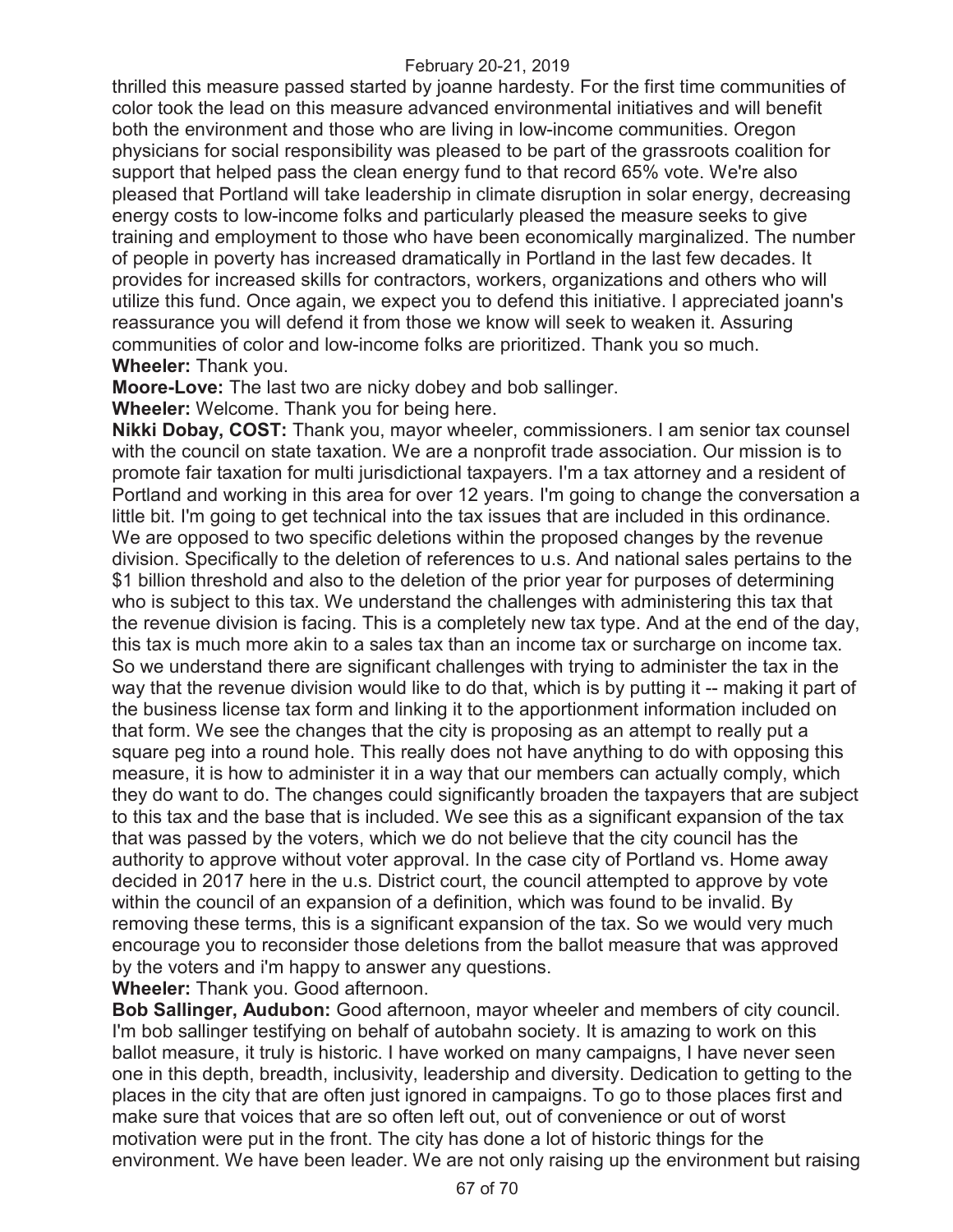thrilled this measure passed started by joanne hardesty. For the first time communities of color took the lead on this measure advanced environmental initiatives and will benefit both the environment and those who are living in low-income communities. Oregon physicians for social responsibility was pleased to be part of the grassroots coalition for support that helped pass the clean energy fund to that record 65% vote. We're also pleased that Portland will take leadership in climate disruption in solar energy, decreasing energy costs to low-income folks and particularly pleased the measure seeks to give training and employment to those who have been economically marginalized. The number of people in poverty has increased dramatically in Portland in the last few decades. It provides for increased skills for contractors, workers, organizations and others who will utilize this fund. Once again, we expect you to defend this initiative. I appreciated joann's reassurance you will defend it from those we know will seek to weaken it. Assuring communities of color and low-income folks are prioritized. Thank you so much.

**Wheeler:** Thank you.

**Moore-Love:** The last two are nicky dobey and bob sallinger.

**Wheeler:** Welcome. Thank you for being here.

**Nikki Dobay, COST:** Thank you, mayor wheeler, commissioners. I am senior tax counsel with the council on state taxation. We are a nonprofit trade association. Our mission is to promote fair taxation for multi jurisdictional taxpayers. I'm a tax attorney and a resident of Portland and working in this area for over 12 years. I'm going to change the conversation a little bit. I'm going to get technical into the tax issues that are included in this ordinance. We are opposed to two specific deletions within the proposed changes by the revenue division. Specifically to the deletion of references to u.s. And national sales pertains to the $1 billion threshold and also to the deletion of the prior year for purposes of determining who is subject to this tax. We understand the challenges with administering this tax that the revenue division is facing. This is a completely new tax type. And at the end of the day, this tax is much more akin to a sales tax than an income tax or surcharge on income tax. So we understand there are significant challenges with trying to administer the tax in the way that the revenue division would like to do that, which is by putting it -- making it part of the business license tax form and linking it to the apportionment information included on that form. We see the changes that the city is proposing as an attempt to really put a square peg into a round hole. This really does not have anything to do with opposing this measure, it is how to administer it in a way that our members can actually comply, which they do want to do. The changes could significantly broaden the taxpayers that are subject to this tax and the base that is included. We see this as a significant expansion of the tax that was passed by the voters, which we do not believe that the city council has the authority to approve without voter approval. In the case city of Portland vs. Home away decided in 2017 here in the u.s. District court, the council attempted to approve by vote within the council of an expansion of a definition, which was found to be invalid. By removing these terms, this is a significant expansion of the tax. So we would very much encourage you to reconsider those deletions from the ballot measure that was approved by the voters and i'm happy to answer any questions.

**Wheeler:** Thank you. Good afternoon.

**Bob Sallinger, Audubon:** Good afternoon, mayor wheeler and members of city council. I'm bob sallinger testifying on behalf of autobahn society. It is amazing to work on this ballot measure, it truly is historic. I have worked on many campaigns, I have never seen one in this depth, breadth, inclusivity, leadership and diversity. Dedication to getting to the places in the city that are often just ignored in campaigns. To go to those places first and make sure that voices that are so often left out, out of convenience or out of worst motivation were put in the front. The city has done a lot of historic things for the environment. We have been leader. We are not only raising up the environment but raising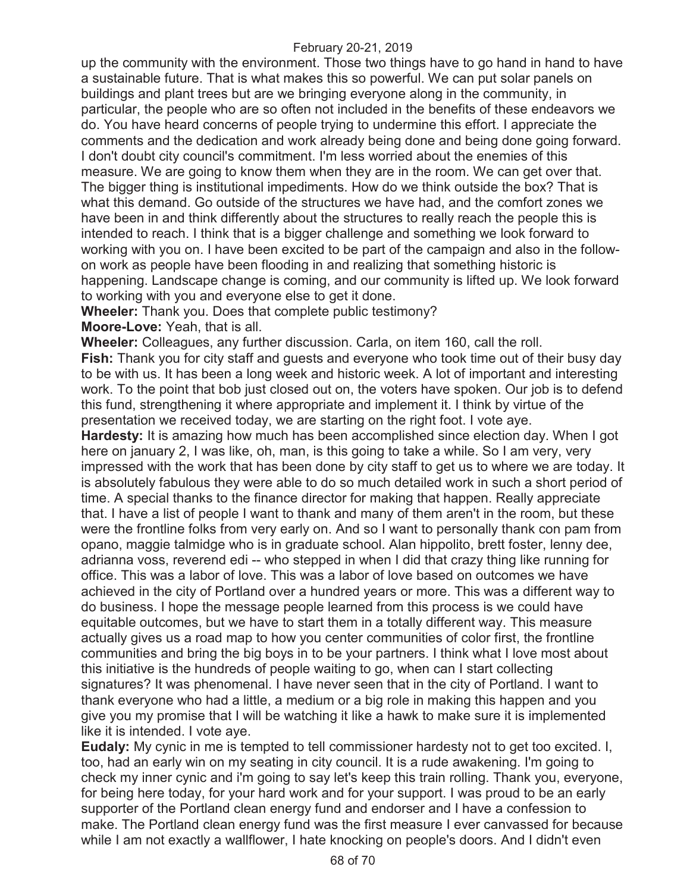up the community with the environment. Those two things have to go hand in hand to have a sustainable future. That is what makes this so powerful. We can put solar panels on buildings and plant trees but are we bringing everyone along in the community, in particular, the people who are so often not included in the benefits of these endeavors we do. You have heard concerns of people trying to undermine this effort. I appreciate the comments and the dedication and work already being done and being done going forward. I don't doubt city council's commitment. I'm less worried about the enemies of this measure. We are going to know them when they are in the room. We can get over that. The bigger thing is institutional impediments. How do we think outside the box? That is what this demand. Go outside of the structures we have had, and the comfort zones we have been in and think differently about the structures to really reach the people this is intended to reach. I think that is a bigger challenge and something we look forward to working with you on. I have been excited to be part of the campaign and also in the follow-on work as people have been flooding in and realizing that something historic is happening. Landscape change is coming, and our community is lifted up. We look forward to working with you and everyone else to get it done.

**Wheeler:** Thank you. Does that complete public testimony?

**Moore-Love:** Yeah, that is all.

**Wheeler:** Colleagues, any further discussion. Carla, on item 160, call the roll.

**Fish:** Thank you for city staff and guests and everyone who took time out of their busy day to be with us. It has been a long week and historic week. A lot of important and interesting work. To the point that bob just closed out on, the voters have spoken. Our job is to defend this fund, strengthening it where appropriate and implement it. I think by virtue of the presentation we received today, we are starting on the right foot. I vote aye.

**Hardesty:** It is amazing how much has been accomplished since election day. When I got here on january 2, I was like, oh, man, is this going to take a while. So I am very, very impressed with the work that has been done by city staff to get us to where we are today. It is absolutely fabulous they were able to do so much detailed work in such a short period of time. A special thanks to the finance director for making that happen. Really appreciate that. I have a list of people I want to thank and many of them aren't in the room, but these were the frontline folks from very early on. And so I want to personally thank con pam from opano, maggie talmidge who is in graduate school. Alan hippolito, brett foster, lenny dee, adrianna voss, reverend edi -- who stepped in when I did that crazy thing like running for office. This was a labor of love. This was a labor of love based on outcomes we have achieved in the city of Portland over a hundred years or more. This was a different way to do business. I hope the message people learned from this process is we could have equitable outcomes, but we have to start them in a totally different way. This measure actually gives us a road map to how you center communities of color first, the frontline communities and bring the big boys in to be your partners. I think what I love most about this initiative is the hundreds of people waiting to go, when can I start collecting signatures? It was phenomenal. I have never seen that in the city of Portland. I want to thank everyone who had a little, a medium or a big role in making this happen and you give you my promise that I will be watching it like a hawk to make sure it is implemented like it is intended. I vote aye.

**Eudaly:** My cynic in me is tempted to tell commissioner hardesty not to get too excited. I, too, had an early win on my seating in city council. It is a rude awakening. I'm going to check my inner cynic and i'm going to say let's keep this train rolling. Thank you, everyone, for being here today, for your hard work and for your support. I was proud to be an early supporter of the Portland clean energy fund and endorser and I have a confession to make. The Portland clean energy fund was the first measure I ever canvassed for because while I am not exactly a wallflower, I hate knocking on people's doors. And I didn't even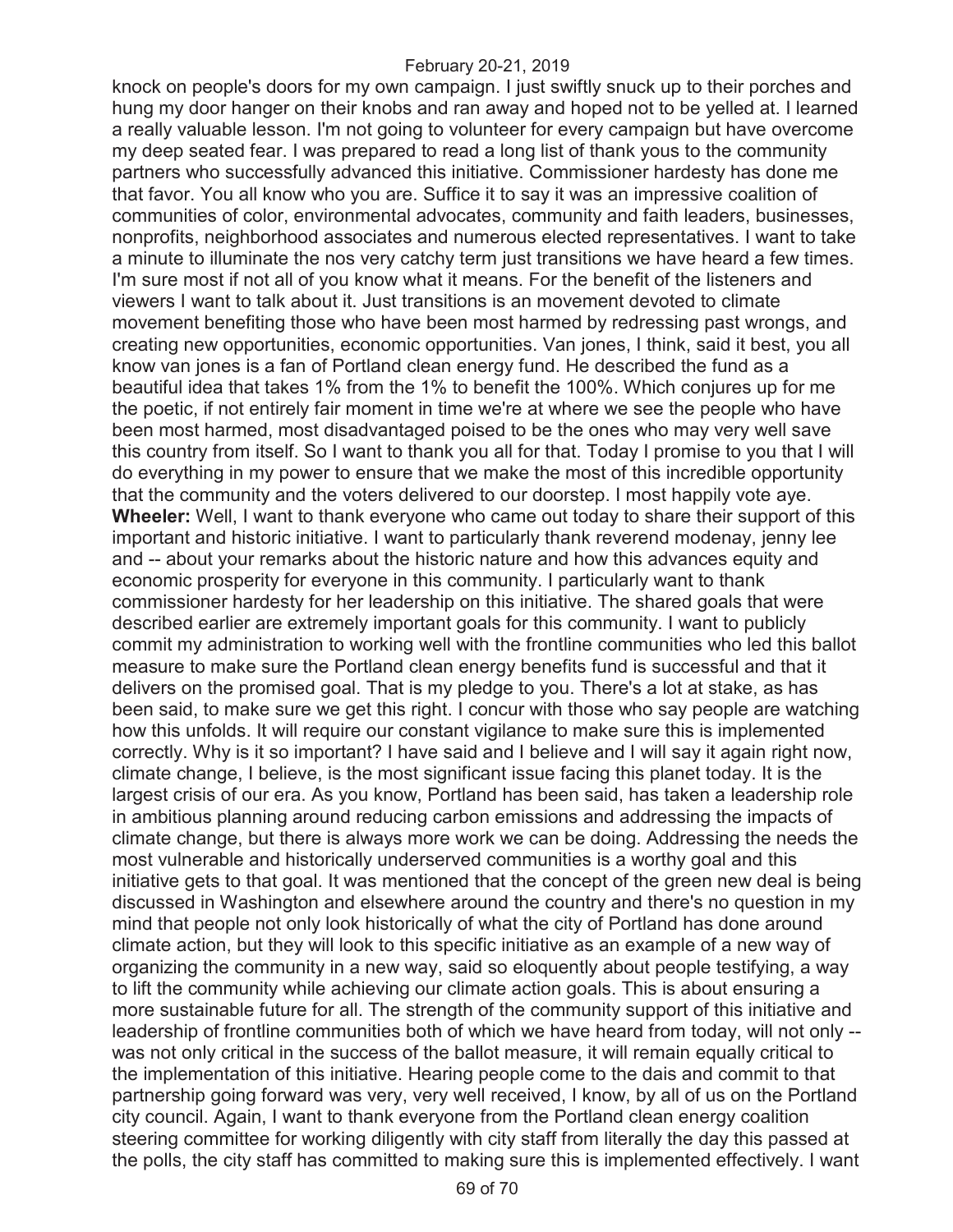knock on people's doors for my own campaign. I just swiftly snuck up to their porches and hung my door hanger on their knobs and ran away and hoped not to be yelled at. I learned a really valuable lesson. I'm not going to volunteer for every campaign but have overcome my deep seated fear. I was prepared to read a long list of thank yous to the community partners who successfully advanced this initiative. Commissioner hardesty has done me that favor. You all know who you are. Suffice it to say it was an impressive coalition of communities of color, environmental advocates, community and faith leaders, businesses, nonprofits, neighborhood associates and numerous elected representatives. I want to take a minute to illuminate the nos very catchy term just transitions we have heard a few times. I'm sure most if not all of you know what it means. For the benefit of the listeners and viewers I want to talk about it. Just transitions is an movement devoted to climate movement benefiting those who have been most harmed by redressing past wrongs, and creating new opportunities, economic opportunities. Van jones, I think, said it best, you all know van jones is a fan of Portland clean energy fund. He described the fund as a beautiful idea that takes 1% from the 1% to benefit the 100%. Which conjures up for me the poetic, if not entirely fair moment in time we're at where we see the people who have been most harmed, most disadvantaged poised to be the ones who may very well save this country from itself. So I want to thank you all for that. Today I promise to you that I will do everything in my power to ensure that we make the most of this incredible opportunity that the community and the voters delivered to our doorstep. I most happily vote aye.

**Wheeler:** Well, I want to thank everyone who came out today to share their support of this important and historic initiative. I want to particularly thank reverend modenay, jenny lee and -- about your remarks about the historic nature and how this advances equity and economic prosperity for everyone in this community. I particularly want to thank commissioner hardesty for her leadership on this initiative. The shared goals that were described earlier are extremely important goals for this community. I want to publicly commit my administration to working well with the frontline communities who led this ballot measure to make sure the Portland clean energy benefits fund is successful and that it delivers on the promised goal. That is my pledge to you. There's a lot at stake, as has been said, to make sure we get this right. I concur with those who say people are watching how this unfolds. It will require our constant vigilance to make sure this is implemented correctly. Why is it so important? I have said and I believe and I will say it again right now, climate change, I believe, is the most significant issue facing this planet today. It is the largest crisis of our era. As you know, Portland has been said, has taken a leadership role in ambitious planning around reducing carbon emissions and addressing the impacts of climate change, but there is always more work we can be doing. Addressing the needs the most vulnerable and historically underserved communities is a worthy goal and this initiative gets to that goal. It was mentioned that the concept of the green new deal is being discussed in Washington and elsewhere around the country and there's no question in my mind that people not only look historically of what the city of Portland has done around climate action, but they will look to this specific initiative as an example of a new way of organizing the community in a new way, said so eloquently about people testifying, a way to lift the community while achieving our climate action goals. This is about ensuring a more sustainable future for all. The strength of the community support of this initiative and leadership of frontline communities both of which we have heard from today, will not only -- was not only critical in the success of the ballot measure, it will remain equally critical to the implementation of this initiative. Hearing people come to the dais and commit to that partnership going forward was very, very well received, I know, by all of us on the Portland city council. Again, I want to thank everyone from the Portland clean energy coalition steering committee for working diligently with city staff from literally the day this passed at the polls, the city staff has committed to making sure this is implemented effectively. I want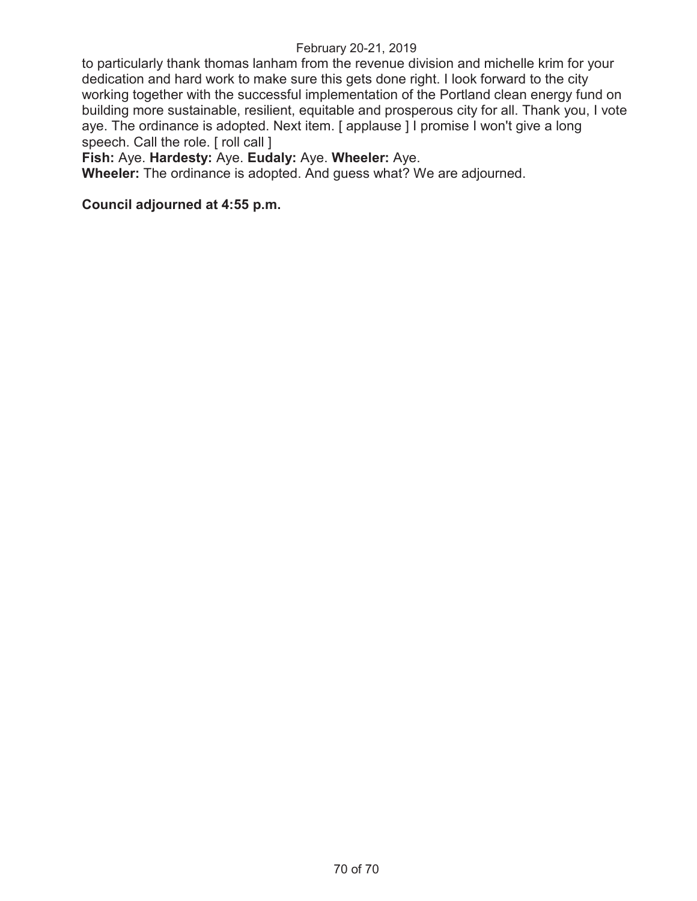to particularly thank thomas lanham from the revenue division and michelle krim for your dedication and hard work to make sure this gets done right. I look forward to the city working together with the successful implementation of the Portland clean energy fund on building more sustainable, resilient, equitable and prosperous city for all. Thank you, I vote aye. The ordinance is adopted. Next item. [ applause ] I promise I won't give a long speech. Call the role. [ roll call ]

**Fish:** Aye. **Hardesty:** Aye. **Eudaly:** Aye. **Wheeler:** Aye.

**Wheeler:** The ordinance is adopted. And guess what? We are adjourned.

**Council adjourned at 4:55 p.m.**